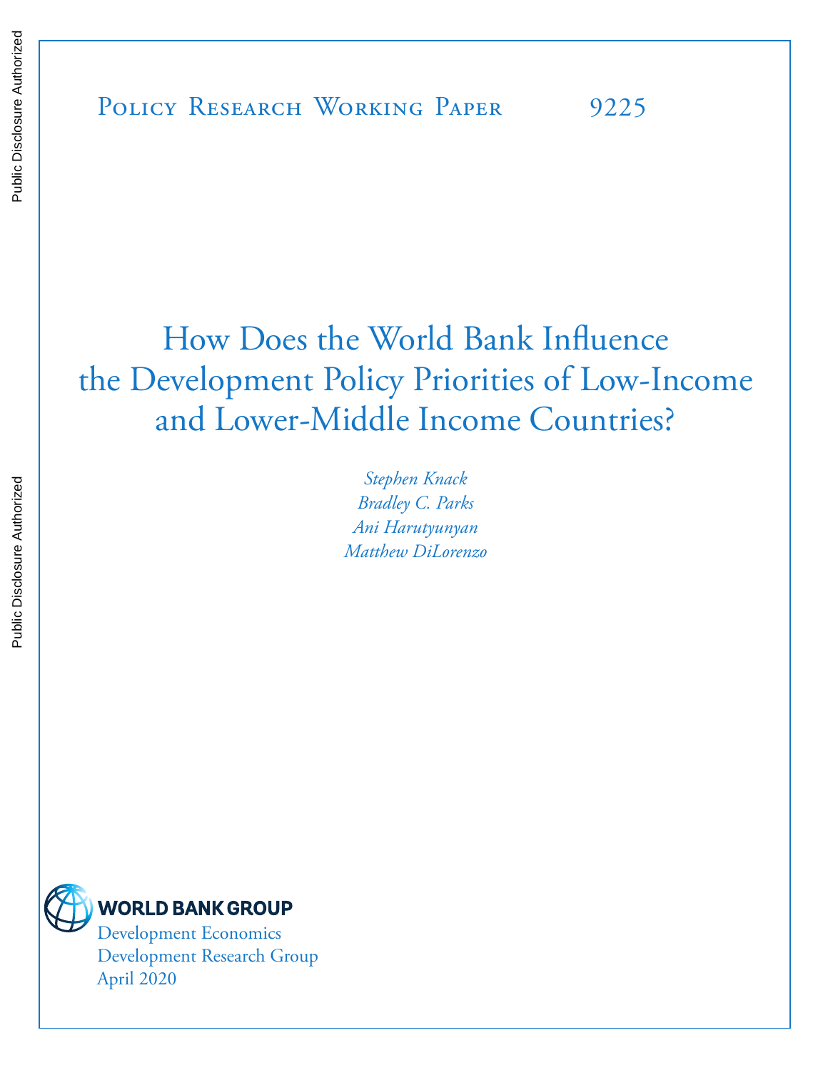Public Disclosure Authorized

Public Disclosure Authorized

Policy Research Working Paper 9225

# How Does the World Bank Influence the Development Policy Priorities of Low-Income and Lower-Middle Income Countries?

*Stephen Knack*
*Bradley C. Parks*
*Ani Harutyunyan*
*Matthew DiLorenzo*

WORLD BANK GROUP
Development Economics
Development Research Group
April 2020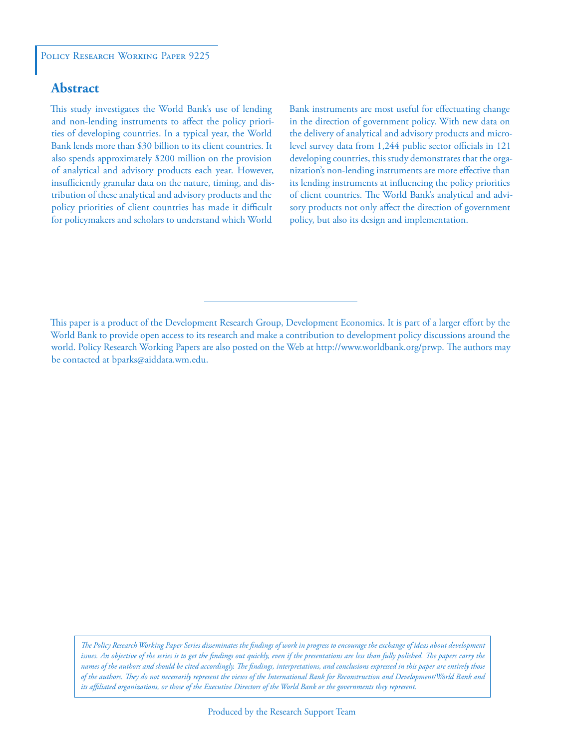Policy Research Working Paper 9225

## Abstract

This study investigates the World Bank's use of lending and non-lending instruments to affect the policy priorities of developing countries. In a typical year, the World Bank lends more than $30 billion to its client countries. It also spends approximately $200 million on the provision of analytical and advisory products each year. However, insufficiently granular data on the nature, timing, and distribution of these analytical and advisory products and the policy priorities of client countries has made it difficult for policymakers and scholars to understand which World Bank instruments are most useful for effectuating change in the direction of government policy. With new data on the delivery of analytical and advisory products and micro-level survey data from 1,244 public sector officials in 121 developing countries, this study demonstrates that the organization's non-lending instruments are more effective than its lending instruments at influencing the policy priorities of client countries. The World Bank's analytical and advisory products not only affect the direction of government policy, but also its design and implementation.

This paper is a product of the Development Research Group, Development Economics. It is part of a larger effort by the World Bank to provide open access to its research and make a contribution to development policy discussions around the world. Policy Research Working Papers are also posted on the Web at http://www.worldbank.org/prwp. The authors may be contacted at bparks@aiddata.wm.edu.

*The Policy Research Working Paper Series disseminates the findings of work in progress to encourage the exchange of ideas about development issues. An objective of the series is to get the findings out quickly, even if the presentations are less than fully polished. The papers carry the names of the authors and should be cited accordingly. The findings, interpretations, and conclusions expressed in this paper are entirely those of the authors. They do not necessarily represent the views of the International Bank for Reconstruction and Development/World Bank and its affiliated organizations, or those of the Executive Directors of the World Bank or the governments they represent.*

Produced by the Research Support Team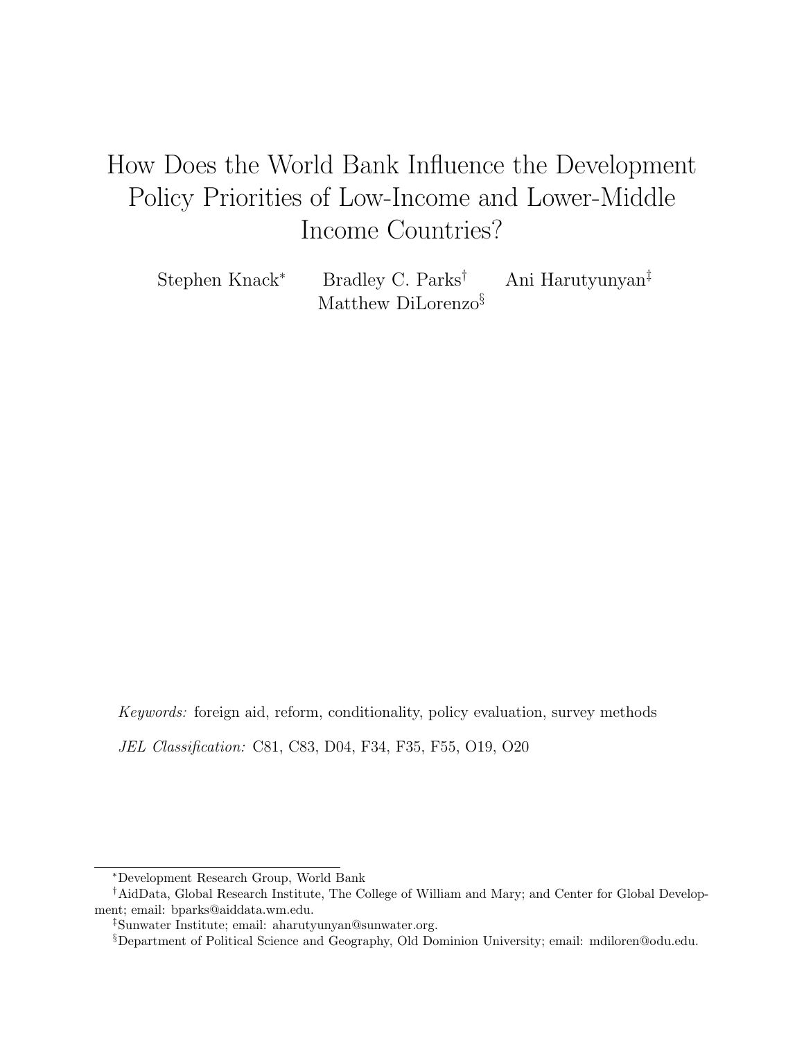# How Does the World Bank Influence the Development Policy Priorities of Low-Income and Lower-Middle Income Countries?

Stephen Knack[*] Bradley C. Parks[†] Ani Harutyunyan[‡] Matthew DiLorenzo[§]

*Keywords:* foreign aid, reform, conditionality, policy evaluation, survey methods

*JEL Classification:* C81, C83, D04, F34, F35, F55, O19, O20

---

[*] Development Research Group, World Bank

[†] AidData, Global Research Institute, The College of William and Mary; and Center for Global Development; email: bparks@aiddata.wm.edu.

[‡] Sunwater Institute; email: aharutyunyan@sunwater.org.

[§] Department of Political Science and Geography, Old Dominion University; email: mdiloren@odu.edu.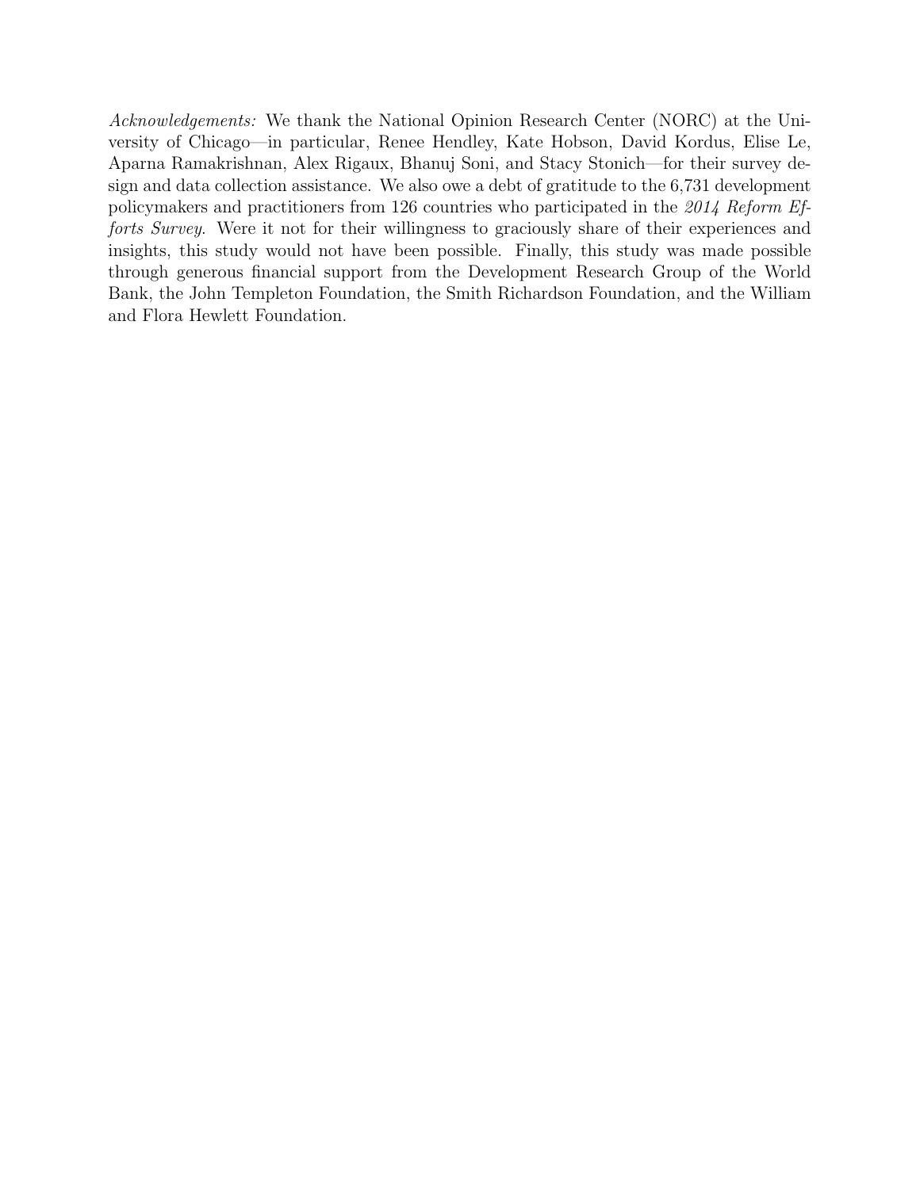*Acknowledgements:* We thank the National Opinion Research Center (NORC) at the University of Chicago—in particular, Renee Hendley, Kate Hobson, David Kordus, Elise Le, Aparna Ramakrishnan, Alex Rigaux, Bhanuj Soni, and Stacy Stonich—for their survey design and data collection assistance. We also owe a debt of gratitude to the 6,731 development policymakers and practitioners from 126 countries who participated in the *2014 Reform Efforts Survey*. Were it not for their willingness to graciously share of their experiences and insights, this study would not have been possible. Finally, this study was made possible through generous financial support from the Development Research Group of the World Bank, the John Templeton Foundation, the Smith Richardson Foundation, and the William and Flora Hewlett Foundation.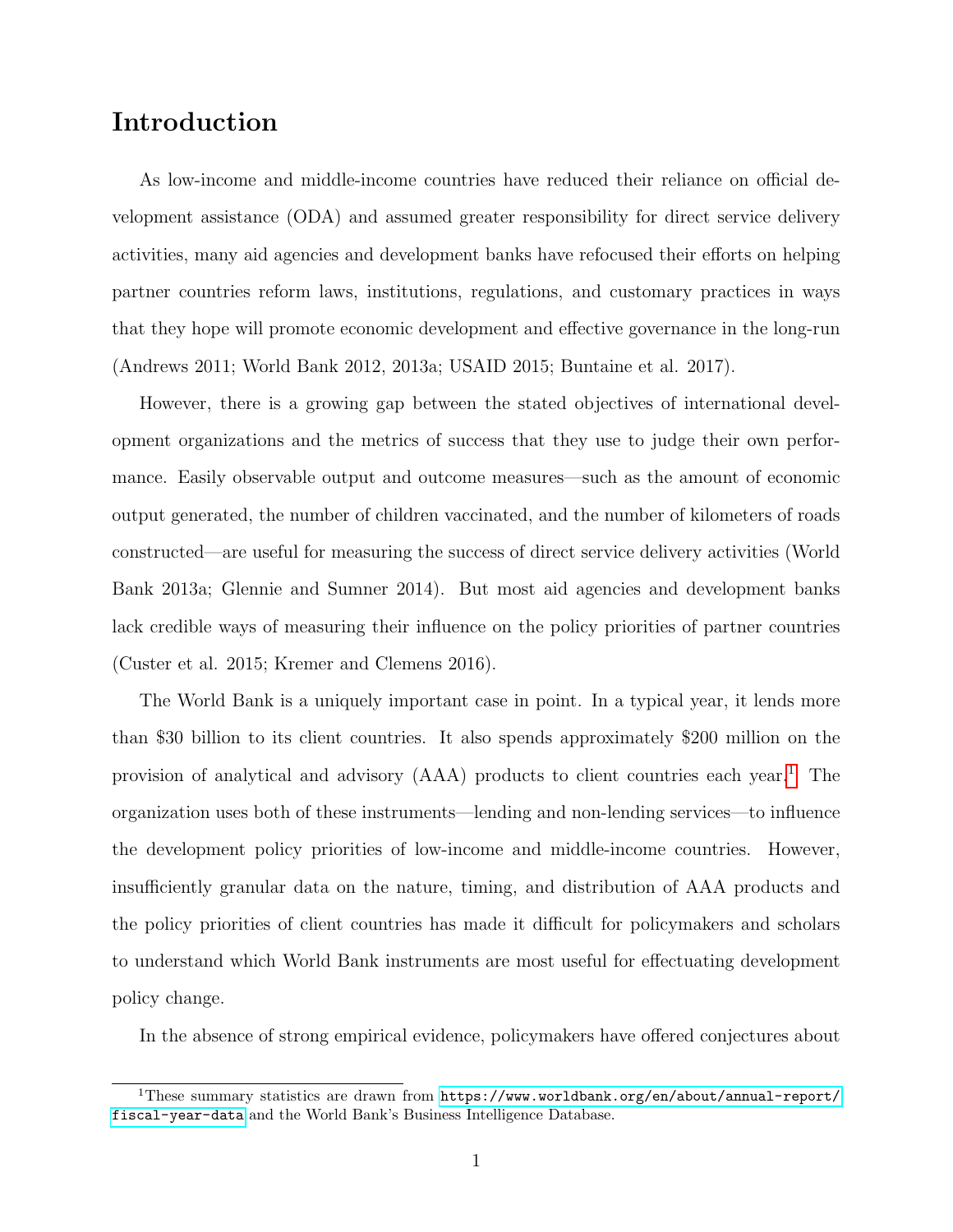# Introduction

As low-income and middle-income countries have reduced their reliance on official development assistance (ODA) and assumed greater responsibility for direct service delivery activities, many aid agencies and development banks have refocused their efforts on helping partner countries reform laws, institutions, regulations, and customary practices in ways that they hope will promote economic development and effective governance in the long-run (Andrews 2011; World Bank 2012, 2013a; USAID 2015; Buntaine et al. 2017).

However, there is a growing gap between the stated objectives of international development organizations and the metrics of success that they use to judge their own performance. Easily observable output and outcome measures—such as the amount of economic output generated, the number of children vaccinated, and the number of kilometers of roads constructed—are useful for measuring the success of direct service delivery activities (World Bank 2013a; Glennie and Sumner 2014). But most aid agencies and development banks lack credible ways of measuring their influence on the policy priorities of partner countries (Custer et al. 2015; Kremer and Clemens 2016).

The World Bank is a uniquely important case in point. In a typical year, it lends more than $30 billion to its client countries. It also spends approximately $200 million on the provision of analytical and advisory (AAA) products to client countries each year.[1] The organization uses both of these instruments—lending and non-lending services—to influence the development policy priorities of low-income and middle-income countries. However, insufficiently granular data on the nature, timing, and distribution of AAA products and the policy priorities of client countries has made it difficult for policymakers and scholars to understand which World Bank instruments are most useful for effectuating development policy change.

In the absence of strong empirical evidence, policymakers have offered conjectures about

[1] These summary statistics are drawn from https://www.worldbank.org/en/about/annual-report/fiscal-year-data and the World Bank's Business Intelligence Database.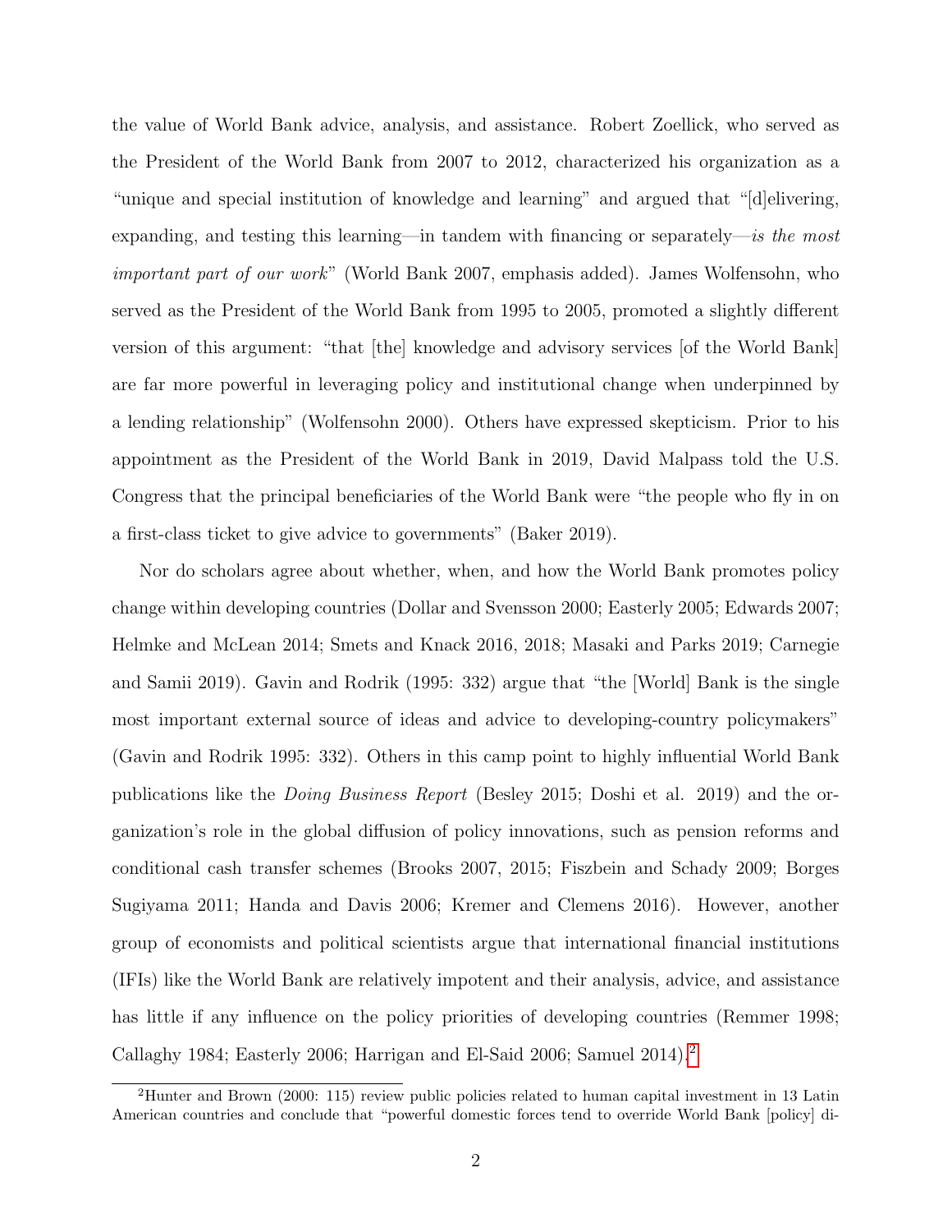the value of World Bank advice, analysis, and assistance. Robert Zoellick, who served as the President of the World Bank from 2007 to 2012, characterized his organization as a "unique and special institution of knowledge and learning" and argued that "[d]elivering, expanding, and testing this learning—in tandem with financing or separately—*is the most important part of our work*" (World Bank 2007, emphasis added). James Wolfensohn, who served as the President of the World Bank from 1995 to 2005, promoted a slightly different version of this argument: "that [the] knowledge and advisory services [of the World Bank] are far more powerful in leveraging policy and institutional change when underpinned by a lending relationship" (Wolfensohn 2000). Others have expressed skepticism. Prior to his appointment as the President of the World Bank in 2019, David Malpass told the U.S. Congress that the principal beneficiaries of the World Bank were "the people who fly in on a first-class ticket to give advice to governments" (Baker 2019).

Nor do scholars agree about whether, when, and how the World Bank promotes policy change within developing countries (Dollar and Svensson 2000; Easterly 2005; Edwards 2007; Helmke and McLean 2014; Smets and Knack 2016, 2018; Masaki and Parks 2019; Carnegie and Samii 2019). Gavin and Rodrik (1995: 332) argue that "the [World] Bank is the single most important external source of ideas and advice to developing-country policymakers" (Gavin and Rodrik 1995: 332). Others in this camp point to highly influential World Bank publications like the *Doing Business Report* (Besley 2015; Doshi et al. 2019) and the organization's role in the global diffusion of policy innovations, such as pension reforms and conditional cash transfer schemes (Brooks 2007, 2015; Fiszbein and Schady 2009; Borges Sugiyama 2011; Handa and Davis 2006; Kremer and Clemens 2016). However, another group of economists and political scientists argue that international financial institutions (IFIs) like the World Bank are relatively impotent and their analysis, advice, and assistance has little if any influence on the policy priorities of developing countries (Remmer 1998; Callaghy 1984; Easterly 2006; Harrigan and El-Said 2006; Samuel 2014).[2]

[2] Hunter and Brown (2000: 115) review public policies related to human capital investment in 13 Latin American countries and conclude that "powerful domestic forces tend to override World Bank [policy] di-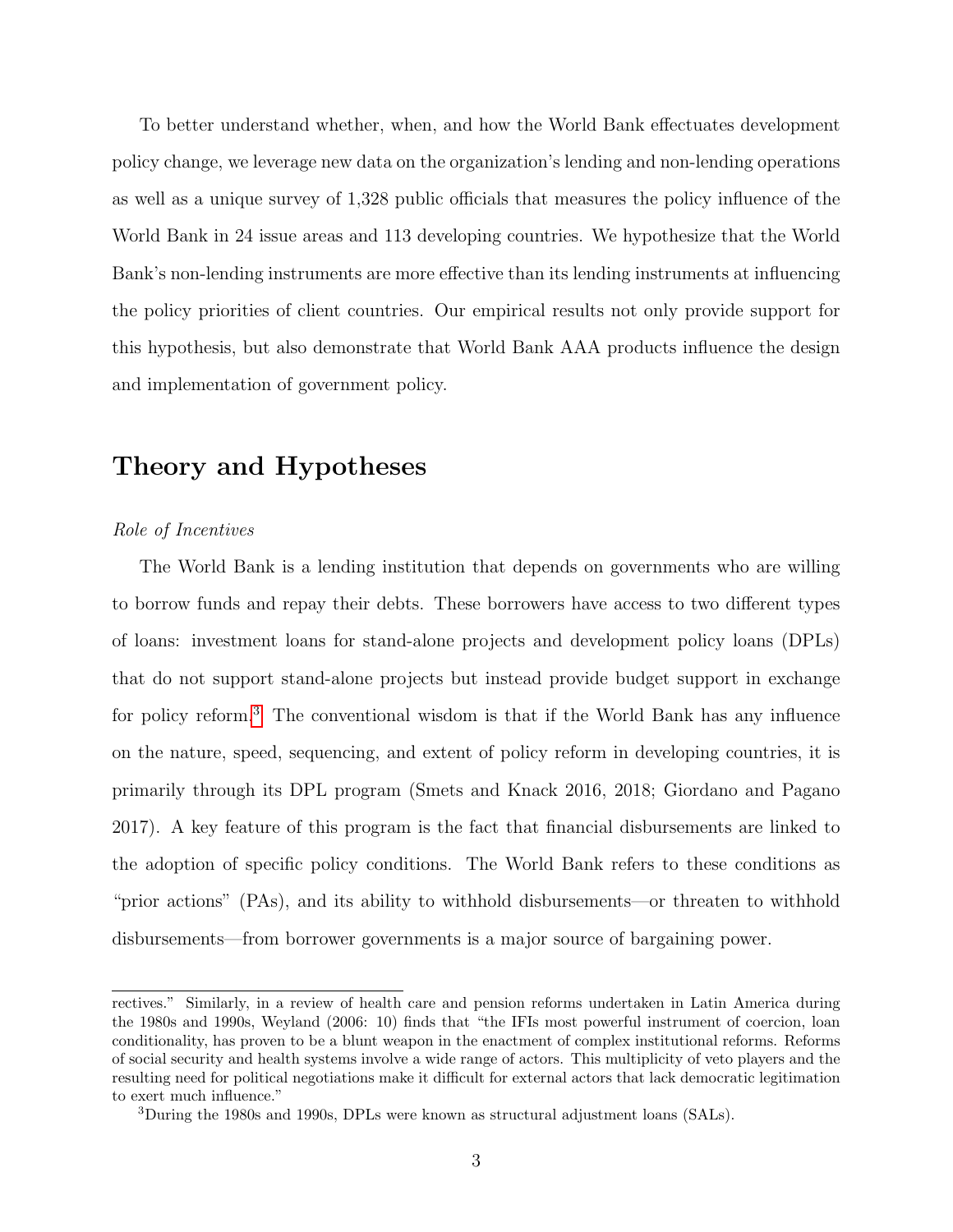To better understand whether, when, and how the World Bank effectuates development policy change, we leverage new data on the organization's lending and non-lending operations as well as a unique survey of 1,328 public officials that measures the policy influence of the World Bank in 24 issue areas and 113 developing countries. We hypothesize that the World Bank's non-lending instruments are more effective than its lending instruments at influencing the policy priorities of client countries. Our empirical results not only provide support for this hypothesis, but also demonstrate that World Bank AAA products influence the design and implementation of government policy.

## Theory and Hypotheses

*Role of Incentives*

The World Bank is a lending institution that depends on governments who are willing to borrow funds and repay their debts. These borrowers have access to two different types of loans: investment loans for stand-alone projects and development policy loans (DPLs) that do not support stand-alone projects but instead provide budget support in exchange for policy reform.[3] The conventional wisdom is that if the World Bank has any influence on the nature, speed, sequencing, and extent of policy reform in developing countries, it is primarily through its DPL program (Smets and Knack 2016, 2018; Giordano and Pagano 2017). A key feature of this program is the fact that financial disbursements are linked to the adoption of specific policy conditions. The World Bank refers to these conditions as "prior actions" (PAs), and its ability to withhold disbursements—or threaten to withhold disbursements—from borrower governments is a major source of bargaining power.

---

rectives." Similarly, in a review of health care and pension reforms undertaken in Latin America during the 1980s and 1990s, Weyland (2006: 10) finds that "the IFIs most powerful instrument of coercion, loan conditionality, has proven to be a blunt weapon in the enactment of complex institutional reforms. Reforms of social security and health systems involve a wide range of actors. This multiplicity of veto players and the resulting need for political negotiations make it difficult for external actors that lack democratic legitimation to exert much influence."

[3] During the 1980s and 1990s, DPLs were known as structural adjustment loans (SALs).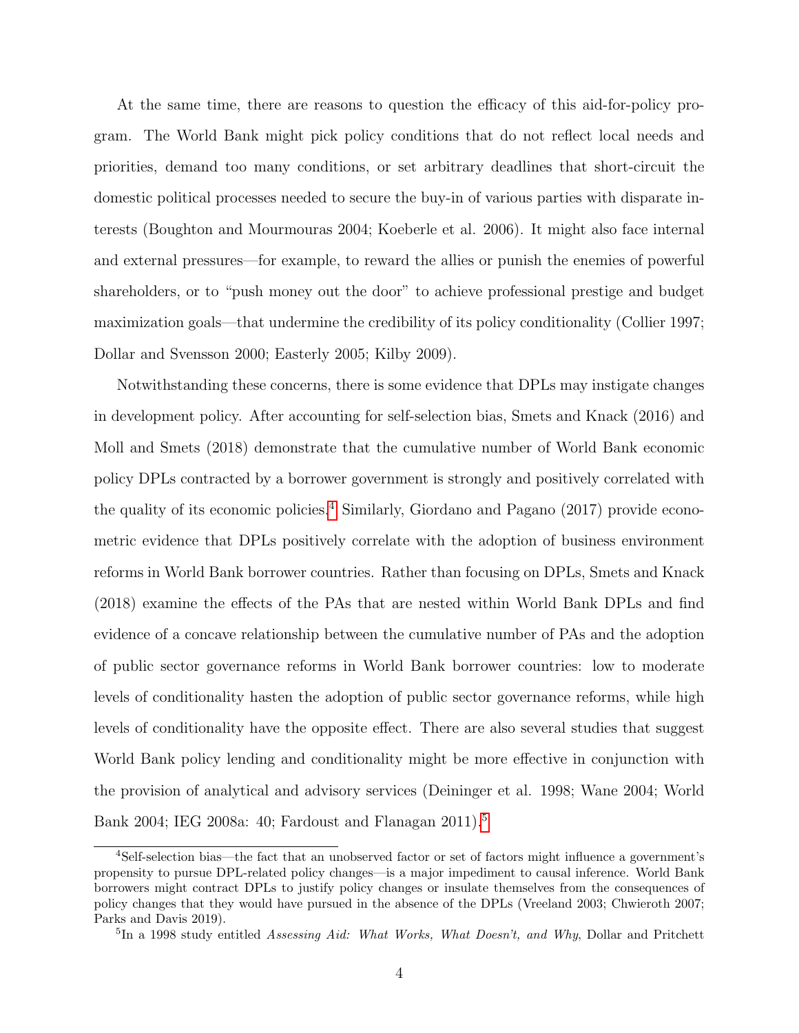At the same time, there are reasons to question the efficacy of this aid-for-policy program. The World Bank might pick policy conditions that do not reflect local needs and priorities, demand too many conditions, or set arbitrary deadlines that short-circuit the domestic political processes needed to secure the buy-in of various parties with disparate interests (Boughton and Mourmouras 2004; Koeberle et al. 2006). It might also face internal and external pressures—for example, to reward the allies or punish the enemies of powerful shareholders, or to "push money out the door" to achieve professional prestige and budget maximization goals—that undermine the credibility of its policy conditionality (Collier 1997; Dollar and Svensson 2000; Easterly 2005; Kilby 2009).

Notwithstanding these concerns, there is some evidence that DPLs may instigate changes in development policy. After accounting for self-selection bias, Smets and Knack (2016) and Moll and Smets (2018) demonstrate that the cumulative number of World Bank economic policy DPLs contracted by a borrower government is strongly and positively correlated with the quality of its economic policies.[4] Similarly, Giordano and Pagano (2017) provide econometric evidence that DPLs positively correlate with the adoption of business environment reforms in World Bank borrower countries. Rather than focusing on DPLs, Smets and Knack (2018) examine the effects of the PAs that are nested within World Bank DPLs and find evidence of a concave relationship between the cumulative number of PAs and the adoption of public sector governance reforms in World Bank borrower countries: low to moderate levels of conditionality hasten the adoption of public sector governance reforms, while high levels of conditionality have the opposite effect. There are also several studies that suggest World Bank policy lending and conditionality might be more effective in conjunction with the provision of analytical and advisory services (Deininger et al. 1998; Wane 2004; World Bank 2004; IEG 2008a: 40; Fardoust and Flanagan 2011).[5]

[4] Self-selection bias—the fact that an unobserved factor or set of factors might influence a government's propensity to pursue DPL-related policy changes—is a major impediment to causal inference. World Bank borrowers might contract DPLs to justify policy changes or insulate themselves from the consequences of policy changes that they would have pursued in the absence of the DPLs (Vreeland 2003; Chwieroth 2007; Parks and Davis 2019).

[5] In a 1998 study entitled *Assessing Aid: What Works, What Doesn't, and Why*, Dollar and Pritchett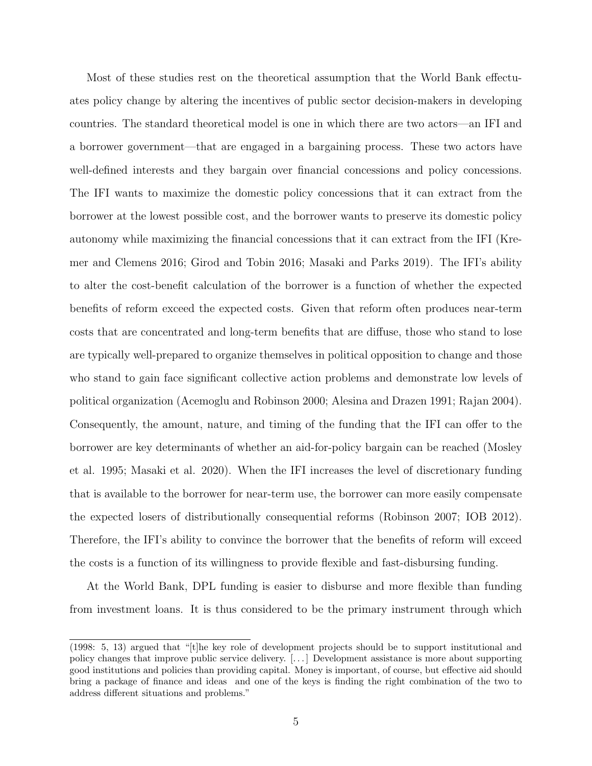Most of these studies rest on the theoretical assumption that the World Bank effectuates policy change by altering the incentives of public sector decision-makers in developing countries. The standard theoretical model is one in which there are two actors—an IFI and a borrower government—that are engaged in a bargaining process. These two actors have well-defined interests and they bargain over financial concessions and policy concessions. The IFI wants to maximize the domestic policy concessions that it can extract from the borrower at the lowest possible cost, and the borrower wants to preserve its domestic policy autonomy while maximizing the financial concessions that it can extract from the IFI (Kremer and Clemens 2016; Girod and Tobin 2016; Masaki and Parks 2019). The IFI's ability to alter the cost-benefit calculation of the borrower is a function of whether the expected benefits of reform exceed the expected costs. Given that reform often produces near-term costs that are concentrated and long-term benefits that are diffuse, those who stand to lose are typically well-prepared to organize themselves in political opposition to change and those who stand to gain face significant collective action problems and demonstrate low levels of political organization (Acemoglu and Robinson 2000; Alesina and Drazen 1991; Rajan 2004). Consequently, the amount, nature, and timing of the funding that the IFI can offer to the borrower are key determinants of whether an aid-for-policy bargain can be reached (Mosley et al. 1995; Masaki et al. 2020). When the IFI increases the level of discretionary funding that is available to the borrower for near-term use, the borrower can more easily compensate the expected losers of distributionally consequential reforms (Robinson 2007; IOB 2012). Therefore, the IFI's ability to convince the borrower that the benefits of reform will exceed the costs is a function of its willingness to provide flexible and fast-disbursing funding.

At the World Bank, DPL funding is easier to disburse and more flexible than funding from investment loans. It is thus considered to be the primary instrument through which

---

(1998: 5, 13) argued that "[t]he key role of development projects should be to support institutional and policy changes that improve public service delivery. [...] Development assistance is more about supporting good institutions and policies than providing capital. Money is important, of course, but effective aid should bring a package of finance and ideas and one of the keys is finding the right combination of the two to address different situations and problems."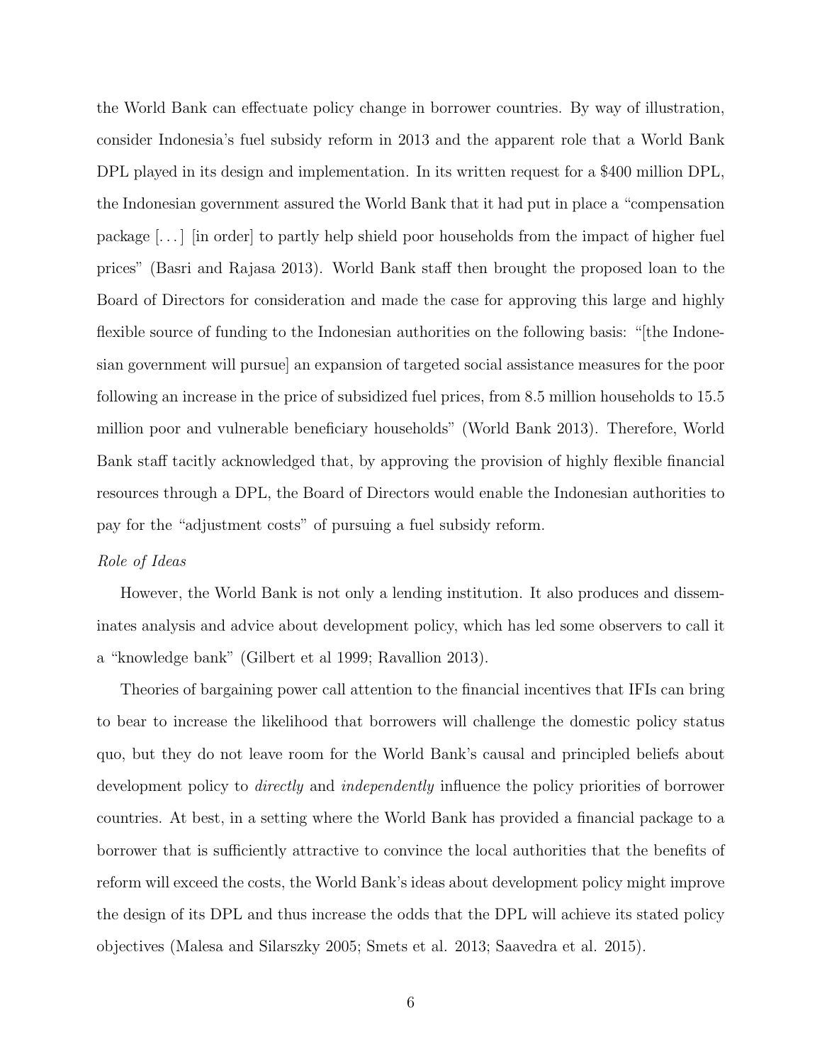the World Bank can effectuate policy change in borrower countries. By way of illustration, consider Indonesia's fuel subsidy reform in 2013 and the apparent role that a World Bank DPL played in its design and implementation. In its written request for a $400 million DPL, the Indonesian government assured the World Bank that it had put in place a "compensation package [...] [in order] to partly help shield poor households from the impact of higher fuel prices" (Basri and Rajasa 2013). World Bank staff then brought the proposed loan to the Board of Directors for consideration and made the case for approving this large and highly flexible source of funding to the Indonesian authorities on the following basis: "[the Indonesian government will pursue] an expansion of targeted social assistance measures for the poor following an increase in the price of subsidized fuel prices, from 8.5 million households to 15.5 million poor and vulnerable beneficiary households" (World Bank 2013). Therefore, World Bank staff tacitly acknowledged that, by approving the provision of highly flexible financial resources through a DPL, the Board of Directors would enable the Indonesian authorities to pay for the "adjustment costs" of pursuing a fuel subsidy reform.

*Role of Ideas*

However, the World Bank is not only a lending institution. It also produces and disseminates analysis and advice about development policy, which has led some observers to call it a "knowledge bank" (Gilbert et al 1999; Ravallion 2013).

Theories of bargaining power call attention to the financial incentives that IFIs can bring to bear to increase the likelihood that borrowers will challenge the domestic policy status quo, but they do not leave room for the World Bank's causal and principled beliefs about development policy to *directly* and *independently* influence the policy priorities of borrower countries. At best, in a setting where the World Bank has provided a financial package to a borrower that is sufficiently attractive to convince the local authorities that the benefits of reform will exceed the costs, the World Bank's ideas about development policy might improve the design of its DPL and thus increase the odds that the DPL will achieve its stated policy objectives (Malesa and Silarszky 2005; Smets et al. 2013; Saavedra et al. 2015).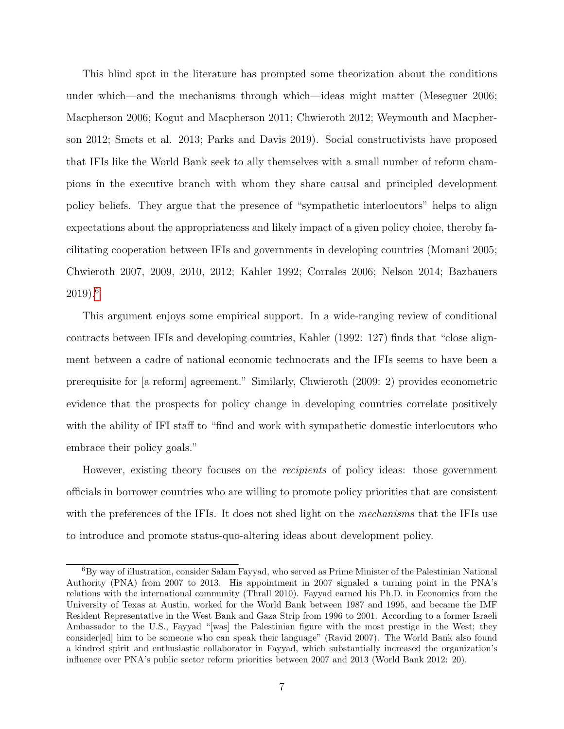This blind spot in the literature has prompted some theorization about the conditions under which—and the mechanisms through which—ideas might matter (Meseguer 2006; Macpherson 2006; Kogut and Macpherson 2011; Chwieroth 2012; Weymouth and Macpherson 2012; Smets et al. 2013; Parks and Davis 2019). Social constructivists have proposed that IFIs like the World Bank seek to ally themselves with a small number of reform champions in the executive branch with whom they share causal and principled development policy beliefs. They argue that the presence of "sympathetic interlocutors" helps to align expectations about the appropriateness and likely impact of a given policy choice, thereby facilitating cooperation between IFIs and governments in developing countries (Momani 2005; Chwieroth 2007, 2009, 2010, 2012; Kahler 1992; Corrales 2006; Nelson 2014; Bazbauers 2019).[6]

This argument enjoys some empirical support. In a wide-ranging review of conditional contracts between IFIs and developing countries, Kahler (1992: 127) finds that "close alignment between a cadre of national economic technocrats and the IFIs seems to have been a prerequisite for [a reform] agreement." Similarly, Chwieroth (2009: 2) provides econometric evidence that the prospects for policy change in developing countries correlate positively with the ability of IFI staff to "find and work with sympathetic domestic interlocutors who embrace their policy goals."

However, existing theory focuses on the *recipients* of policy ideas: those government officials in borrower countries who are willing to promote policy priorities that are consistent with the preferences of the IFIs. It does not shed light on the *mechanisms* that the IFIs use to introduce and promote status-quo-altering ideas about development policy.

[6] By way of illustration, consider Salam Fayyad, who served as Prime Minister of the Palestinian National Authority (PNA) from 2007 to 2013. His appointment in 2007 signaled a turning point in the PNA's relations with the international community (Thrall 2010). Fayyad earned his Ph.D. in Economics from the University of Texas at Austin, worked for the World Bank between 1987 and 1995, and became the IMF Resident Representative in the West Bank and Gaza Strip from 1996 to 2001. According to a former Israeli Ambassador to the U.S., Fayyad "[was] the Palestinian figure with the most prestige in the West; they consider[ed] him to be someone who can speak their language" (Ravid 2007). The World Bank also found a kindred spirit and enthusiastic collaborator in Fayyad, which substantially increased the organization's influence over PNA's public sector reform priorities between 2007 and 2013 (World Bank 2012: 20).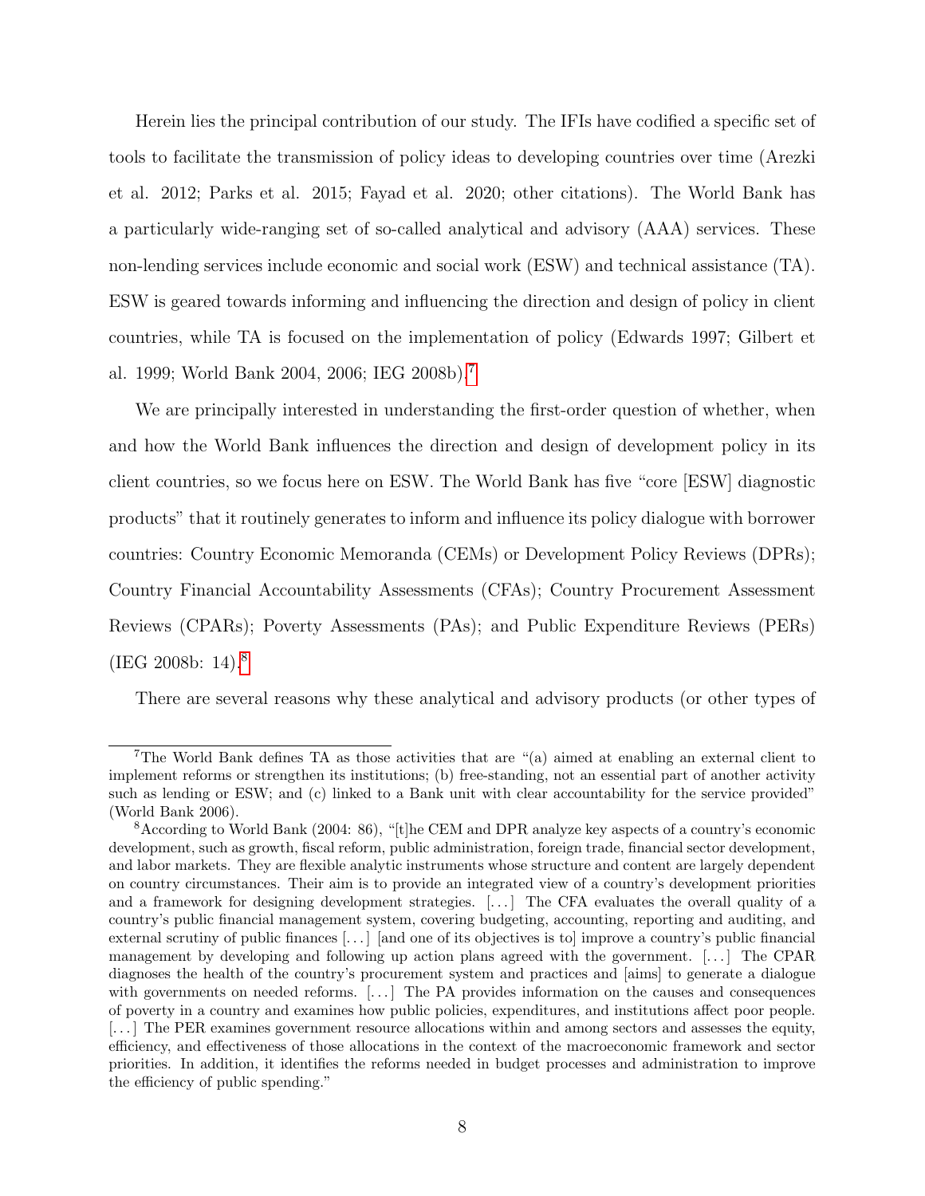Herein lies the principal contribution of our study. The IFIs have codified a specific set of tools to facilitate the transmission of policy ideas to developing countries over time (Arezki et al. 2012; Parks et al. 2015; Fayad et al. 2020; other citations). The World Bank has a particularly wide-ranging set of so-called analytical and advisory (AAA) services. These non-lending services include economic and social work (ESW) and technical assistance (TA). ESW is geared towards informing and influencing the direction and design of policy in client countries, while TA is focused on the implementation of policy (Edwards 1997; Gilbert et al. 1999; World Bank 2004, 2006; IEG 2008b).[7]

We are principally interested in understanding the first-order question of whether, when and how the World Bank influences the direction and design of development policy in its client countries, so we focus here on ESW. The World Bank has five "core [ESW] diagnostic products" that it routinely generates to inform and influence its policy dialogue with borrower countries: Country Economic Memoranda (CEMs) or Development Policy Reviews (DPRs); Country Financial Accountability Assessments (CFAs); Country Procurement Assessment Reviews (CPARs); Poverty Assessments (PAs); and Public Expenditure Reviews (PERs) (IEG 2008b: 14).[8]

There are several reasons why these analytical and advisory products (or other types of

---

[7] The World Bank defines TA as those activities that are "(a) aimed at enabling an external client to implement reforms or strengthen its institutions; (b) free-standing, not an essential part of another activity such as lending or ESW; and (c) linked to a Bank unit with clear accountability for the service provided" (World Bank 2006).

[8] According to World Bank (2004: 86), "[t]he CEM and DPR analyze key aspects of a country's economic development, such as growth, fiscal reform, public administration, foreign trade, financial sector development, and labor markets. They are flexible analytic instruments whose structure and content are largely dependent on country circumstances. Their aim is to provide an integrated view of a country's development priorities and a framework for designing development strategies. [...] The CFA evaluates the overall quality of a country's public financial management system, covering budgeting, accounting, reporting and auditing, and external scrutiny of public finances [...] [and one of its objectives is to] improve a country's public financial management by developing and following up action plans agreed with the government. [...] The CPAR diagnoses the health of the country's procurement system and practices and [aims] to generate a dialogue with governments on needed reforms. [...] The PA provides information on the causes and consequences of poverty in a country and examines how public policies, expenditures, and institutions affect poor people. [...] The PER examines government resource allocations within and among sectors and assesses the equity, efficiency, and effectiveness of those allocations in the context of the macroeconomic framework and sector priorities. In addition, it identifies the reforms needed in budget processes and administration to improve the efficiency of public spending."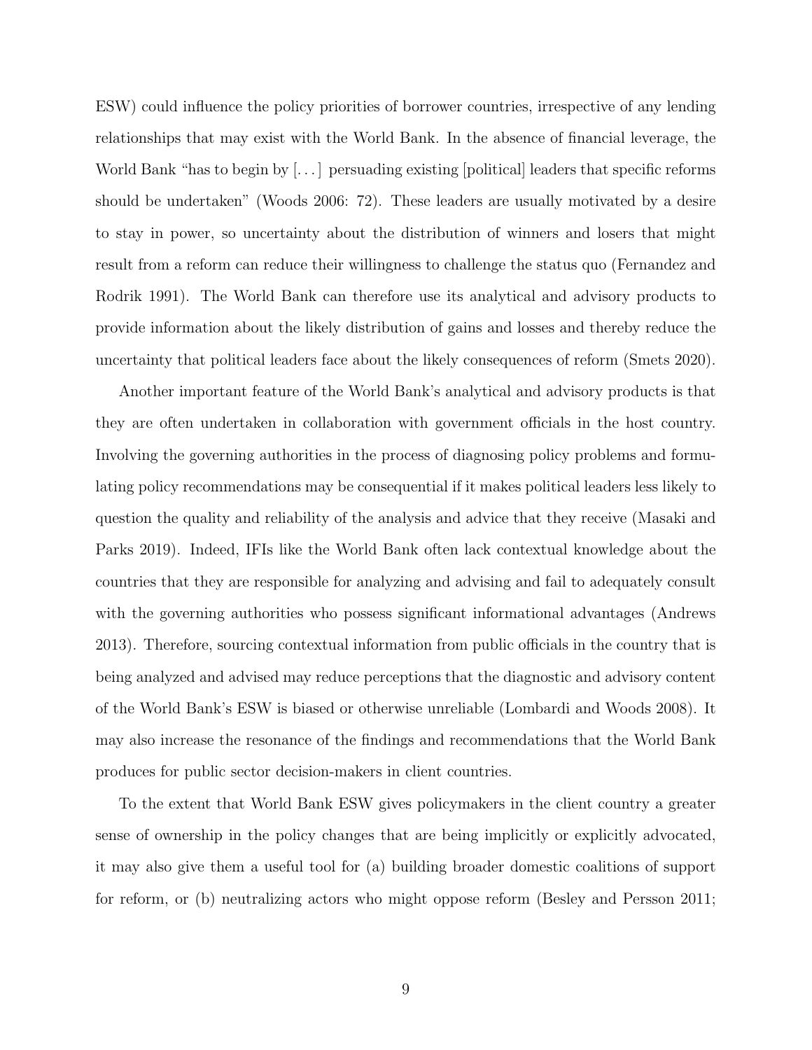ESW) could influence the policy priorities of borrower countries, irrespective of any lending relationships that may exist with the World Bank. In the absence of financial leverage, the World Bank "has to begin by [. . . ] persuading existing [political] leaders that specific reforms should be undertaken" (Woods 2006: 72). These leaders are usually motivated by a desire to stay in power, so uncertainty about the distribution of winners and losers that might result from a reform can reduce their willingness to challenge the status quo (Fernandez and Rodrik 1991). The World Bank can therefore use its analytical and advisory products to provide information about the likely distribution of gains and losses and thereby reduce the uncertainty that political leaders face about the likely consequences of reform (Smets 2020).

Another important feature of the World Bank's analytical and advisory products is that they are often undertaken in collaboration with government officials in the host country. Involving the governing authorities in the process of diagnosing policy problems and formulating policy recommendations may be consequential if it makes political leaders less likely to question the quality and reliability of the analysis and advice that they receive (Masaki and Parks 2019). Indeed, IFIs like the World Bank often lack contextual knowledge about the countries that they are responsible for analyzing and advising and fail to adequately consult with the governing authorities who possess significant informational advantages (Andrews 2013). Therefore, sourcing contextual information from public officials in the country that is being analyzed and advised may reduce perceptions that the diagnostic and advisory content of the World Bank's ESW is biased or otherwise unreliable (Lombardi and Woods 2008). It may also increase the resonance of the findings and recommendations that the World Bank produces for public sector decision-makers in client countries.

To the extent that World Bank ESW gives policymakers in the client country a greater sense of ownership in the policy changes that are being implicitly or explicitly advocated, it may also give them a useful tool for (a) building broader domestic coalitions of support for reform, or (b) neutralizing actors who might oppose reform (Besley and Persson 2011;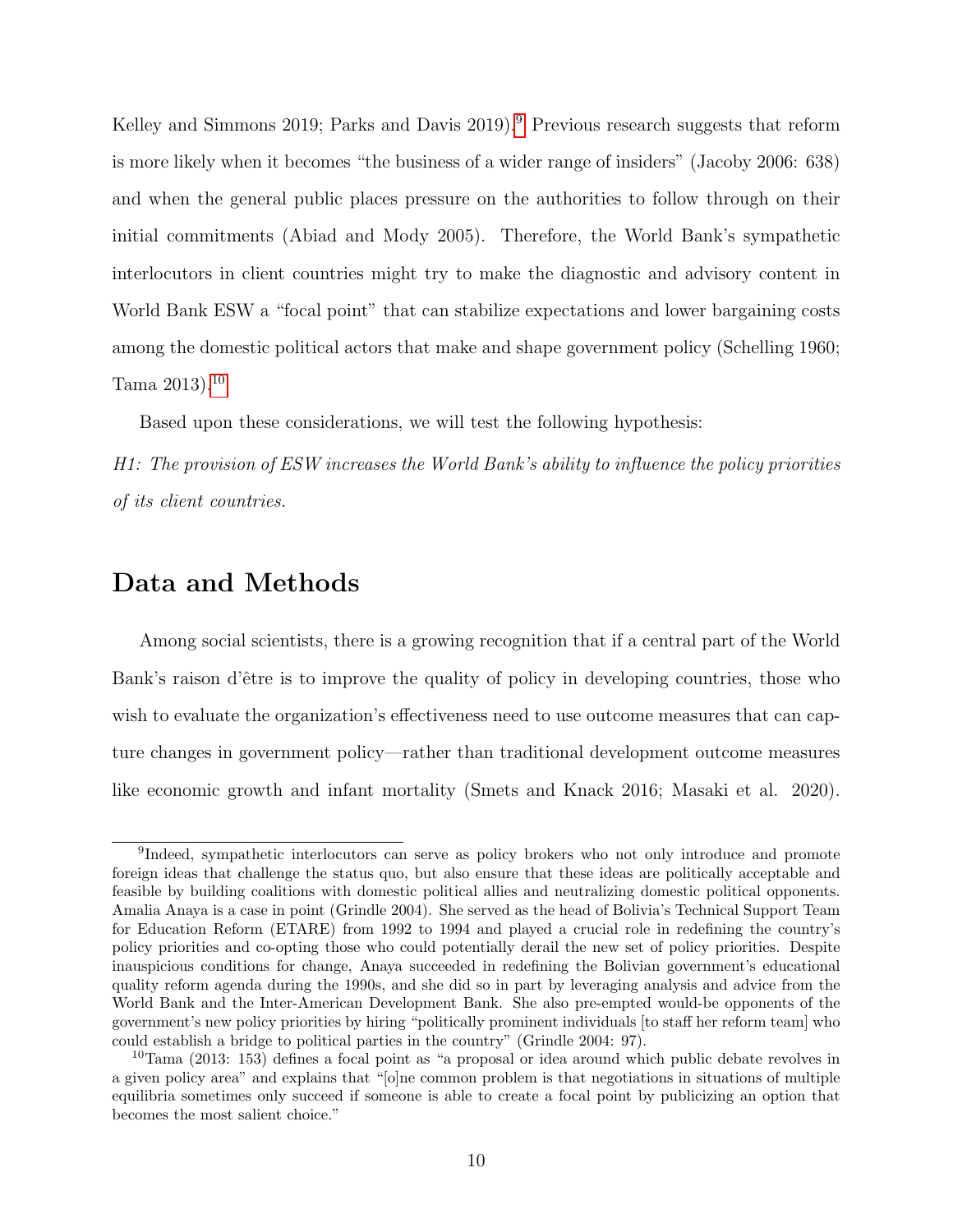Kelley and Simmons 2019; Parks and Davis 2019).[9] Previous research suggests that reform is more likely when it becomes "the business of a wider range of insiders" (Jacoby 2006: 638) and when the general public places pressure on the authorities to follow through on their initial commitments (Abiad and Mody 2005). Therefore, the World Bank's sympathetic interlocutors in client countries might try to make the diagnostic and advisory content in World Bank ESW a "focal point" that can stabilize expectations and lower bargaining costs among the domestic political actors that make and shape government policy (Schelling 1960; Tama 2013).[10]

Based upon these considerations, we will test the following hypothesis:

*H1: The provision of ESW increases the World Bank's ability to influence the policy priorities of its client countries.*

# Data and Methods

Among social scientists, there is a growing recognition that if a central part of the World Bank's raison d'être is to improve the quality of policy in developing countries, those who wish to evaluate the organization's effectiveness need to use outcome measures that can capture changes in government policy—rather than traditional development outcome measures like economic growth and infant mortality (Smets and Knack 2016; Masaki et al. 2020).

[9] Indeed, sympathetic interlocutors can serve as policy brokers who not only introduce and promote foreign ideas that challenge the status quo, but also ensure that these ideas are politically acceptable and feasible by building coalitions with domestic political allies and neutralizing domestic political opponents. Amalia Anaya is a case in point (Grindle 2004). She served as the head of Bolivia's Technical Support Team for Education Reform (ETARE) from 1992 to 1994 and played a crucial role in redefining the country's policy priorities and co-opting those who could potentially derail the new set of policy priorities. Despite inauspicious conditions for change, Anaya succeeded in redefining the Bolivian government's educational quality reform agenda during the 1990s, and she did so in part by leveraging analysis and advice from the World Bank and the Inter-American Development Bank. She also pre-empted would-be opponents of the government's new policy priorities by hiring "politically prominent individuals [to staff her reform team] who could establish a bridge to political parties in the country" (Grindle 2004: 97).

[10] Tama (2013: 153) defines a focal point as "a proposal or idea around which public debate revolves in a given policy area" and explains that "[o]ne common problem is that negotiations in situations of multiple equilibria sometimes only succeed if someone is able to create a focal point by publicizing an option that becomes the most salient choice."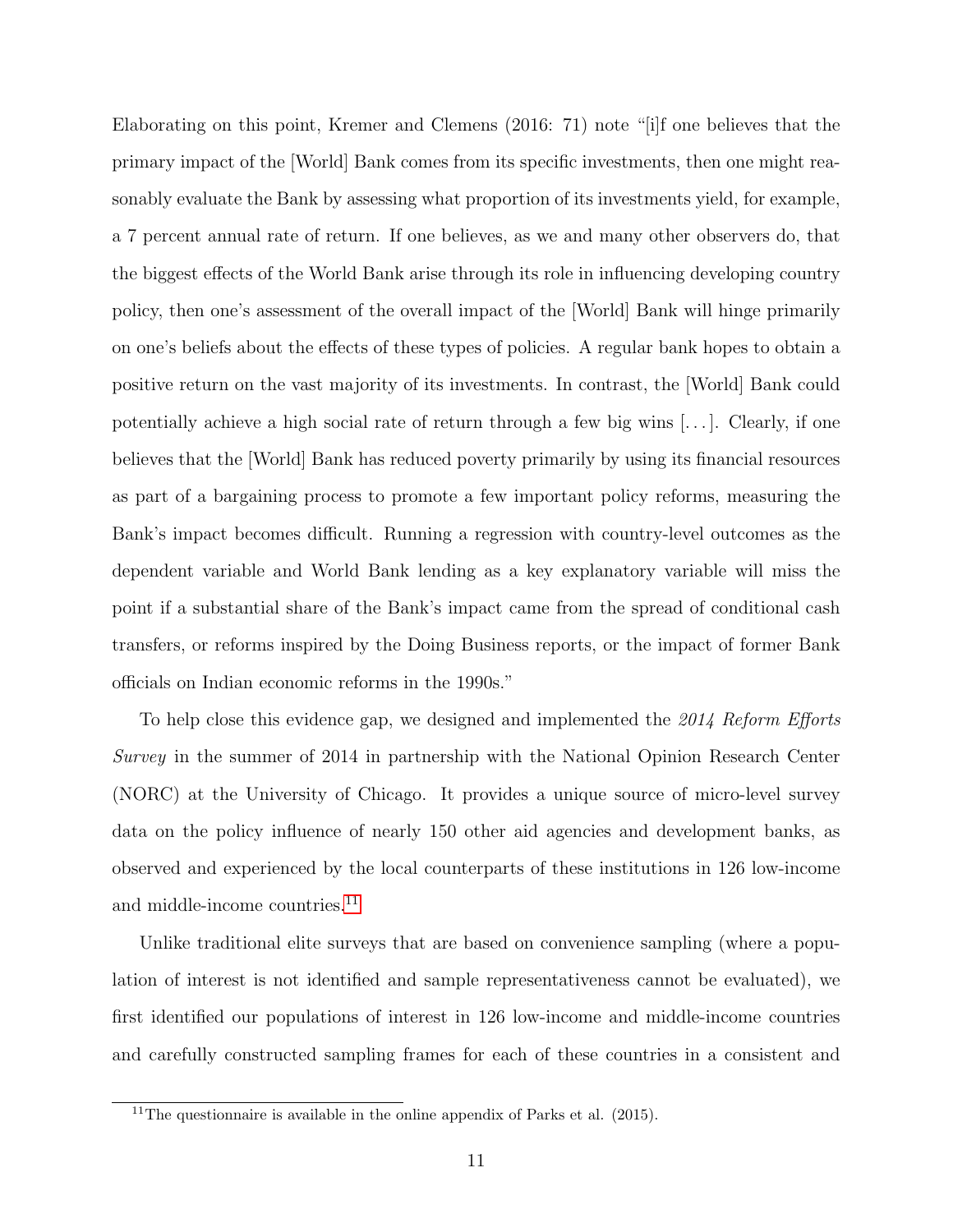Elaborating on this point, Kremer and Clemens (2016: 71) note "[i]f one believes that the primary impact of the [World] Bank comes from its specific investments, then one might reasonably evaluate the Bank by assessing what proportion of its investments yield, for example, a 7 percent annual rate of return. If one believes, as we and many other observers do, that the biggest effects of the World Bank arise through its role in influencing developing country policy, then one's assessment of the overall impact of the [World] Bank will hinge primarily on one's beliefs about the effects of these types of policies. A regular bank hopes to obtain a positive return on the vast majority of its investments. In contrast, the [World] Bank could potentially achieve a high social rate of return through a few big wins [. . . ]. Clearly, if one believes that the [World] Bank has reduced poverty primarily by using its financial resources as part of a bargaining process to promote a few important policy reforms, measuring the Bank's impact becomes difficult. Running a regression with country-level outcomes as the dependent variable and World Bank lending as a key explanatory variable will miss the point if a substantial share of the Bank's impact came from the spread of conditional cash transfers, or reforms inspired by the Doing Business reports, or the impact of former Bank officials on Indian economic reforms in the 1990s."

To help close this evidence gap, we designed and implemented the *2014 Reform Efforts Survey* in the summer of 2014 in partnership with the National Opinion Research Center (NORC) at the University of Chicago. It provides a unique source of micro-level survey data on the policy influence of nearly 150 other aid agencies and development banks, as observed and experienced by the local counterparts of these institutions in 126 low-income and middle-income countries.[11]

Unlike traditional elite surveys that are based on convenience sampling (where a population of interest is not identified and sample representativeness cannot be evaluated), we first identified our populations of interest in 126 low-income and middle-income countries and carefully constructed sampling frames for each of these countries in a consistent and

[11] The questionnaire is available in the online appendix of Parks et al. (2015).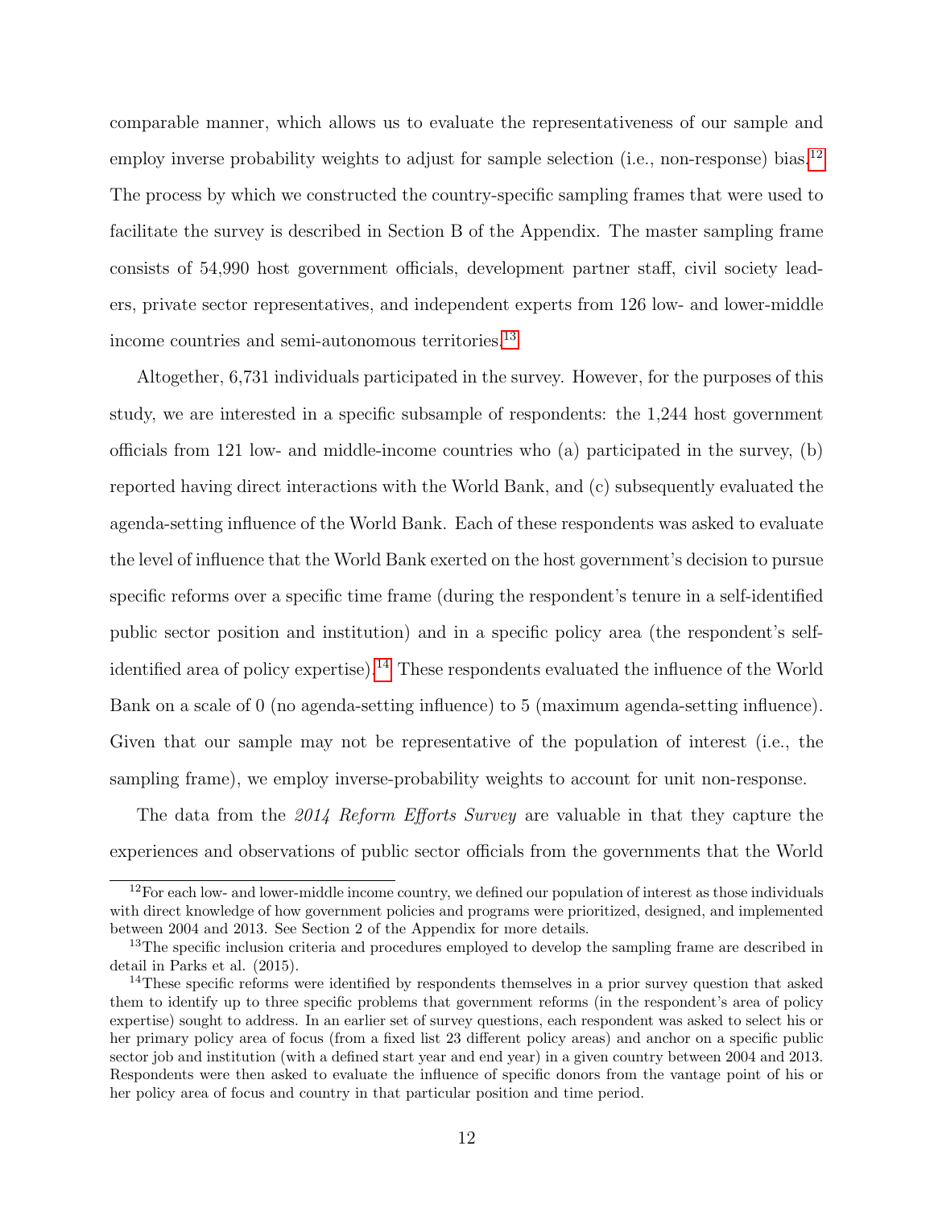comparable manner, which allows us to evaluate the representativeness of our sample and employ inverse probability weights to adjust for sample selection (i.e., non-response) bias.[12] The process by which we constructed the country-specific sampling frames that were used to facilitate the survey is described in Section B of the Appendix. The master sampling frame consists of 54,990 host government officials, development partner staff, civil society leaders, private sector representatives, and independent experts from 126 low- and lower-middle income countries and semi-autonomous territories.[13]

Altogether, 6,731 individuals participated in the survey. However, for the purposes of this study, we are interested in a specific subsample of respondents: the 1,244 host government officials from 121 low- and middle-income countries who (a) participated in the survey, (b) reported having direct interactions with the World Bank, and (c) subsequently evaluated the agenda-setting influence of the World Bank. Each of these respondents was asked to evaluate the level of influence that the World Bank exerted on the host government's decision to pursue specific reforms over a specific time frame (during the respondent's tenure in a self-identified public sector position and institution) and in a specific policy area (the respondent's self-identified area of policy expertise).[14] These respondents evaluated the influence of the World Bank on a scale of 0 (no agenda-setting influence) to 5 (maximum agenda-setting influence). Given that our sample may not be representative of the population of interest (i.e., the sampling frame), we employ inverse-probability weights to account for unit non-response.

The data from the *2014 Reform Efforts Survey* are valuable in that they capture the experiences and observations of public sector officials from the governments that the World

---

[12] For each low- and lower-middle income country, we defined our population of interest as those individuals with direct knowledge of how government policies and programs were prioritized, designed, and implemented between 2004 and 2013. See Section 2 of the Appendix for more details.

[13] The specific inclusion criteria and procedures employed to develop the sampling frame are described in detail in Parks et al. (2015).

[14] These specific reforms were identified by respondents themselves in a prior survey question that asked them to identify up to three specific problems that government reforms (in the respondent's area of policy expertise) sought to address. In an earlier set of survey questions, each respondent was asked to select his or her primary policy area of focus (from a fixed list 23 different policy areas) and anchor on a specific public sector job and institution (with a defined start year and end year) in a given country between 2004 and 2013. Respondents were then asked to evaluate the influence of specific donors from the vantage point of his or her policy area of focus and country in that particular position and time period.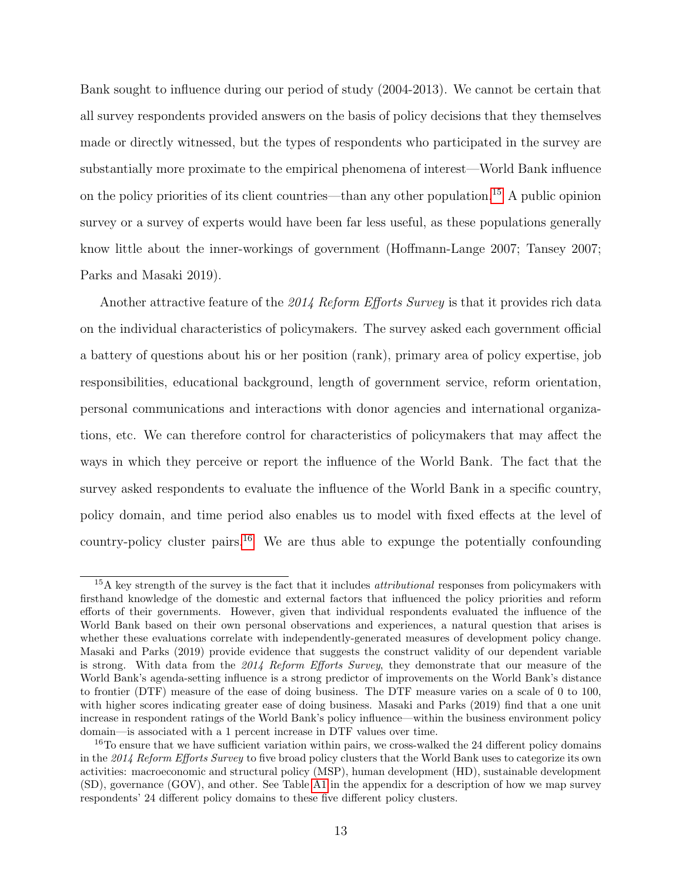Bank sought to influence during our period of study (2004-2013). We cannot be certain that all survey respondents provided answers on the basis of policy decisions that they themselves made or directly witnessed, but the types of respondents who participated in the survey are substantially more proximate to the empirical phenomena of interest—World Bank influence on the policy priorities of its client countries—than any other population.[15] A public opinion survey or a survey of experts would have been far less useful, as these populations generally know little about the inner-workings of government (Hoffmann-Lange 2007; Tansey 2007; Parks and Masaki 2019).

Another attractive feature of the *2014 Reform Efforts Survey* is that it provides rich data on the individual characteristics of policymakers. The survey asked each government official a battery of questions about his or her position (rank), primary area of policy expertise, job responsibilities, educational background, length of government service, reform orientation, personal communications and interactions with donor agencies and international organizations, etc. We can therefore control for characteristics of policymakers that may affect the ways in which they perceive or report the influence of the World Bank. The fact that the survey asked respondents to evaluate the influence of the World Bank in a specific country, policy domain, and time period also enables us to model with fixed effects at the level of country-policy cluster pairs.[16] We are thus able to expunge the potentially confounding

[15] A key strength of the survey is the fact that it includes *attributional* responses from policymakers with firsthand knowledge of the domestic and external factors that influenced the policy priorities and reform efforts of their governments. However, given that individual respondents evaluated the influence of the World Bank based on their own personal observations and experiences, a natural question that arises is whether these evaluations correlate with independently-generated measures of development policy change. Masaki and Parks (2019) provide evidence that suggests the construct validity of our dependent variable is strong. With data from the *2014 Reform Efforts Survey*, they demonstrate that our measure of the World Bank's agenda-setting influence is a strong predictor of improvements on the World Bank's distance to frontier (DTF) measure of the ease of doing business. The DTF measure varies on a scale of 0 to 100, with higher scores indicating greater ease of doing business. Masaki and Parks (2019) find that a one unit increase in respondent ratings of the World Bank's policy influence—within the business environment policy domain—is associated with a 1 percent increase in DTF values over time.

[16] To ensure that we have sufficient variation within pairs, we cross-walked the 24 different policy domains in the *2014 Reform Efforts Survey* to five broad policy clusters that the World Bank uses to categorize its own activities: macroeconomic and structural policy (MSP), human development (HD), sustainable development (SD), governance (GOV), and other. See Table A1 in the appendix for a description of how we map survey respondents' 24 different policy domains to these five different policy clusters.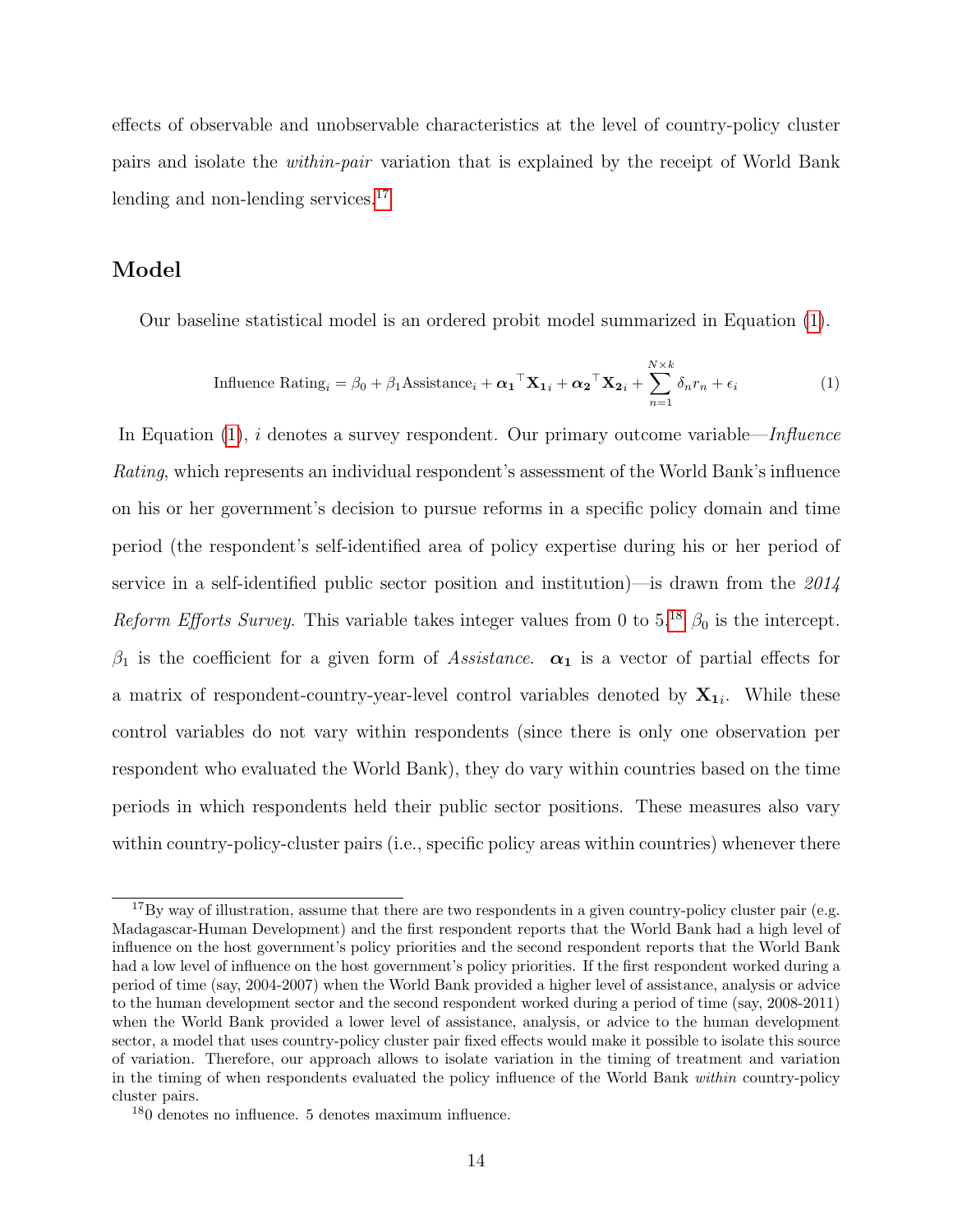effects of observable and unobservable characteristics at the level of country-policy cluster pairs and isolate the *within-pair* variation that is explained by the receipt of World Bank lending and non-lending services.[17]

## Model

Our baseline statistical model is an ordered probit model summarized in Equation (1).

$$\text{Influence Rating}_i = \beta_0 + \beta_1 \text{Assistance}_i + \boldsymbol{\alpha_1}^\top \mathbf{X_1}_i + \boldsymbol{\alpha_2}^\top \mathbf{X_2}_i + \sum_{n=1}^{N \times k} \delta_n r_n + \epsilon_i \tag{1}$$

In Equation (1), $i$ denotes a survey respondent. Our primary outcome variable—*Influence Rating*, which represents an individual respondent's assessment of the World Bank's influence on his or her government's decision to pursue reforms in a specific policy domain and time period (the respondent's self-identified area of policy expertise during his or her period of service in a self-identified public sector position and institution)—is drawn from the *2014 Reform Efforts Survey*. This variable takes integer values from 0 to 5.[18] $\beta_0$ is the intercept. $\beta_1$ is the coefficient for a given form of *Assistance*. $\boldsymbol{\alpha_1}$ is a vector of partial effects for a matrix of respondent-country-year-level control variables denoted by $\mathbf{X_1}_i$. While these control variables do not vary within respondents (since there is only one observation per respondent who evaluated the World Bank), they do vary within countries based on the time periods in which respondents held their public sector positions. These measures also vary within country-policy-cluster pairs (i.e., specific policy areas within countries) whenever there

[17] By way of illustration, assume that there are two respondents in a given country-policy cluster pair (e.g. Madagascar-Human Development) and the first respondent reports that the World Bank had a high level of influence on the host government's policy priorities and the second respondent reports that the World Bank had a low level of influence on the host government's policy priorities. If the first respondent worked during a period of time (say, 2004-2007) when the World Bank provided a higher level of assistance, analysis or advice to the human development sector and the second respondent worked during a period of time (say, 2008-2011) when the World Bank provided a lower level of assistance, analysis, or advice to the human development sector, a model that uses country-policy cluster pair fixed effects would make it possible to isolate this source of variation. Therefore, our approach allows to isolate variation in the timing of treatment and variation in the timing of when respondents evaluated the policy influence of the World Bank *within* country-policy cluster pairs.

[18] 0 denotes no influence. 5 denotes maximum influence.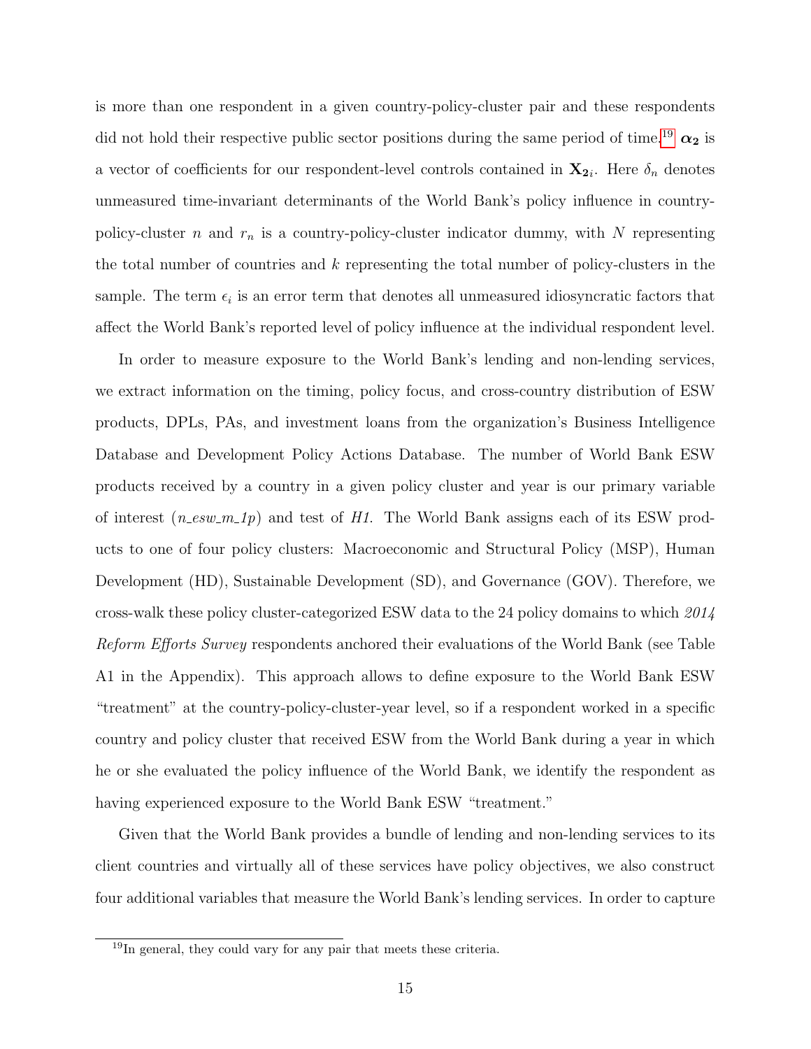is more than one respondent in a given country-policy-cluster pair and these respondents did not hold their respective public sector positions during the same period of time.[19] $\boldsymbol{\alpha_2}$ is a vector of coefficients for our respondent-level controls contained in $\mathbf{X_2}_i$. Here $\delta_n$ denotes unmeasured time-invariant determinants of the World Bank's policy influence in country-policy-cluster $n$ and $r_n$ is a country-policy-cluster indicator dummy, with $N$ representing the total number of countries and $k$ representing the total number of policy-clusters in the sample. The term $\epsilon_i$ is an error term that denotes all unmeasured idiosyncratic factors that affect the World Bank's reported level of policy influence at the individual respondent level.

In order to measure exposure to the World Bank's lending and non-lending services, we extract information on the timing, policy focus, and cross-country distribution of ESW products, DPLs, PAs, and investment loans from the organization's Business Intelligence Database and Development Policy Actions Database. The number of World Bank ESW products received by a country in a given policy cluster and year is our primary variable of interest (*n_esw_m_1p*) and test of *H1*. The World Bank assigns each of its ESW products to one of four policy clusters: Macroeconomic and Structural Policy (MSP), Human Development (HD), Sustainable Development (SD), and Governance (GOV). Therefore, we cross-walk these policy cluster-categorized ESW data to the 24 policy domains to which *2014 Reform Efforts Survey* respondents anchored their evaluations of the World Bank (see Table A1 in the Appendix). This approach allows to define exposure to the World Bank ESW "treatment" at the country-policy-cluster-year level, so if a respondent worked in a specific country and policy cluster that received ESW from the World Bank during a year in which he or she evaluated the policy influence of the World Bank, we identify the respondent as having experienced exposure to the World Bank ESW "treatment."

Given that the World Bank provides a bundle of lending and non-lending services to its client countries and virtually all of these services have policy objectives, we also construct four additional variables that measure the World Bank's lending services. In order to capture

[19] In general, they could vary for any pair that meets these criteria.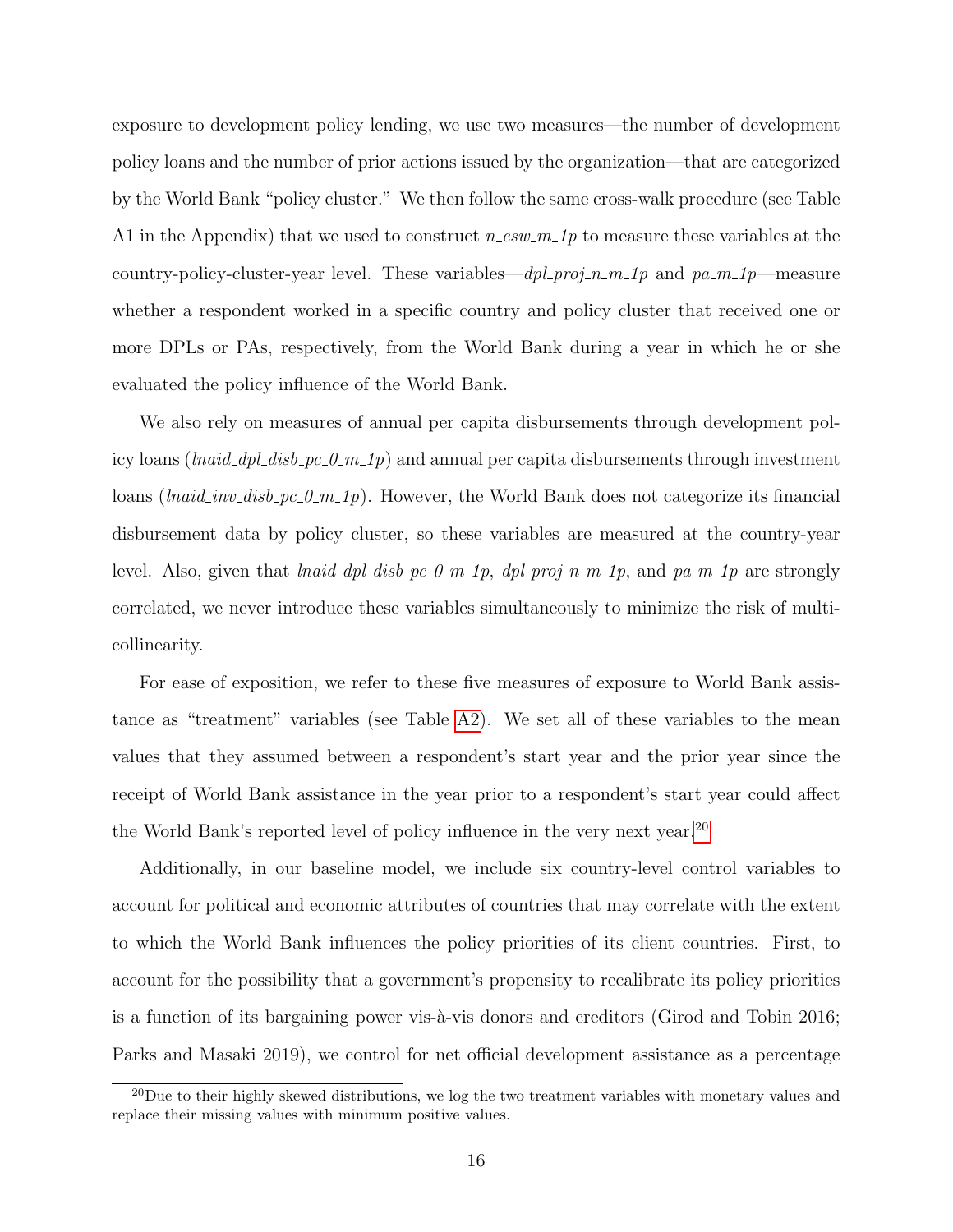exposure to development policy lending, we use two measures—the number of development policy loans and the number of prior actions issued by the organization—that are categorized by the World Bank "policy cluster." We then follow the same cross-walk procedure (see Table A1 in the Appendix) that we used to construct *n_esw_m_1p* to measure these variables at the country-policy-cluster-year level. These variables—*dpl_proj_n_m_1p* and *pa_m_1p*—measure whether a respondent worked in a specific country and policy cluster that received one or more DPLs or PAs, respectively, from the World Bank during a year in which he or she evaluated the policy influence of the World Bank.

We also rely on measures of annual per capita disbursements through development policy loans (*lnaid_dpl_disb_pc_0_m_1p*) and annual per capita disbursements through investment loans (*lnaid_inv_disb_pc_0_m_1p*). However, the World Bank does not categorize its financial disbursement data by policy cluster, so these variables are measured at the country-year level. Also, given that *lnaid_dpl_disb_pc_0_m_1p*, *dpl_proj_n_m_1p*, and *pa_m_1p* are strongly correlated, we never introduce these variables simultaneously to minimize the risk of multicollinearity.

For ease of exposition, we refer to these five measures of exposure to World Bank assistance as "treatment" variables (see Table A2). We set all of these variables to the mean values that they assumed between a respondent's start year and the prior year since the receipt of World Bank assistance in the year prior to a respondent's start year could affect the World Bank's reported level of policy influence in the very next year.[20]

Additionally, in our baseline model, we include six country-level control variables to account for political and economic attributes of countries that may correlate with the extent to which the World Bank influences the policy priorities of its client countries. First, to account for the possibility that a government's propensity to recalibrate its policy priorities is a function of its bargaining power vis-à-vis donors and creditors (Girod and Tobin 2016; Parks and Masaki 2019), we control for net official development assistance as a percentage

[20]Due to their highly skewed distributions, we log the two treatment variables with monetary values and replace their missing values with minimum positive values.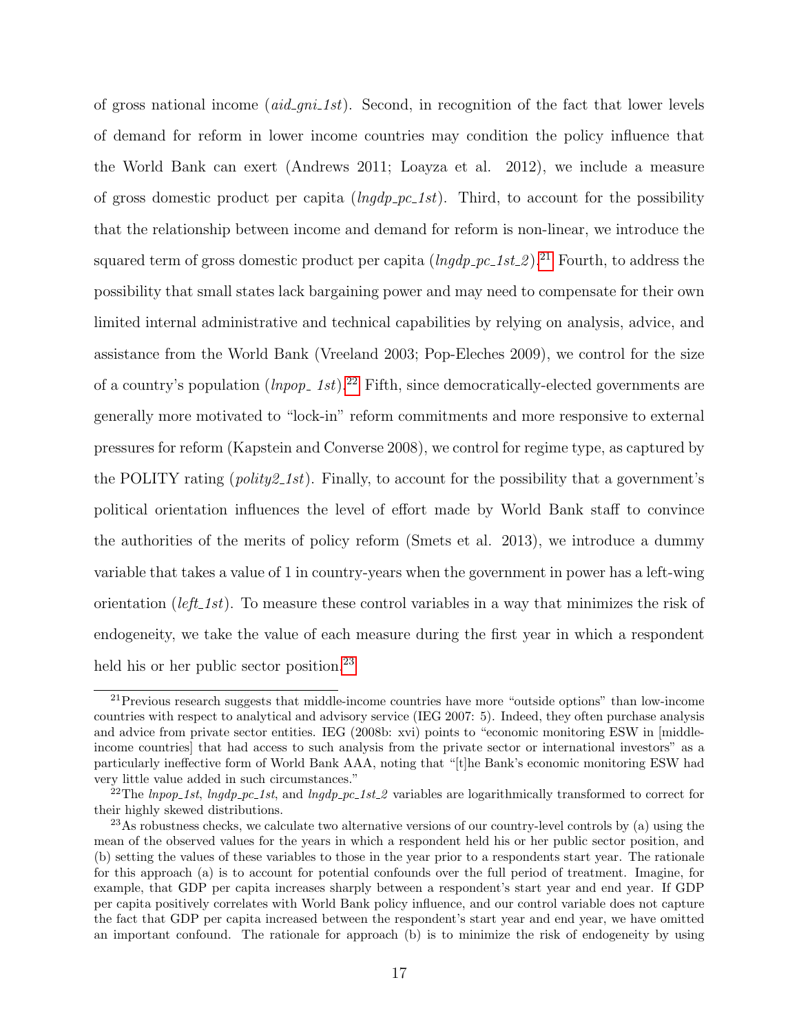of gross national income (*aid_gni_1st*). Second, in recognition of the fact that lower levels of demand for reform in lower income countries may condition the policy influence that the World Bank can exert (Andrews 2011; Loayza et al. 2012), we include a measure of gross domestic product per capita (*lngdp_pc_1st*). Third, to account for the possibility that the relationship between income and demand for reform is non-linear, we introduce the squared term of gross domestic product per capita (*lngdp_pc_1st_2*).[21] Fourth, to address the possibility that small states lack bargaining power and may need to compensate for their own limited internal administrative and technical capabilities by relying on analysis, advice, and assistance from the World Bank (Vreeland 2003; Pop-Eleches 2009), we control for the size of a country's population (*lnpop_ 1st*).[22] Fifth, since democratically-elected governments are generally more motivated to "lock-in" reform commitments and more responsive to external pressures for reform (Kapstein and Converse 2008), we control for regime type, as captured by the POLITY rating (*polity2_1st*). Finally, to account for the possibility that a government's political orientation influences the level of effort made by World Bank staff to convince the authorities of the merits of policy reform (Smets et al. 2013), we introduce a dummy variable that takes a value of 1 in country-years when the government in power has a left-wing orientation (*left_1st*). To measure these control variables in a way that minimizes the risk of endogeneity, we take the value of each measure during the first year in which a respondent held his or her public sector position.[23]

[21]Previous research suggests that middle-income countries have more "outside options" than low-income countries with respect to analytical and advisory service (IEG 2007: 5). Indeed, they often purchase analysis and advice from private sector entities. IEG (2008b: xvi) points to "economic monitoring ESW in [middle-income countries] that had access to such analysis from the private sector or international investors" as a particularly ineffective form of World Bank AAA, noting that "[t]he Bank's economic monitoring ESW had very little value added in such circumstances."

[22]The *lnpop_1st*, *lngdp_pc_1st*, and *lngdp_pc_1st_2* variables are logarithmically transformed to correct for their highly skewed distributions.

[23]As robustness checks, we calculate two alternative versions of our country-level controls by (a) using the mean of the observed values for the years in which a respondent held his or her public sector position, and (b) setting the values of these variables to those in the year prior to a respondents start year. The rationale for this approach (a) is to account for potential confounds over the full period of treatment. Imagine, for example, that GDP per capita increases sharply between a respondent's start year and end year. If GDP per capita positively correlates with World Bank policy influence, and our control variable does not capture the fact that GDP per capita increased between the respondent's start year and end year, we have omitted an important confound. The rationale for approach (b) is to minimize the risk of endogeneity by using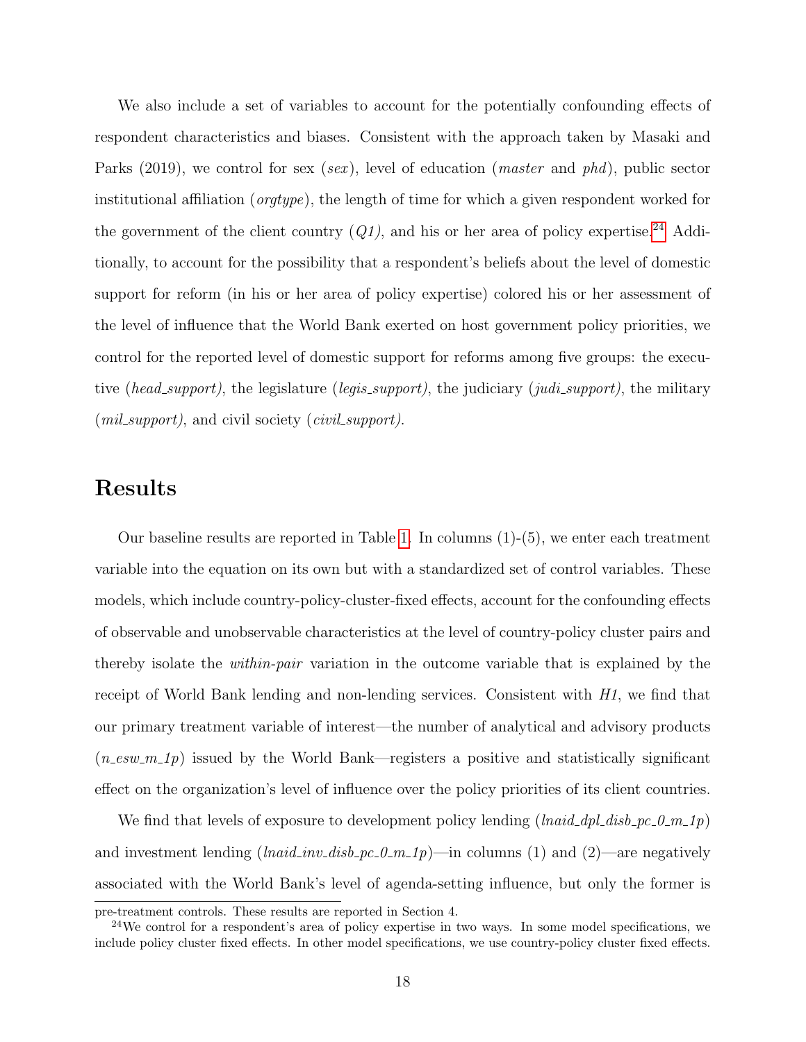We also include a set of variables to account for the potentially confounding effects of respondent characteristics and biases. Consistent with the approach taken by Masaki and Parks (2019), we control for sex (*sex*), level of education (*master* and *phd*), public sector institutional affiliation (*orgtype*), the length of time for which a given respondent worked for the government of the client country (*Q1)*, and his or her area of policy expertise.[24] Additionally, to account for the possibility that a respondent's beliefs about the level of domestic support for reform (in his or her area of policy expertise) colored his or her assessment of the level of influence that the World Bank exerted on host government policy priorities, we control for the reported level of domestic support for reforms among five groups: the executive (*head_support)*, the legislature (*legis_support)*, the judiciary (*judi_support)*, the military (*mil_support)*, and civil society (*civil_support)*.

# Results

Our baseline results are reported in Table 1. In columns (1)-(5), we enter each treatment variable into the equation on its own but with a standardized set of control variables. These models, which include country-policy-cluster-fixed effects, account for the confounding effects of observable and unobservable characteristics at the level of country-policy cluster pairs and thereby isolate the *within-pair* variation in the outcome variable that is explained by the receipt of World Bank lending and non-lending services. Consistent with *H1*, we find that our primary treatment variable of interest—the number of analytical and advisory products (*n_esw_m_1p*) issued by the World Bank—registers a positive and statistically significant effect on the organization's level of influence over the policy priorities of its client countries.

We find that levels of exposure to development policy lending (*lnaid_dpl_disb_pc_0_m_1p*) and investment lending (*lnaid_inv_disb_pc_0_m_1p*)—in columns (1) and (2)—are negatively associated with the World Bank's level of agenda-setting influence, but only the former is

pre-treatment controls. These results are reported in Section 4.

[24] We control for a respondent's area of policy expertise in two ways. In some model specifications, we include policy cluster fixed effects. In other model specifications, we use country-policy cluster fixed effects.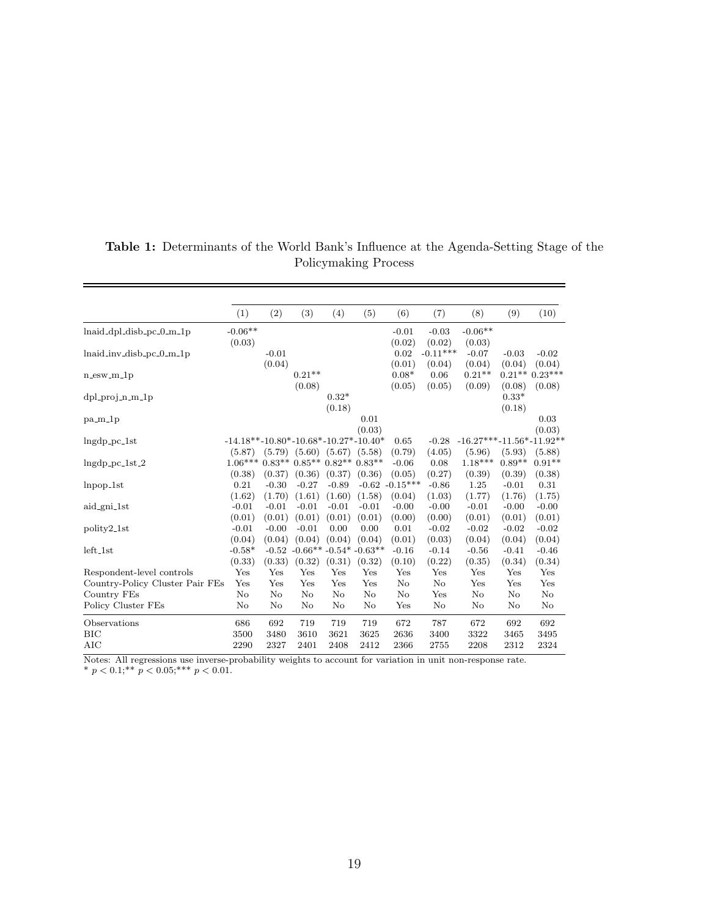**Table 1:** Determinants of the World Bank's Influence at the Agenda-Setting Stage of the Policymaking Process

| | (1) | (2) | (3) | (4) | (5) | (6) | (7) | (8) | (9) | (10) |
|---|---|---|---|---|---|---|---|---|---|---|
| lnaid_dpl_disb_pc_0_m_1p | -0.06** | | | | | -0.01 | -0.03 | -0.06** | | |
| | (0.03) | | | | | (0.02) | (0.02) | (0.03) | | |
| lnaid_inv_disb_pc_0_m_1p | | -0.01 | | | | 0.02 | -0.11*** | -0.07 | -0.03 | -0.02 |
| | | (0.04) | | | | (0.01) | (0.04) | (0.04) | (0.04) | (0.04) |
| n_esw_m_1p | | | 0.21** | | | 0.08* | 0.06 | 0.21** | 0.21** | 0.23*** |
| | | | (0.08) | | | (0.05) | (0.05) | (0.09) | (0.08) | (0.08) |
| dpl_proj_n_m_1p | | | | 0.32* | | | | | 0.33* | |
| | | | | (0.18) | | | | | (0.18) | |
| pa_m_1p | | | | | 0.01 | | | | | 0.03 |
| | | | | | (0.03) | | | | | (0.03) |
| lngdp_pc_1st | -14.18** | -10.80* | -10.68* | -10.27* | -10.40* | 0.65 | -0.28 | -16.27*** | -11.56* | -11.92** |
| | (5.87) | (5.79) | (5.60) | (5.67) | (5.58) | (0.79) | (4.05) | (5.96) | (5.93) | (5.88) |
| lngdp_pc_1st_2 | 1.06*** | 0.83** | 0.85** | 0.82** | 0.83** | -0.06 | 0.08 | 1.18*** | 0.89** | 0.91** |
| | (0.38) | (0.37) | (0.36) | (0.37) | (0.36) | (0.05) | (0.27) | (0.39) | (0.39) | (0.38) |
| lnpop_1st | 0.21 | -0.30 | -0.27 | -0.89 | -0.62 | -0.15*** | -0.86 | 1.25 | -0.01 | 0.31 |
| | (1.62) | (1.70) | (1.61) | (1.60) | (1.58) | (0.04) | (1.03) | (1.77) | (1.76) | (1.75) |
| aid_gni_1st | -0.01 | -0.01 | -0.01 | -0.01 | -0.01 | -0.00 | -0.00 | -0.01 | -0.00 | -0.00 |
| | (0.01) | (0.01) | (0.01) | (0.01) | (0.01) | (0.00) | (0.00) | (0.01) | (0.01) | (0.01) |
| polity2_1st | -0.01 | -0.00 | -0.01 | 0.00 | 0.00 | 0.01 | -0.02 | -0.02 | -0.02 | -0.02 |
| | (0.04) | (0.04) | (0.04) | (0.04) | (0.04) | (0.01) | (0.03) | (0.04) | (0.04) | (0.04) |
| left_1st | -0.58* | -0.52 | -0.66** | -0.54* | -0.63** | -0.16 | -0.14 | -0.56 | -0.41 | -0.46 |
| | (0.33) | (0.33) | (0.32) | (0.31) | (0.32) | (0.10) | (0.22) | (0.35) | (0.34) | (0.34) |
| Respondent-level controls | Yes | Yes | Yes | Yes | Yes | Yes | Yes | Yes | Yes | Yes |
| Country-Policy Cluster Pair FEs | Yes | Yes | Yes | Yes | Yes | No | No | Yes | Yes | Yes |
| Country FEs | No | No | No | No | No | No | Yes | No | No | No |
| Policy Cluster FEs | No | No | No | No | No | Yes | No | No | No | No |
| Observations | 686 | 692 | 719 | 719 | 719 | 672 | 787 | 672 | 692 | 692 |
| BIC | 3500 | 3480 | 3610 | 3621 | 3625 | 2636 | 3400 | 3322 | 3465 | 3495 |
| AIC | 2290 | 2327 | 2401 | 2408 | 2412 | 2366 | 2755 | 2208 | 2312 | 2324 |

Notes: All regressions use inverse-probability weights to account for variation in unit non-response rate.
* $p < 0.1$;** $p < 0.05$;*** $p < 0.01$.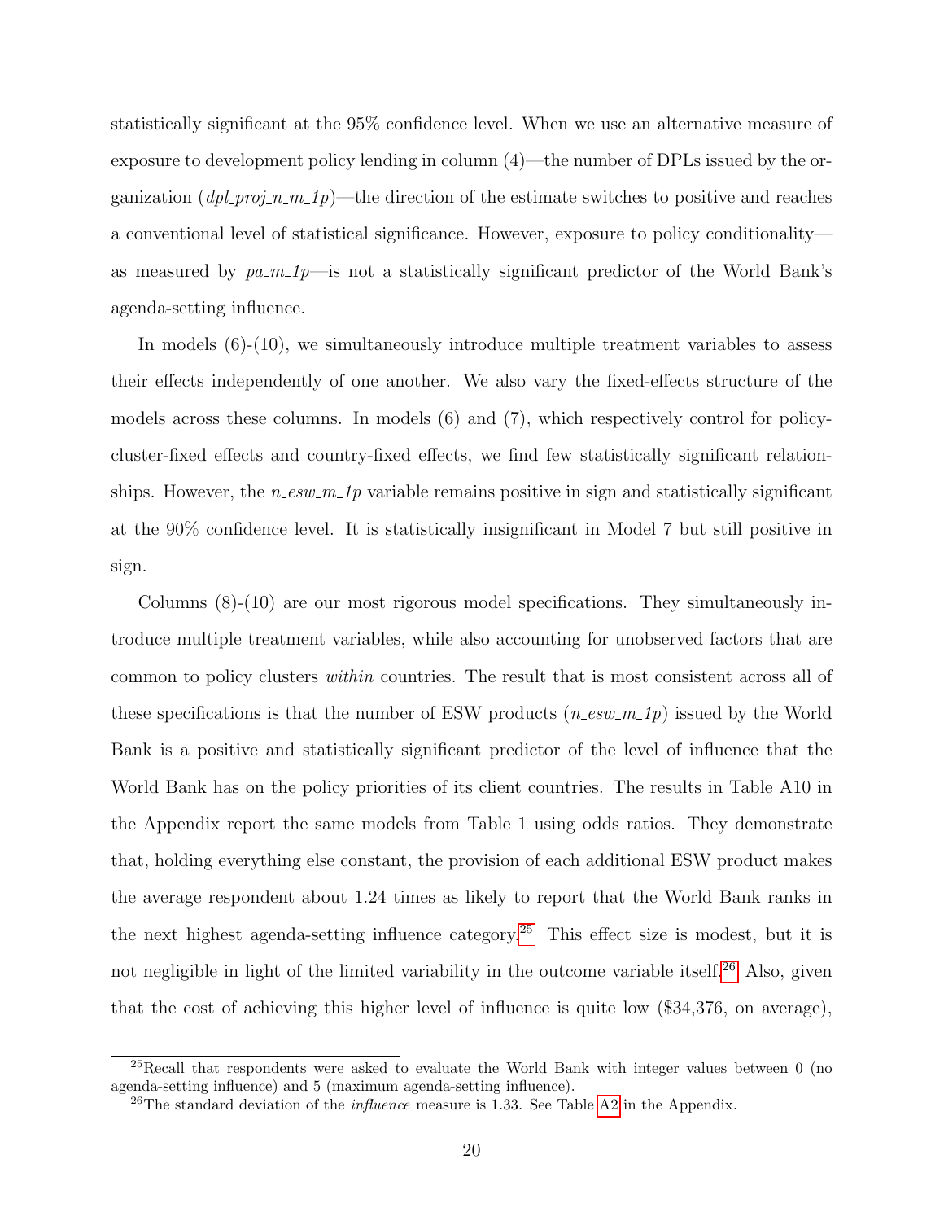statistically significant at the 95% confidence level. When we use an alternative measure of exposure to development policy lending in column (4)—the number of DPLs issued by the organization (*dpl_proj_n_m_1p*)—the direction of the estimate switches to positive and reaches a conventional level of statistical significance. However, exposure to policy conditionality—as measured by *pa_m_1p*—is not a statistically significant predictor of the World Bank's agenda-setting influence.

In models (6)-(10), we simultaneously introduce multiple treatment variables to assess their effects independently of one another. We also vary the fixed-effects structure of the models across these columns. In models (6) and (7), which respectively control for policy-cluster-fixed effects and country-fixed effects, we find few statistically significant relationships. However, the *n_esw_m_1p* variable remains positive in sign and statistically significant at the 90% confidence level. It is statistically insignificant in Model 7 but still positive in sign.

Columns (8)-(10) are our most rigorous model specifications. They simultaneously introduce multiple treatment variables, while also accounting for unobserved factors that are common to policy clusters *within* countries. The result that is most consistent across all of these specifications is that the number of ESW products (*n_esw_m_1p*) issued by the World Bank is a positive and statistically significant predictor of the level of influence that the World Bank has on the policy priorities of its client countries. The results in Table A10 in the Appendix report the same models from Table 1 using odds ratios. They demonstrate that, holding everything else constant, the provision of each additional ESW product makes the average respondent about 1.24 times as likely to report that the World Bank ranks in the next highest agenda-setting influence category.[25] This effect size is modest, but it is not negligible in light of the limited variability in the outcome variable itself.[26] Also, given that the cost of achieving this higher level of influence is quite low ($34,376, on average),

[25] Recall that respondents were asked to evaluate the World Bank with integer values between 0 (no agenda-setting influence) and 5 (maximum agenda-setting influence).

[26] The standard deviation of the *influence* measure is 1.33. See Table A2 in the Appendix.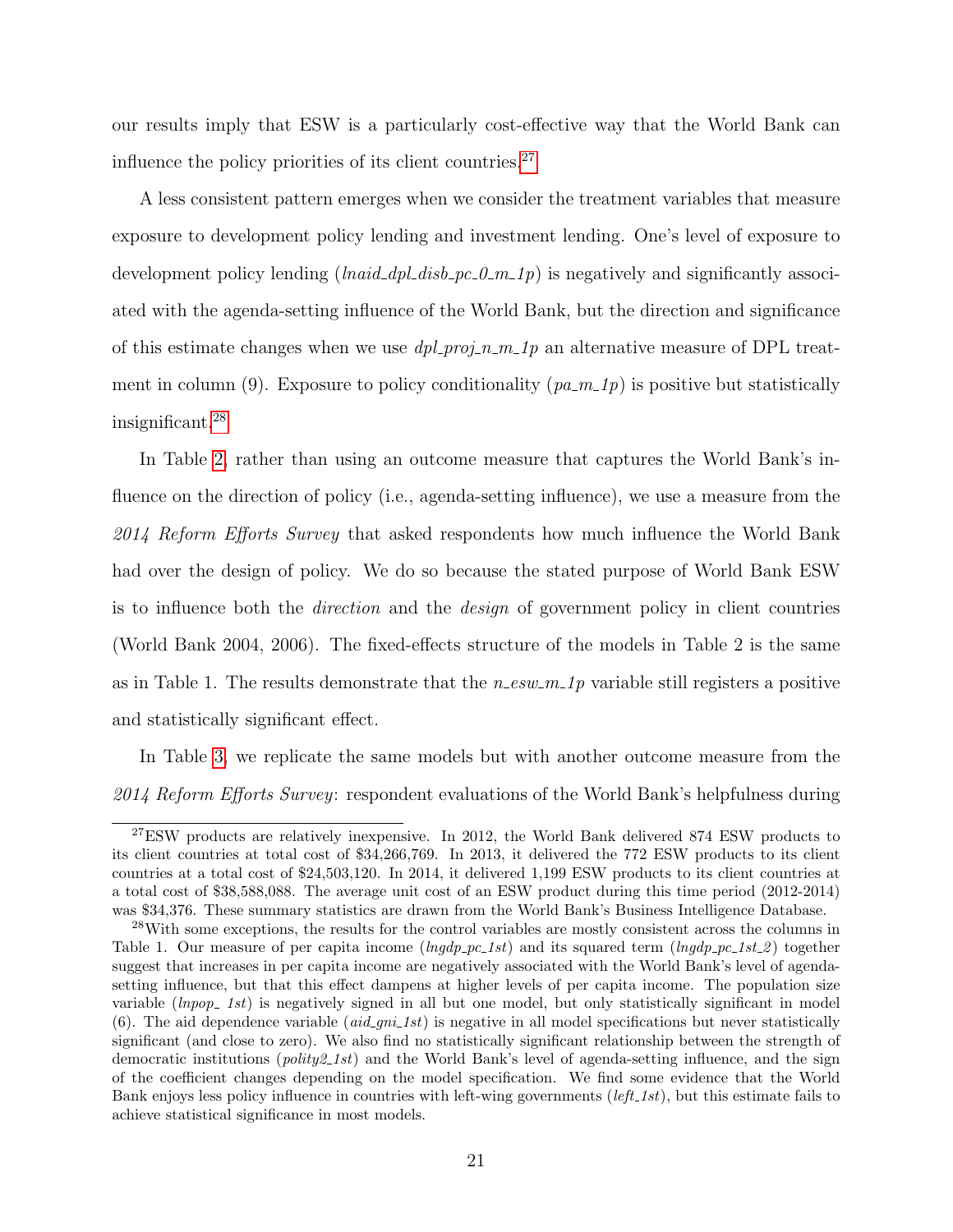our results imply that ESW is a particularly cost-effective way that the World Bank can influence the policy priorities of its client countries.[27]

A less consistent pattern emerges when we consider the treatment variables that measure exposure to development policy lending and investment lending. One's level of exposure to development policy lending (*lnaid_dpl_disb_pc_0_m_1p*) is negatively and significantly associated with the agenda-setting influence of the World Bank, but the direction and significance of this estimate changes when we use *dpl_proj_n_m_1p* an alternative measure of DPL treatment in column (9). Exposure to policy conditionality (*pa_m_1p*) is positive but statistically insignificant.[28]

In Table 2, rather than using an outcome measure that captures the World Bank's influence on the direction of policy (i.e., agenda-setting influence), we use a measure from the *2014 Reform Efforts Survey* that asked respondents how much influence the World Bank had over the design of policy. We do so because the stated purpose of World Bank ESW is to influence both the *direction* and the *design* of government policy in client countries (World Bank 2004, 2006). The fixed-effects structure of the models in Table 2 is the same as in Table 1. The results demonstrate that the *n_esw_m_1p* variable still registers a positive and statistically significant effect.

In Table 3, we replicate the same models but with another outcome measure from the *2014 Reform Efforts Survey*: respondent evaluations of the World Bank's helpfulness during

---

[27] ESW products are relatively inexpensive. In 2012, the World Bank delivered 874 ESW products to its client countries at total cost of $34,266,769. In 2013, it delivered the 772 ESW products to its client countries at a total cost of $24,503,120. In 2014, it delivered 1,199 ESW products to its client countries at a total cost of $38,588,088. The average unit cost of an ESW product during this time period (2012-2014) was $34,376. These summary statistics are drawn from the World Bank's Business Intelligence Database.

[28] With some exceptions, the results for the control variables are mostly consistent across the columns in Table 1. Our measure of per capita income (*lngdp_pc_1st*) and its squared term (*lngdp_pc_1st_2*) together suggest that increases in per capita income are negatively associated with the World Bank's level of agenda-setting influence, but that this effect dampens at higher levels of per capita income. The population size variable (*lnpop_ 1st*) is negatively signed in all but one model, but only statistically significant in model (6). The aid dependence variable (*aid_gni_1st*) is negative in all model specifications but never statistically significant (and close to zero). We also find no statistically significant relationship between the strength of democratic institutions (*polity2_1st*) and the World Bank's level of agenda-setting influence, and the sign of the coefficient changes depending on the model specification. We find some evidence that the World Bank enjoys less policy influence in countries with left-wing governments (*left_1st*), but this estimate fails to achieve statistical significance in most models.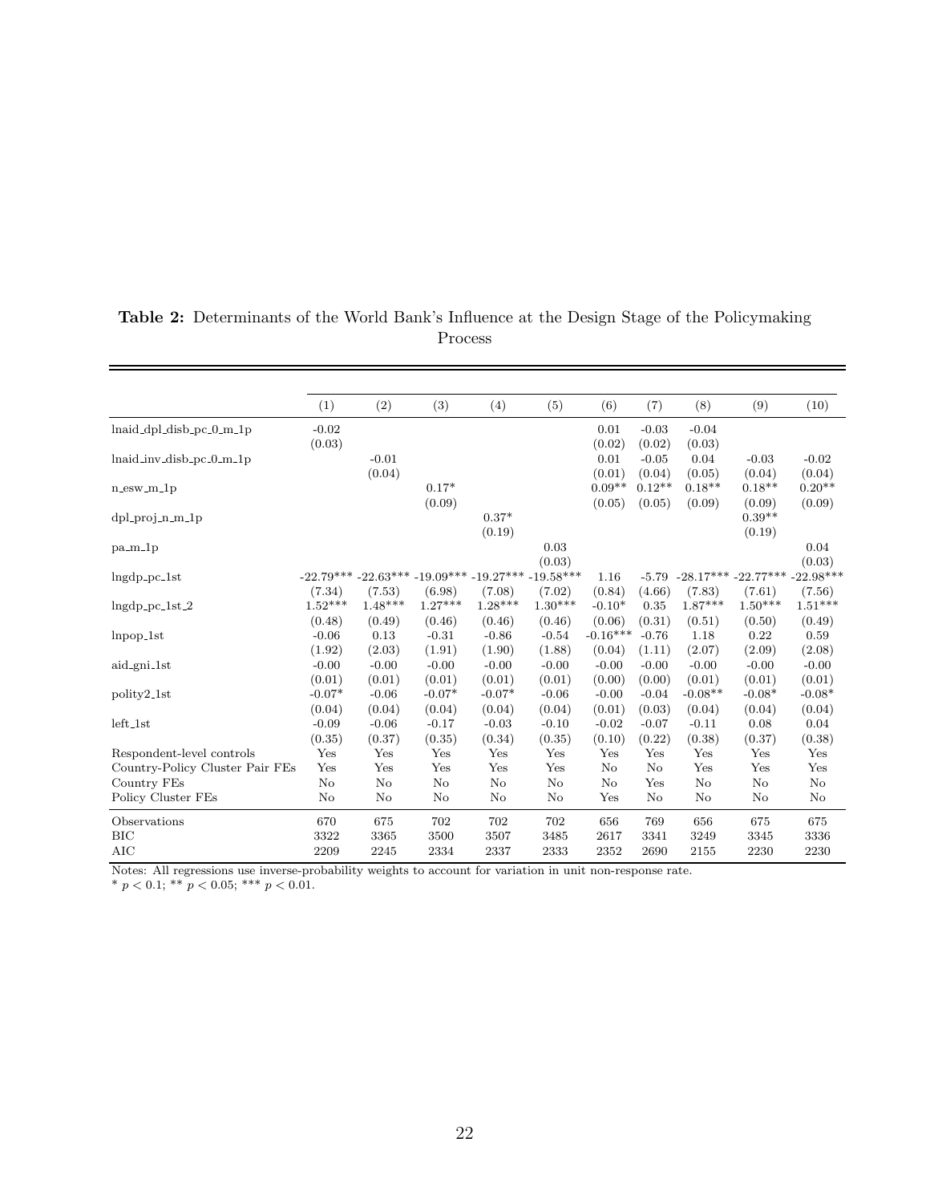**Table 2:** Determinants of the World Bank's Influence at the Design Stage of the Policymaking Process

| | (1) | (2) | (3) | (4) | (5) | (6) | (7) | (8) | (9) | (10) |
|---|---|---|---|---|---|---|---|---|---|---|
| lnaid_dpl_disb_pc_0_m_1p | -0.02 | | | | | 0.01 | -0.03 | -0.04 | | |
| | (0.03) | | | | | (0.02) | (0.02) | (0.03) | | |
| lnaid_inv_disb_pc_0_m_1p | | -0.01 | | | | 0.01 | -0.05 | 0.04 | -0.03 | -0.02 |
| | | (0.04) | | | | (0.01) | (0.04) | (0.05) | (0.04) | (0.04) |
| n_esw_m_1p | | | 0.17* | | | 0.09** | 0.12** | 0.18** | 0.18** | 0.20** |
| | | | (0.09) | | | (0.05) | (0.05) | (0.09) | (0.09) | (0.09) |
| dpl_proj_n_m_1p | | | | 0.37* | | | | | 0.39** | |
| | | | | (0.19) | | | | | (0.19) | |
| pa_m_1p | | | | | 0.03 | | | | | 0.04 |
| | | | | | (0.03) | | | | | (0.03) |
| lngdp_pc_1st | -22.79*** | -22.63*** | -19.09*** | -19.27*** | -19.58*** | 1.16 | -5.79 | -28.17*** | -22.77*** | -22.98*** |
| | (7.34) | (7.53) | (6.98) | (7.08) | (7.02) | (0.84) | (4.66) | (7.83) | (7.61) | (7.56) |
| lngdp_pc_1st_2 | 1.52*** | 1.48*** | 1.27*** | 1.28*** | 1.30*** | -0.10* | 0.35 | 1.87*** | 1.50*** | 1.51*** |
| | (0.48) | (0.49) | (0.46) | (0.46) | (0.46) | (0.06) | (0.31) | (0.51) | (0.50) | (0.49) |
| lnpop_1st | -0.06 | 0.13 | -0.31 | -0.86 | -0.54 | -0.16*** | -0.76 | 1.18 | 0.22 | 0.59 |
| | (1.92) | (2.03) | (1.91) | (1.90) | (1.88) | (0.04) | (1.11) | (2.07) | (2.09) | (2.08) |
| aid_gni_1st | -0.00 | -0.00 | -0.00 | -0.00 | -0.00 | -0.00 | -0.00 | -0.00 | -0.00 | -0.00 |
| | (0.01) | (0.01) | (0.01) | (0.01) | (0.01) | (0.00) | (0.00) | (0.01) | (0.01) | (0.01) |
| polity2_1st | -0.07* | -0.06 | -0.07* | -0.07* | -0.06 | -0.00 | -0.04 | -0.08** | -0.08* | -0.08* |
| | (0.04) | (0.04) | (0.04) | (0.04) | (0.04) | (0.01) | (0.03) | (0.04) | (0.04) | (0.04) |
| left_1st | -0.09 | -0.06 | -0.17 | -0.03 | -0.10 | -0.02 | -0.07 | -0.11 | 0.08 | 0.04 |
| | (0.35) | (0.37) | (0.35) | (0.34) | (0.35) | (0.10) | (0.22) | (0.38) | (0.37) | (0.38) |
| Respondent-level controls | Yes | Yes | Yes | Yes | Yes | Yes | Yes | Yes | Yes | Yes |
| Country-Policy Cluster Pair FEs | Yes | Yes | Yes | Yes | Yes | No | No | Yes | Yes | Yes |
| Country FEs | No | No | No | No | No | No | Yes | No | No | No |
| Policy Cluster FEs | No | No | No | No | No | Yes | No | No | No | No |
| Observations | 670 | 675 | 702 | 702 | 702 | 656 | 769 | 656 | 675 | 675 |
| BIC | 3322 | 3365 | 3500 | 3507 | 3485 | 2617 | 3341 | 3249 | 3345 | 3336 |
| AIC | 2209 | 2245 | 2334 | 2337 | 2333 | 2352 | 2690 | 2155 | 2230 | 2230 |

Notes: All regressions use inverse-probability weights to account for variation in unit non-response rate.
* $p < 0.1$; ** $p < 0.05$; *** $p < 0.01$.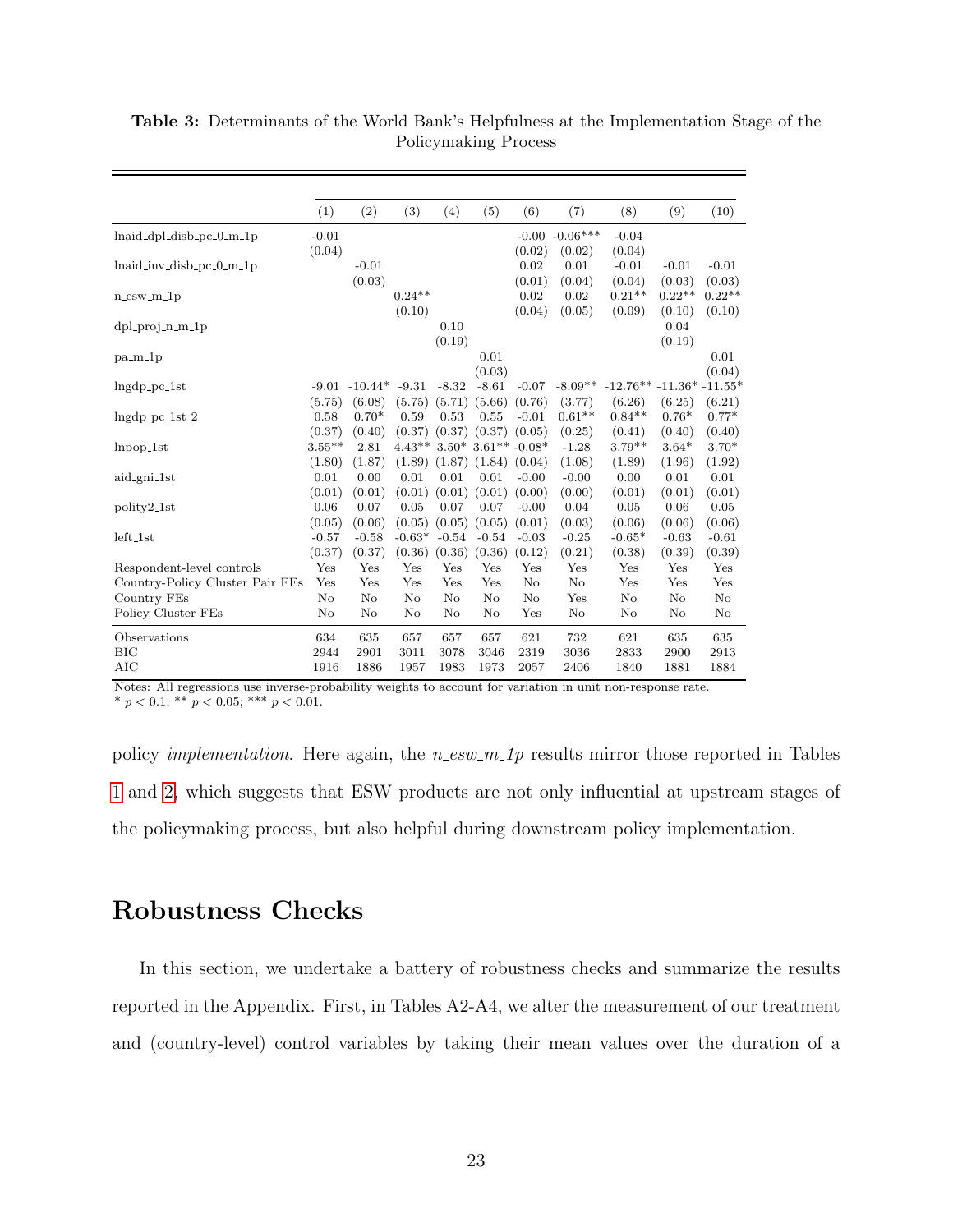**Table 3:** Determinants of the World Bank's Helpfulness at the Implementation Stage of the Policymaking Process

| | (1) | (2) | (3) | (4) | (5) | (6) | (7) | (8) | (9) | (10) |
|---|---|---|---|---|---|---|---|---|---|---|
| lnaid_dpl_disb_pc_0_m_1p | -0.01 | | | | | -0.00 | -0.06*** | -0.04 | | |
| | (0.04) | | | | | (0.02) | (0.02) | (0.04) | | |
| lnaid_inv_disb_pc_0_m_1p | | -0.01 | | | | 0.02 | 0.01 | -0.01 | -0.01 | -0.01 |
| | | (0.03) | | | | (0.01) | (0.04) | (0.04) | (0.03) | (0.03) |
| n_esw_m_1p | | | 0.24** | | | 0.02 | 0.02 | 0.21** | 0.22** | 0.22** |
| | | | (0.10) | | | (0.04) | (0.05) | (0.09) | (0.10) | (0.10) |
| dpl_proj_n_m_1p | | | | 0.10 | | | | | 0.04 | |
| | | | | (0.19) | | | | | (0.19) | |
| pa_m_1p | | | | | 0.01 | | | | | 0.01 |
| | | | | | (0.03) | | | | | (0.04) |
| lngdp_pc_1st | -9.01 | -10.44* | -9.31 | -8.32 | -8.61 | -0.07 | -8.09** | -12.76** | -11.36* | -11.55* |
| | (5.75) | (6.08) | (5.75) | (5.71) | (5.66) | (0.76) | (3.77) | (6.26) | (6.25) | (6.21) |
| lngdp_pc_1st_2 | 0.58 | 0.70* | 0.59 | 0.53 | 0.55 | -0.01 | 0.61** | 0.84** | 0.76* | 0.77* |
| | (0.37) | (0.40) | (0.37) | (0.37) | (0.37) | (0.05) | (0.25) | (0.41) | (0.40) | (0.40) |
| lnpop_1st | 3.55** | 2.81 | 4.43** | 3.50* | 3.61** | -0.08* | -1.28 | 3.79** | 3.64* | 3.70* |
| | (1.80) | (1.87) | (1.89) | (1.87) | (1.84) | (0.04) | (1.08) | (1.89) | (1.96) | (1.92) |
| aid_gni_1st | 0.01 | 0.00 | 0.01 | 0.01 | 0.01 | -0.00 | -0.00 | 0.00 | 0.01 | 0.01 |
| | (0.01) | (0.01) | (0.01) | (0.01) | (0.01) | (0.00) | (0.00) | (0.01) | (0.01) | (0.01) |
| polity2_1st | 0.06 | 0.07 | 0.05 | 0.07 | 0.07 | -0.00 | 0.04 | 0.05 | 0.06 | 0.05 |
| | (0.05) | (0.06) | (0.05) | (0.05) | (0.05) | (0.01) | (0.03) | (0.06) | (0.06) | (0.06) |
| left_1st | -0.57 | -0.58 | -0.63* | -0.54 | -0.54 | -0.03 | -0.25 | -0.65* | -0.63 | -0.61 |
| | (0.37) | (0.37) | (0.36) | (0.36) | (0.36) | (0.12) | (0.21) | (0.38) | (0.39) | (0.39) |
| Respondent-level controls | Yes | Yes | Yes | Yes | Yes | Yes | Yes | Yes | Yes | Yes |
| Country-Policy Cluster Pair FEs | Yes | Yes | Yes | Yes | Yes | No | No | Yes | Yes | Yes |
| Country FEs | No | No | No | No | No | No | Yes | No | No | No |
| Policy Cluster FEs | No | No | No | No | No | Yes | No | No | No | No |
| Observations | 634 | 635 | 657 | 657 | 657 | 621 | 732 | 621 | 635 | 635 |
| BIC | 2944 | 2901 | 3011 | 3078 | 3046 | 2319 | 3036 | 2833 | 2900 | 2913 |
| AIC | 1916 | 1886 | 1957 | 1983 | 1973 | 2057 | 2406 | 1840 | 1881 | 1884 |

Notes: All regressions use inverse-probability weights to account for variation in unit non-response rate.
* $p < 0.1$; ** $p < 0.05$; *** $p < 0.01$.

policy *implementation*. Here again, the *n_esw_m_1p* results mirror those reported in Tables 1 and 2, which suggests that ESW products are not only influential at upstream stages of the policymaking process, but also helpful during downstream policy implementation.

## Robustness Checks

In this section, we undertake a battery of robustness checks and summarize the results reported in the Appendix. First, in Tables A2-A4, we alter the measurement of our treatment and (country-level) control variables by taking their mean values over the duration of a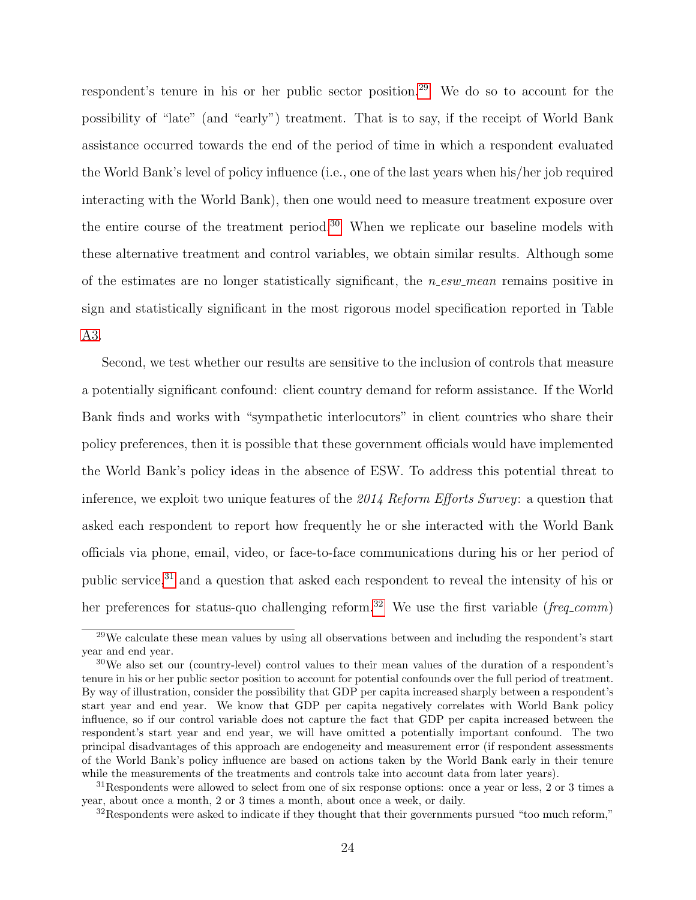respondent's tenure in his or her public sector position.[29] We do so to account for the possibility of "late" (and "early") treatment. That is to say, if the receipt of World Bank assistance occurred towards the end of the period of time in which a respondent evaluated the World Bank's level of policy influence (i.e., one of the last years when his/her job required interacting with the World Bank), then one would need to measure treatment exposure over the entire course of the treatment period.[30] When we replicate our baseline models with these alternative treatment and control variables, we obtain similar results. Although some of the estimates are no longer statistically significant, the *n_esw_mean* remains positive in sign and statistically significant in the most rigorous model specification reported in Table A3.

Second, we test whether our results are sensitive to the inclusion of controls that measure a potentially significant confound: client country demand for reform assistance. If the World Bank finds and works with "sympathetic interlocutors" in client countries who share their policy preferences, then it is possible that these government officials would have implemented the World Bank's policy ideas in the absence of ESW. To address this potential threat to inference, we exploit two unique features of the *2014 Reform Efforts Survey*: a question that asked each respondent to report how frequently he or she interacted with the World Bank officials via phone, email, video, or face-to-face communications during his or her period of public service,[31] and a question that asked each respondent to reveal the intensity of his or her preferences for status-quo challenging reform.[32] We use the first variable (*freq_comm*)

---

[29] We calculate these mean values by using all observations between and including the respondent's start year and end year.

[30] We also set our (country-level) control values to their mean values of the duration of a respondent's tenure in his or her public sector position to account for potential confounds over the full period of treatment. By way of illustration, consider the possibility that GDP per capita increased sharply between a respondent's start year and end year. We know that GDP per capita negatively correlates with World Bank policy influence, so if our control variable does not capture the fact that GDP per capita increased between the respondent's start year and end year, we will have omitted a potentially important confound. The two principal disadvantages of this approach are endogeneity and measurement error (if respondent assessments of the World Bank's policy influence are based on actions taken by the World Bank early in their tenure while the measurements of the treatments and controls take into account data from later years).

[31] Respondents were allowed to select from one of six response options: once a year or less, 2 or 3 times a year, about once a month, 2 or 3 times a month, about once a week, or daily.

[32] Respondents were asked to indicate if they thought that their governments pursued "too much reform,"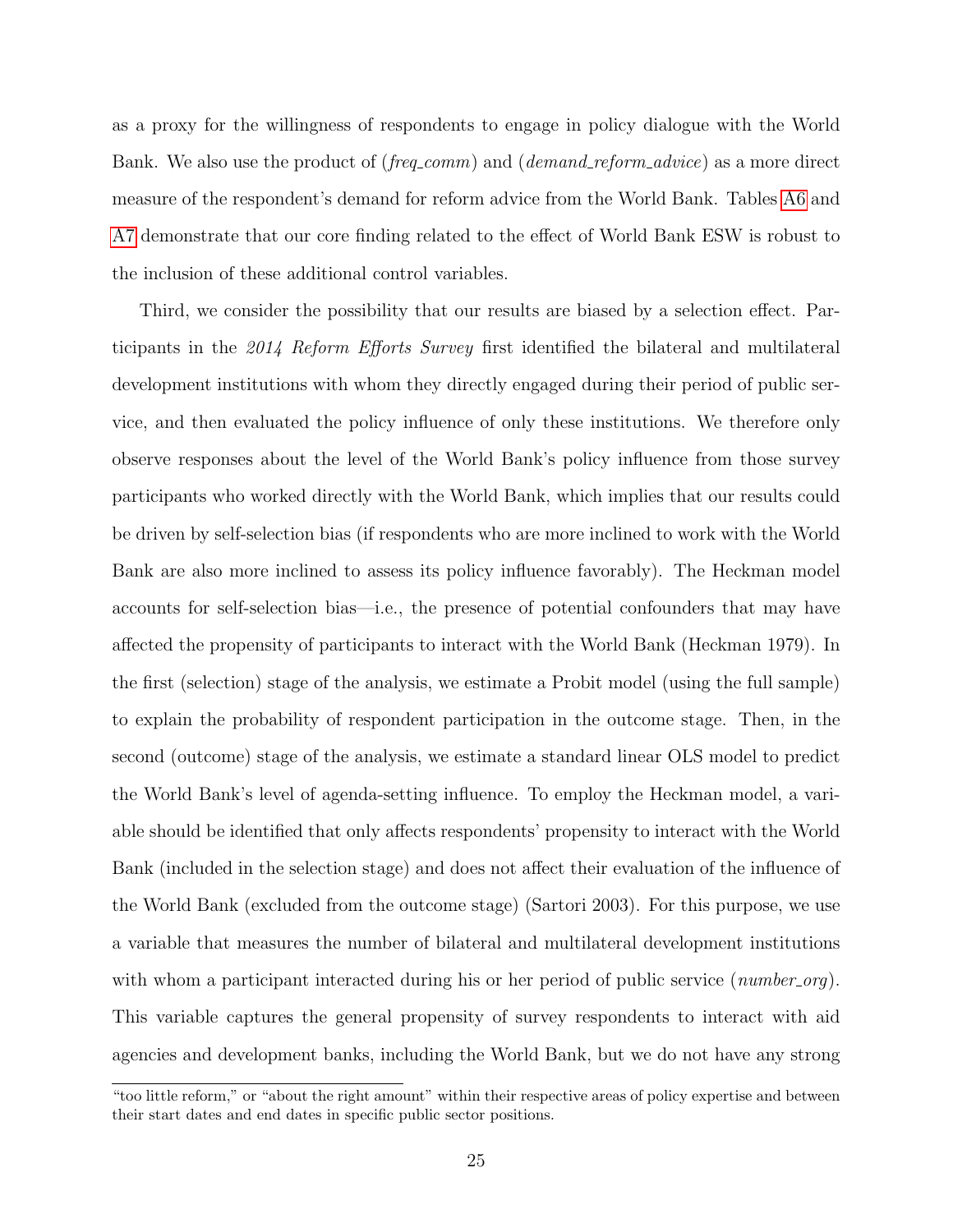as a proxy for the willingness of respondents to engage in policy dialogue with the World Bank. We also use the product of (*freq_comm*) and (*demand_reform_advice*) as a more direct measure of the respondent's demand for reform advice from the World Bank. Tables A6 and A7 demonstrate that our core finding related to the effect of World Bank ESW is robust to the inclusion of these additional control variables.

Third, we consider the possibility that our results are biased by a selection effect. Participants in the *2014 Reform Efforts Survey* first identified the bilateral and multilateral development institutions with whom they directly engaged during their period of public service, and then evaluated the policy influence of only these institutions. We therefore only observe responses about the level of the World Bank's policy influence from those survey participants who worked directly with the World Bank, which implies that our results could be driven by self-selection bias (if respondents who are more inclined to work with the World Bank are also more inclined to assess its policy influence favorably). The Heckman model accounts for self-selection bias—i.e., the presence of potential confounders that may have affected the propensity of participants to interact with the World Bank (Heckman 1979). In the first (selection) stage of the analysis, we estimate a Probit model (using the full sample) to explain the probability of respondent participation in the outcome stage. Then, in the second (outcome) stage of the analysis, we estimate a standard linear OLS model to predict the World Bank's level of agenda-setting influence. To employ the Heckman model, a variable should be identified that only affects respondents' propensity to interact with the World Bank (included in the selection stage) and does not affect their evaluation of the influence of the World Bank (excluded from the outcome stage) (Sartori 2003). For this purpose, we use a variable that measures the number of bilateral and multilateral development institutions with whom a participant interacted during his or her period of public service (*number_org*). This variable captures the general propensity of survey respondents to interact with aid agencies and development banks, including the World Bank, but we do not have any strong

"too little reform," or "about the right amount" within their respective areas of policy expertise and between their start dates and end dates in specific public sector positions.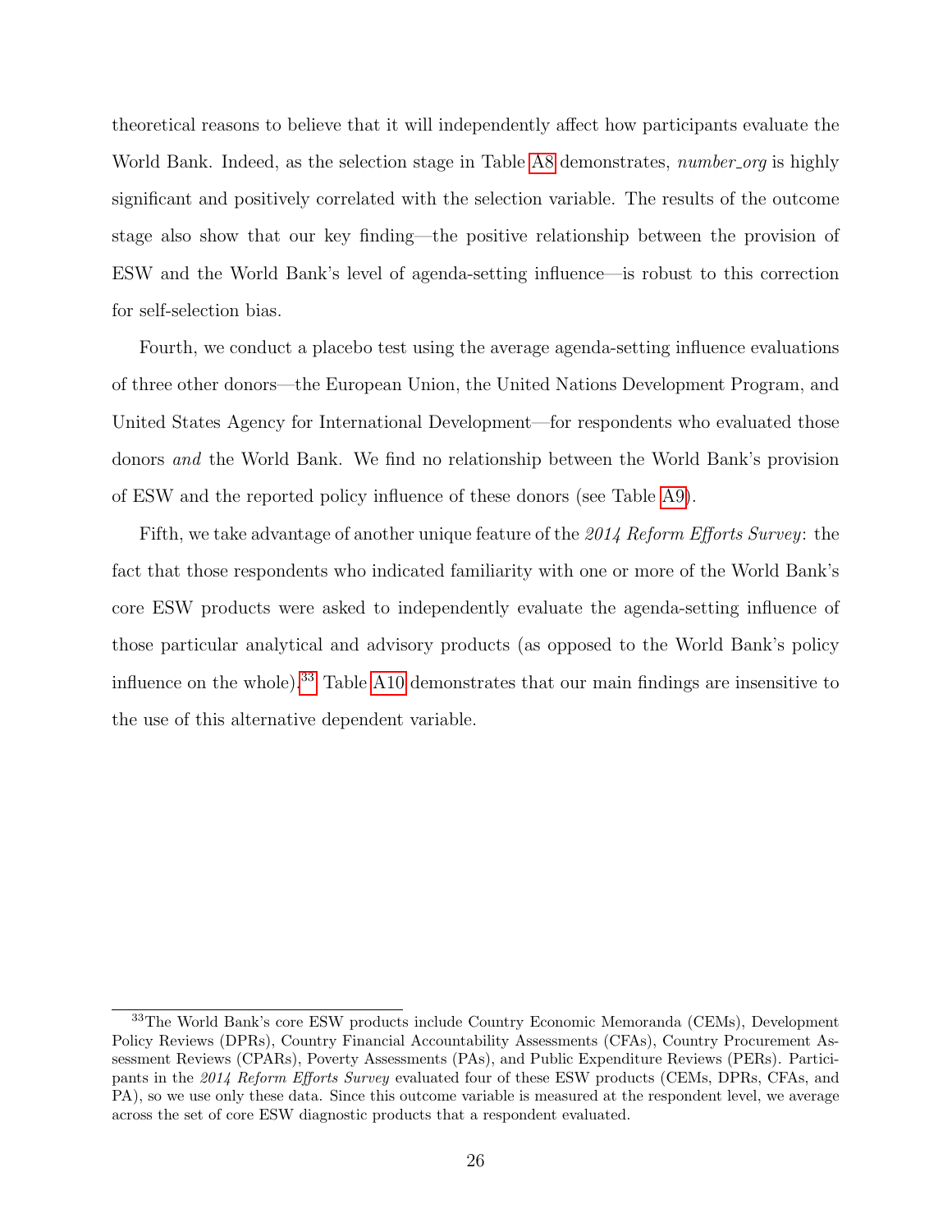theoretical reasons to believe that it will independently affect how participants evaluate the World Bank. Indeed, as the selection stage in Table A8 demonstrates, *number_org* is highly significant and positively correlated with the selection variable. The results of the outcome stage also show that our key finding—the positive relationship between the provision of ESW and the World Bank's level of agenda-setting influence—is robust to this correction for self-selection bias.

Fourth, we conduct a placebo test using the average agenda-setting influence evaluations of three other donors—the European Union, the United Nations Development Program, and United States Agency for International Development—for respondents who evaluated those donors *and* the World Bank. We find no relationship between the World Bank's provision of ESW and the reported policy influence of these donors (see Table A9).

Fifth, we take advantage of another unique feature of the *2014 Reform Efforts Survey*: the fact that those respondents who indicated familiarity with one or more of the World Bank's core ESW products were asked to independently evaluate the agenda-setting influence of those particular analytical and advisory products (as opposed to the World Bank's policy influence on the whole).[33] Table A10 demonstrates that our main findings are insensitive to the use of this alternative dependent variable.

[33] The World Bank's core ESW products include Country Economic Memoranda (CEMs), Development Policy Reviews (DPRs), Country Financial Accountability Assessments (CFAs), Country Procurement Assessment Reviews (CPARs), Poverty Assessments (PAs), and Public Expenditure Reviews (PERs). Participants in the *2014 Reform Efforts Survey* evaluated four of these ESW products (CEMs, DPRs, CFAs, and PA), so we use only these data. Since this outcome variable is measured at the respondent level, we average across the set of core ESW diagnostic products that a respondent evaluated.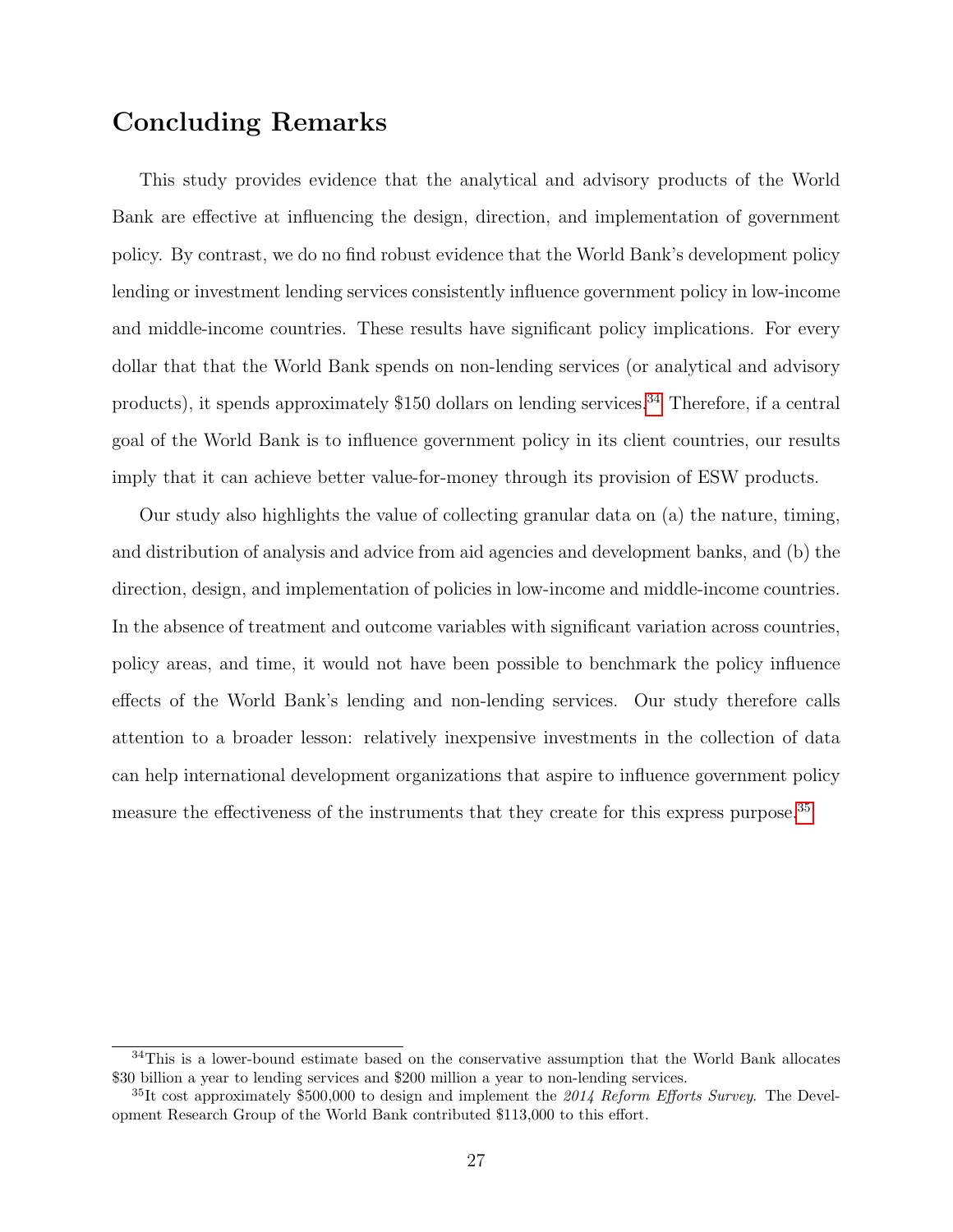# Concluding Remarks

This study provides evidence that the analytical and advisory products of the World Bank are effective at influencing the design, direction, and implementation of government policy. By contrast, we do no find robust evidence that the World Bank's development policy lending or investment lending services consistently influence government policy in low-income and middle-income countries. These results have significant policy implications. For every dollar that that the World Bank spends on non-lending services (or analytical and advisory products), it spends approximately $150 dollars on lending services.[34] Therefore, if a central goal of the World Bank is to influence government policy in its client countries, our results imply that it can achieve better value-for-money through its provision of ESW products.

Our study also highlights the value of collecting granular data on (a) the nature, timing, and distribution of analysis and advice from aid agencies and development banks, and (b) the direction, design, and implementation of policies in low-income and middle-income countries. In the absence of treatment and outcome variables with significant variation across countries, policy areas, and time, it would not have been possible to benchmark the policy influence effects of the World Bank's lending and non-lending services. Our study therefore calls attention to a broader lesson: relatively inexpensive investments in the collection of data can help international development organizations that aspire to influence government policy measure the effectiveness of the instruments that they create for this express purpose.[35]

---

[34] This is a lower-bound estimate based on the conservative assumption that the World Bank allocates $30 billion a year to lending services and $200 million a year to non-lending services.

[35] It cost approximately $500,000 to design and implement the *2014 Reform Efforts Survey*. The Development Research Group of the World Bank contributed $113,000 to this effort.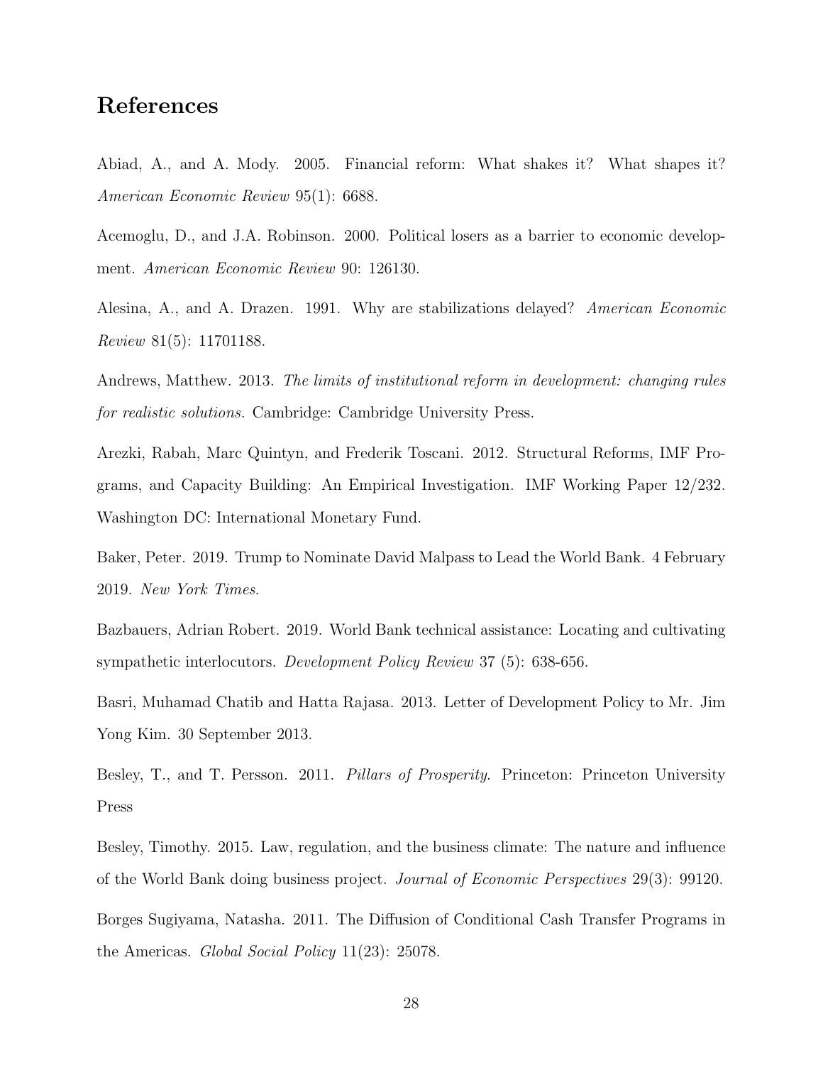## References

Abiad, A., and A. Mody. 2005. Financial reform: What shakes it? What shapes it? *American Economic Review* 95(1): 6688.

Acemoglu, D., and J.A. Robinson. 2000. Political losers as a barrier to economic development. *American Economic Review* 90: 126130.

Alesina, A., and A. Drazen. 1991. Why are stabilizations delayed? *American Economic Review* 81(5): 11701188.

Andrews, Matthew. 2013. *The limits of institutional reform in development: changing rules for realistic solutions.* Cambridge: Cambridge University Press.

Arezki, Rabah, Marc Quintyn, and Frederik Toscani. 2012. Structural Reforms, IMF Programs, and Capacity Building: An Empirical Investigation. IMF Working Paper 12/232. Washington DC: International Monetary Fund.

Baker, Peter. 2019. Trump to Nominate David Malpass to Lead the World Bank. 4 February 2019. *New York Times*.

Bazbauers, Adrian Robert. 2019. World Bank technical assistance: Locating and cultivating sympathetic interlocutors. *Development Policy Review* 37 (5): 638-656.

Basri, Muhamad Chatib and Hatta Rajasa. 2013. Letter of Development Policy to Mr. Jim Yong Kim. 30 September 2013.

Besley, T., and T. Persson. 2011. *Pillars of Prosperity*. Princeton: Princeton University Press

Besley, Timothy. 2015. Law, regulation, and the business climate: The nature and influence of the World Bank doing business project. *Journal of Economic Perspectives* 29(3): 99120.

Borges Sugiyama, Natasha. 2011. The Diffusion of Conditional Cash Transfer Programs in the Americas. *Global Social Policy* 11(23): 25078.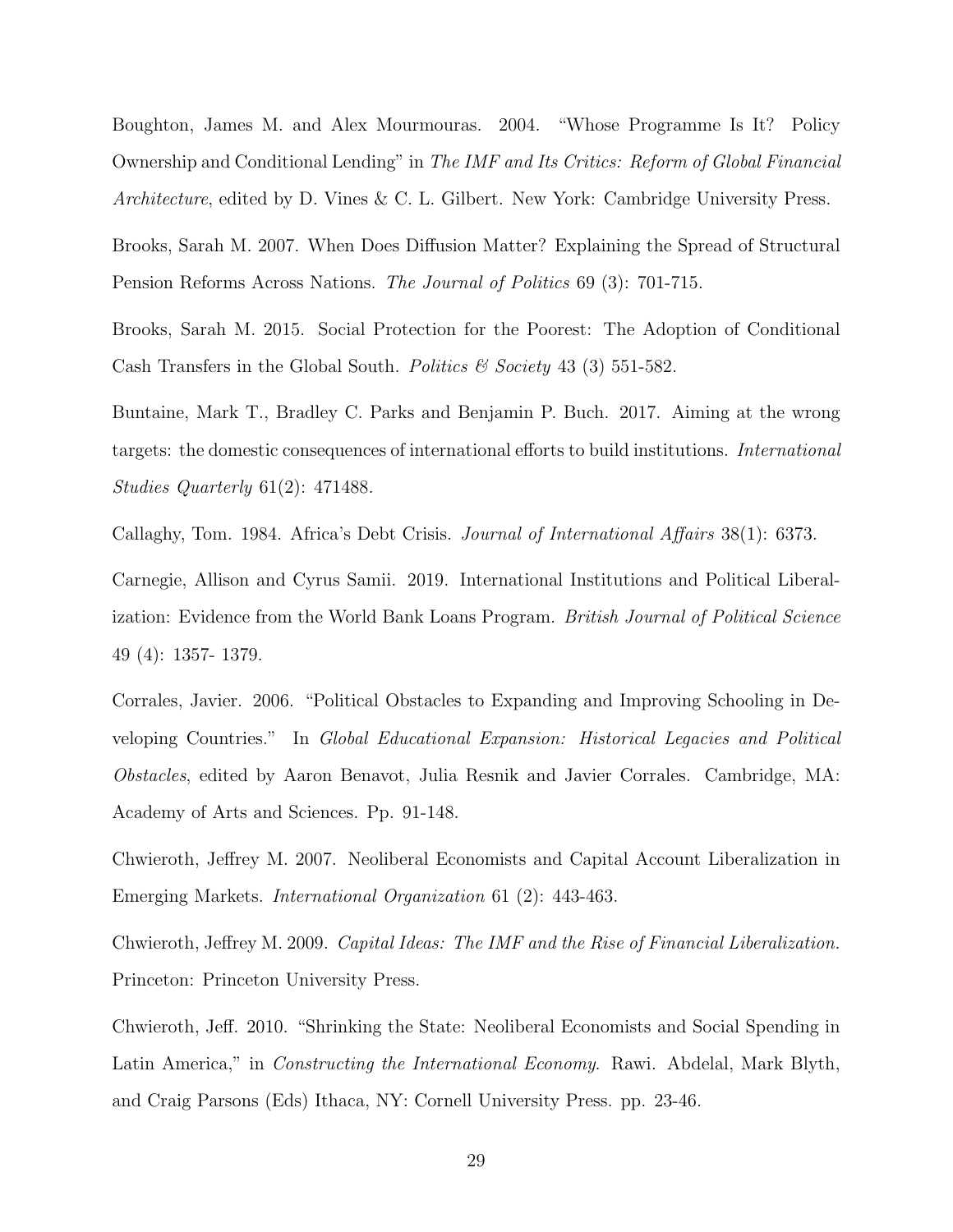Boughton, James M. and Alex Mourmouras. 2004. "Whose Programme Is It? Policy Ownership and Conditional Lending" in *The IMF and Its Critics: Reform of Global Financial Architecture*, edited by D. Vines & C. L. Gilbert. New York: Cambridge University Press.

Brooks, Sarah M. 2007. When Does Diffusion Matter? Explaining the Spread of Structural Pension Reforms Across Nations. *The Journal of Politics* 69 (3): 701-715.

Brooks, Sarah M. 2015. Social Protection for the Poorest: The Adoption of Conditional Cash Transfers in the Global South. *Politics & Society* 43 (3) 551-582.

Buntaine, Mark T., Bradley C. Parks and Benjamin P. Buch. 2017. Aiming at the wrong targets: the domestic consequences of international efforts to build institutions. *International Studies Quarterly* 61(2): 471488.

Callaghy, Tom. 1984. Africa's Debt Crisis. *Journal of International Affairs* 38(1): 6373.

Carnegie, Allison and Cyrus Samii. 2019. International Institutions and Political Liberalization: Evidence from the World Bank Loans Program. *British Journal of Political Science* 49 (4): 1357- 1379.

Corrales, Javier. 2006. "Political Obstacles to Expanding and Improving Schooling in Developing Countries." In *Global Educational Expansion: Historical Legacies and Political Obstacles*, edited by Aaron Benavot, Julia Resnik and Javier Corrales. Cambridge, MA: Academy of Arts and Sciences. Pp. 91-148.

Chwieroth, Jeffrey M. 2007. Neoliberal Economists and Capital Account Liberalization in Emerging Markets. *International Organization* 61 (2): 443-463.

Chwieroth, Jeffrey M. 2009. *Capital Ideas: The IMF and the Rise of Financial Liberalization.* Princeton: Princeton University Press.

Chwieroth, Jeff. 2010. "Shrinking the State: Neoliberal Economists and Social Spending in Latin America," in *Constructing the International Economy*. Rawi. Abdelal, Mark Blyth, and Craig Parsons (Eds) Ithaca, NY: Cornell University Press. pp. 23-46.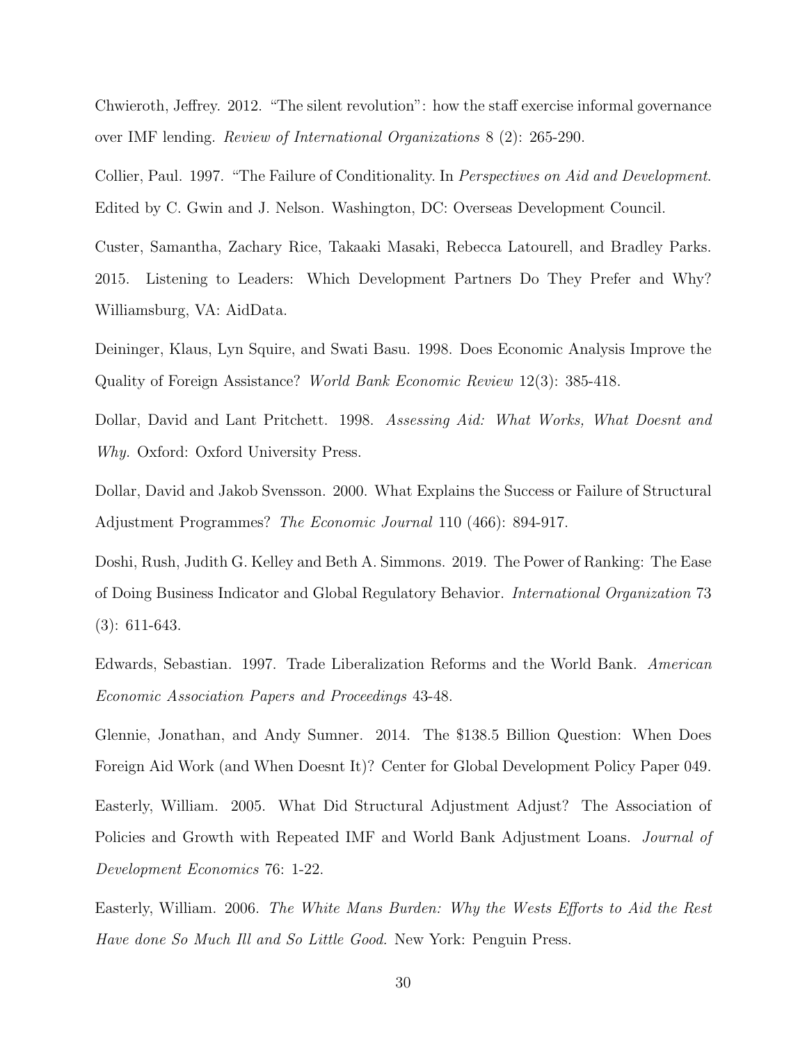Chwieroth, Jeffrey. 2012. "The silent revolution": how the staff exercise informal governance over IMF lending. *Review of International Organizations* 8 (2): 265-290.

Collier, Paul. 1997. "The Failure of Conditionality. In *Perspectives on Aid and Development*. Edited by C. Gwin and J. Nelson. Washington, DC: Overseas Development Council.

Custer, Samantha, Zachary Rice, Takaaki Masaki, Rebecca Latourell, and Bradley Parks. 2015. Listening to Leaders: Which Development Partners Do They Prefer and Why? Williamsburg, VA: AidData.

Deininger, Klaus, Lyn Squire, and Swati Basu. 1998. Does Economic Analysis Improve the Quality of Foreign Assistance? *World Bank Economic Review* 12(3): 385-418.

Dollar, David and Lant Pritchett. 1998. *Assessing Aid: What Works, What Doesnt and Why.* Oxford: Oxford University Press.

Dollar, David and Jakob Svensson. 2000. What Explains the Success or Failure of Structural Adjustment Programmes? *The Economic Journal* 110 (466): 894-917.

Doshi, Rush, Judith G. Kelley and Beth A. Simmons. 2019. The Power of Ranking: The Ease of Doing Business Indicator and Global Regulatory Behavior. *International Organization* 73 (3): 611-643.

Edwards, Sebastian. 1997. Trade Liberalization Reforms and the World Bank. *American Economic Association Papers and Proceedings* 43-48.

Glennie, Jonathan, and Andy Sumner. 2014. The $138.5 Billion Question: When Does Foreign Aid Work (and When Doesnt It)? Center for Global Development Policy Paper 049.

Easterly, William. 2005. What Did Structural Adjustment Adjust? The Association of Policies and Growth with Repeated IMF and World Bank Adjustment Loans. *Journal of Development Economics* 76: 1-22.

Easterly, William. 2006. *The White Mans Burden: Why the Wests Efforts to Aid the Rest Have done So Much Ill and So Little Good.* New York: Penguin Press.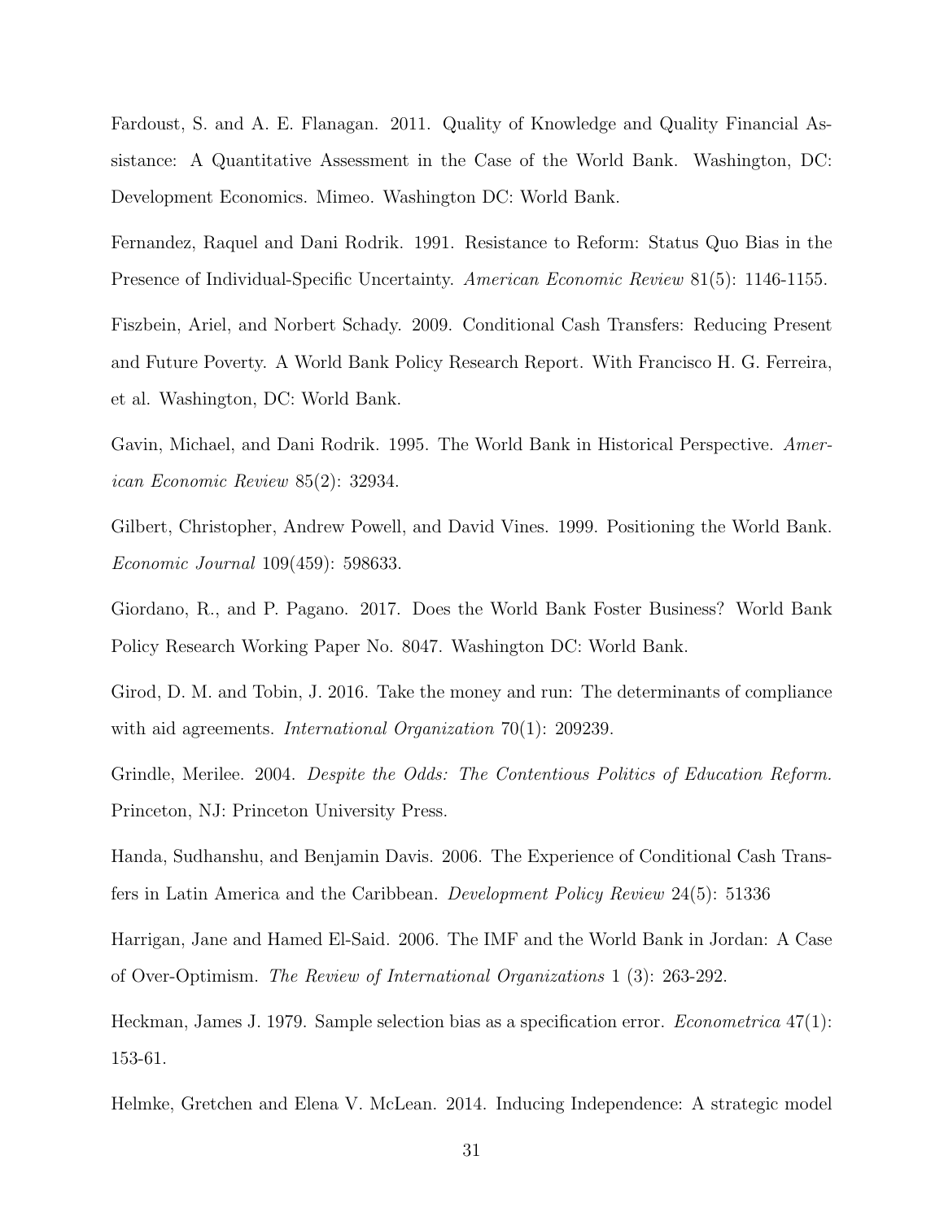Fardoust, S. and A. E. Flanagan. 2011. Quality of Knowledge and Quality Financial Assistance: A Quantitative Assessment in the Case of the World Bank. Washington, DC: Development Economics. Mimeo. Washington DC: World Bank.

Fernandez, Raquel and Dani Rodrik. 1991. Resistance to Reform: Status Quo Bias in the Presence of Individual-Specific Uncertainty. *American Economic Review* 81(5): 1146-1155.

Fiszbein, Ariel, and Norbert Schady. 2009. Conditional Cash Transfers: Reducing Present and Future Poverty. A World Bank Policy Research Report. With Francisco H. G. Ferreira, et al. Washington, DC: World Bank.

Gavin, Michael, and Dani Rodrik. 1995. The World Bank in Historical Perspective. *American Economic Review* 85(2): 32934.

Gilbert, Christopher, Andrew Powell, and David Vines. 1999. Positioning the World Bank. *Economic Journal* 109(459): 598633.

Giordano, R., and P. Pagano. 2017. Does the World Bank Foster Business? World Bank Policy Research Working Paper No. 8047. Washington DC: World Bank.

Girod, D. M. and Tobin, J. 2016. Take the money and run: The determinants of compliance with aid agreements. *International Organization* 70(1): 209239.

Grindle, Merilee. 2004. *Despite the Odds: The Contentious Politics of Education Reform.* Princeton, NJ: Princeton University Press.

Handa, Sudhanshu, and Benjamin Davis. 2006. The Experience of Conditional Cash Transfers in Latin America and the Caribbean. *Development Policy Review* 24(5): 51336

Harrigan, Jane and Hamed El-Said. 2006. The IMF and the World Bank in Jordan: A Case of Over-Optimism. *The Review of International Organizations* 1 (3): 263-292.

Heckman, James J. 1979. Sample selection bias as a specification error. *Econometrica* 47(1): 153-61.

Helmke, Gretchen and Elena V. McLean. 2014. Inducing Independence: A strategic model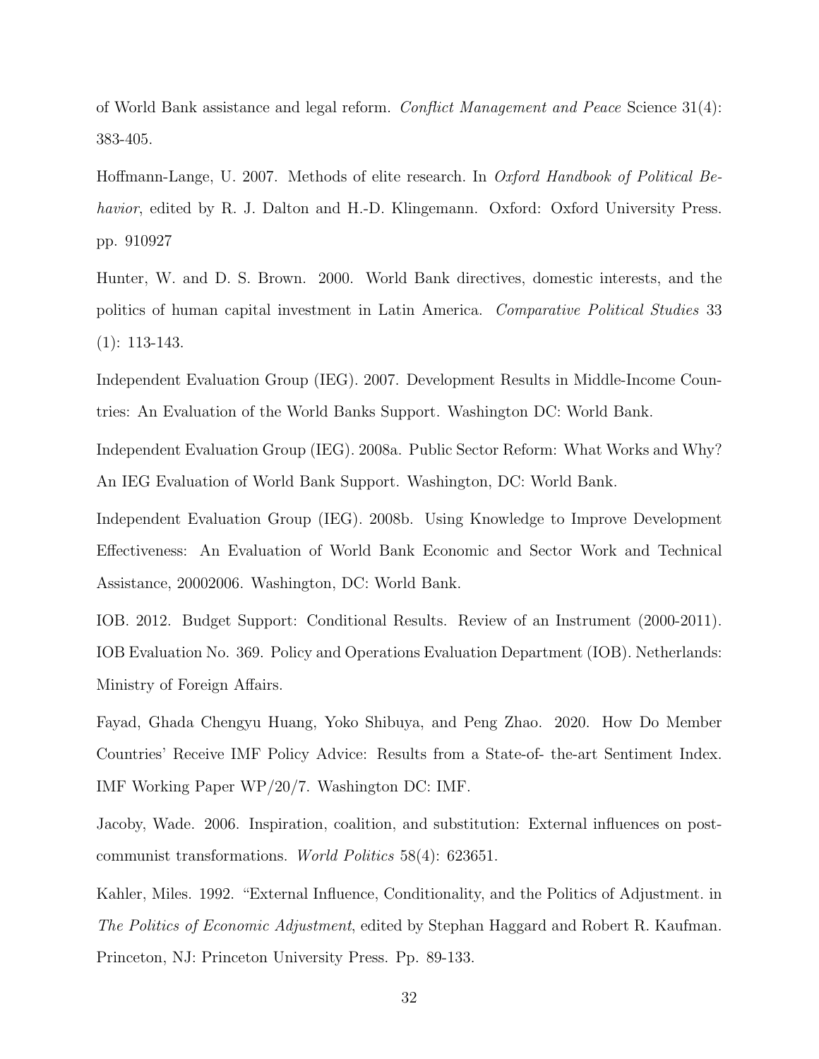of World Bank assistance and legal reform. *Conflict Management and Peace* Science 31(4): 383-405.

Hoffmann-Lange, U. 2007. Methods of elite research. In *Oxford Handbook of Political Behavior*, edited by R. J. Dalton and H.-D. Klingemann. Oxford: Oxford University Press. pp. 910927

Hunter, W. and D. S. Brown. 2000. World Bank directives, domestic interests, and the politics of human capital investment in Latin America. *Comparative Political Studies* 33 (1): 113-143.

Independent Evaluation Group (IEG). 2007. Development Results in Middle-Income Countries: An Evaluation of the World Banks Support. Washington DC: World Bank.

Independent Evaluation Group (IEG). 2008a. Public Sector Reform: What Works and Why? An IEG Evaluation of World Bank Support. Washington, DC: World Bank.

Independent Evaluation Group (IEG). 2008b. Using Knowledge to Improve Development Effectiveness: An Evaluation of World Bank Economic and Sector Work and Technical Assistance, 20002006. Washington, DC: World Bank.

IOB. 2012. Budget Support: Conditional Results. Review of an Instrument (2000-2011). IOB Evaluation No. 369. Policy and Operations Evaluation Department (IOB). Netherlands: Ministry of Foreign Affairs.

Fayad, Ghada Chengyu Huang, Yoko Shibuya, and Peng Zhao. 2020. How Do Member Countries' Receive IMF Policy Advice: Results from a State-of- the-art Sentiment Index. IMF Working Paper WP/20/7. Washington DC: IMF.

Jacoby, Wade. 2006. Inspiration, coalition, and substitution: External influences on post-communist transformations. *World Politics* 58(4): 623651.

Kahler, Miles. 1992. "External Influence, Conditionality, and the Politics of Adjustment. in *The Politics of Economic Adjustment*, edited by Stephan Haggard and Robert R. Kaufman. Princeton, NJ: Princeton University Press. Pp. 89-133.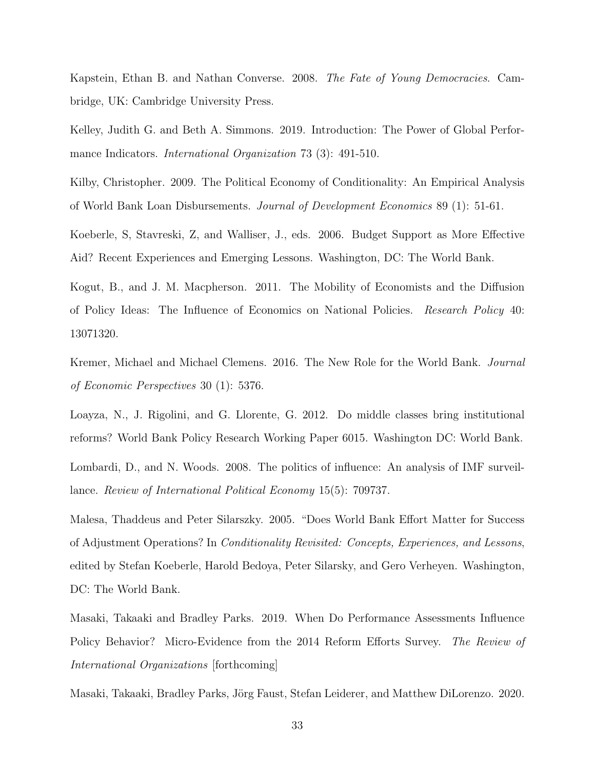Kapstein, Ethan B. and Nathan Converse. 2008. *The Fate of Young Democracies*. Cambridge, UK: Cambridge University Press.

Kelley, Judith G. and Beth A. Simmons. 2019. Introduction: The Power of Global Performance Indicators. *International Organization* 73 (3): 491-510.

Kilby, Christopher. 2009. The Political Economy of Conditionality: An Empirical Analysis of World Bank Loan Disbursements. *Journal of Development Economics* 89 (1): 51-61.

Koeberle, S, Stavreski, Z, and Walliser, J., eds. 2006. Budget Support as More Effective Aid? Recent Experiences and Emerging Lessons. Washington, DC: The World Bank.

Kogut, B., and J. M. Macpherson. 2011. The Mobility of Economists and the Diffusion of Policy Ideas: The Influence of Economics on National Policies. *Research Policy* 40: 13071320.

Kremer, Michael and Michael Clemens. 2016. The New Role for the World Bank. *Journal of Economic Perspectives* 30 (1): 5376.

Loayza, N., J. Rigolini, and G. Llorente, G. 2012. Do middle classes bring institutional reforms? World Bank Policy Research Working Paper 6015. Washington DC: World Bank.

Lombardi, D., and N. Woods. 2008. The politics of influence: An analysis of IMF surveillance. *Review of International Political Economy* 15(5): 709737.

Malesa, Thaddeus and Peter Silarszky. 2005. "Does World Bank Effort Matter for Success of Adjustment Operations? In *Conditionality Revisited: Concepts, Experiences, and Lessons*, edited by Stefan Koeberle, Harold Bedoya, Peter Silarsky, and Gero Verheyen. Washington, DC: The World Bank.

Masaki, Takaaki and Bradley Parks. 2019. When Do Performance Assessments Influence Policy Behavior? Micro-Evidence from the 2014 Reform Efforts Survey. *The Review of International Organizations* [forthcoming]

Masaki, Takaaki, Bradley Parks, Jörg Faust, Stefan Leiderer, and Matthew DiLorenzo. 2020.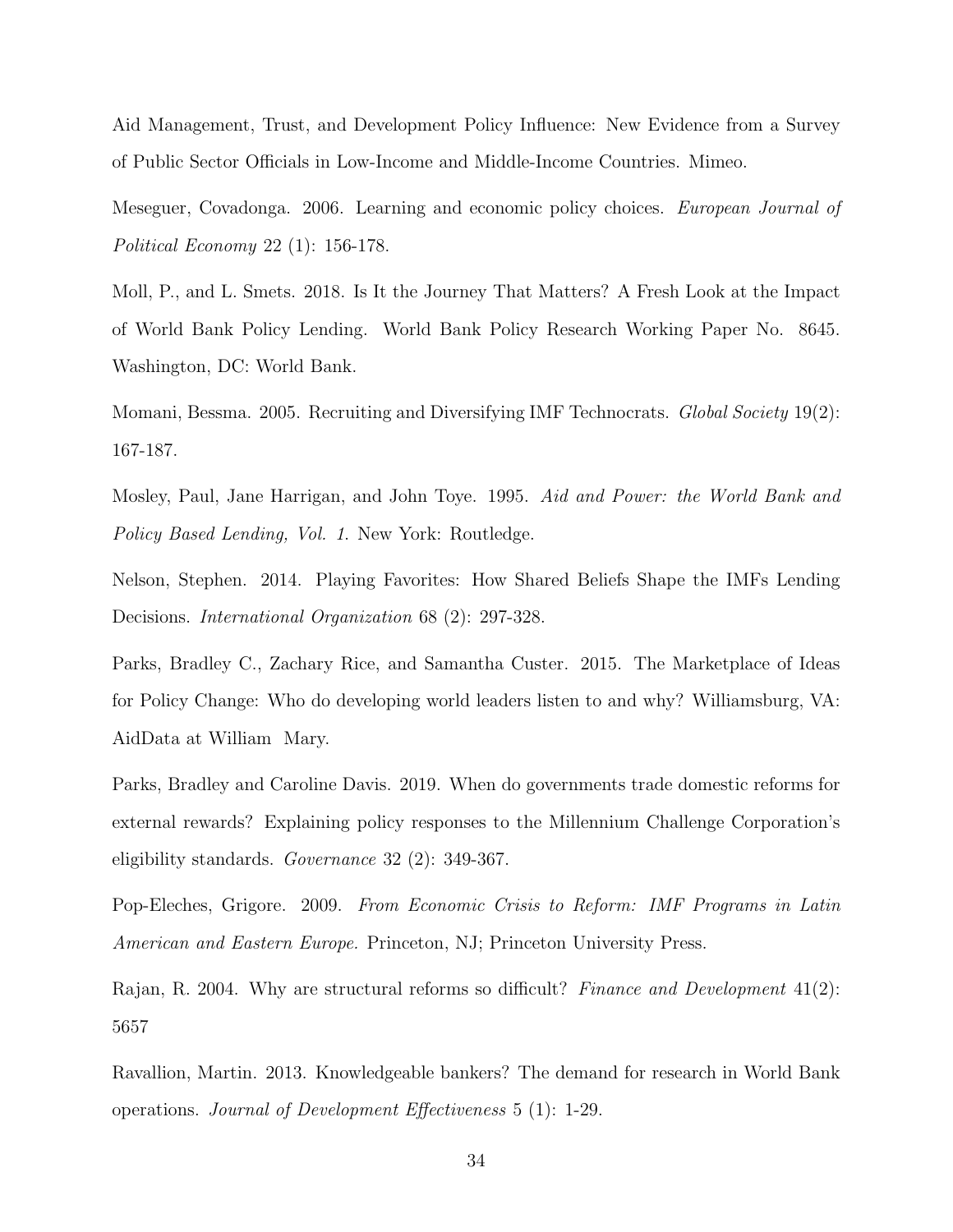Aid Management, Trust, and Development Policy Influence: New Evidence from a Survey of Public Sector Officials in Low-Income and Middle-Income Countries. Mimeo.

Meseguer, Covadonga. 2006. Learning and economic policy choices. *European Journal of Political Economy* 22 (1): 156-178.

Moll, P., and L. Smets. 2018. Is It the Journey That Matters? A Fresh Look at the Impact of World Bank Policy Lending. World Bank Policy Research Working Paper No. 8645. Washington, DC: World Bank.

Momani, Bessma. 2005. Recruiting and Diversifying IMF Technocrats. *Global Society* 19(2): 167-187.

Mosley, Paul, Jane Harrigan, and John Toye. 1995. *Aid and Power: the World Bank and Policy Based Lending, Vol. 1.* New York: Routledge.

Nelson, Stephen. 2014. Playing Favorites: How Shared Beliefs Shape the IMFs Lending Decisions. *International Organization* 68 (2): 297-328.

Parks, Bradley C., Zachary Rice, and Samantha Custer. 2015. The Marketplace of Ideas for Policy Change: Who do developing world leaders listen to and why? Williamsburg, VA: AidData at William Mary.

Parks, Bradley and Caroline Davis. 2019. When do governments trade domestic reforms for external rewards? Explaining policy responses to the Millennium Challenge Corporation's eligibility standards. *Governance* 32 (2): 349-367.

Pop-Eleches, Grigore. 2009. *From Economic Crisis to Reform: IMF Programs in Latin American and Eastern Europe.* Princeton, NJ; Princeton University Press.

Rajan, R. 2004. Why are structural reforms so difficult? *Finance and Development* 41(2): 5657

Ravallion, Martin. 2013. Knowledgeable bankers? The demand for research in World Bank operations. *Journal of Development Effectiveness* 5 (1): 1-29.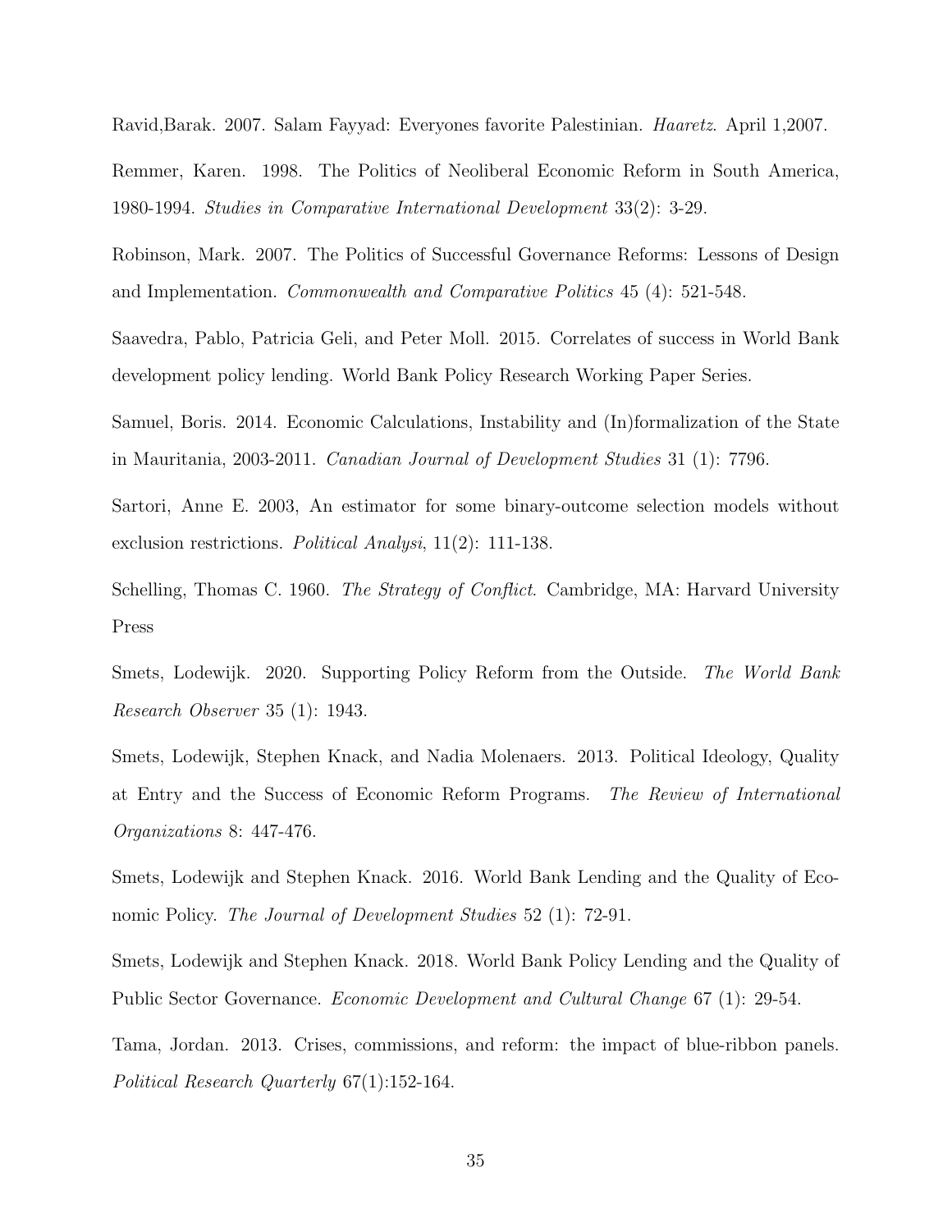Ravid,Barak. 2007. Salam Fayyad: Everyones favorite Palestinian. *Haaretz*. April 1,2007.

Remmer, Karen. 1998. The Politics of Neoliberal Economic Reform in South America, 1980-1994. *Studies in Comparative International Development* 33(2): 3-29.

Robinson, Mark. 2007. The Politics of Successful Governance Reforms: Lessons of Design and Implementation. *Commonwealth and Comparative Politics* 45 (4): 521-548.

Saavedra, Pablo, Patricia Geli, and Peter Moll. 2015. Correlates of success in World Bank development policy lending. World Bank Policy Research Working Paper Series.

Samuel, Boris. 2014. Economic Calculations, Instability and (In)formalization of the State in Mauritania, 2003-2011. *Canadian Journal of Development Studies* 31 (1): 7796.

Sartori, Anne E. 2003, An estimator for some binary-outcome selection models without exclusion restrictions. *Political Analysi*, 11(2): 111-138.

Schelling, Thomas C. 1960. *The Strategy of Conflict*. Cambridge, MA: Harvard University Press

Smets, Lodewijk. 2020. Supporting Policy Reform from the Outside. *The World Bank Research Observer* 35 (1): 1943.

Smets, Lodewijk, Stephen Knack, and Nadia Molenaers. 2013. Political Ideology, Quality at Entry and the Success of Economic Reform Programs. *The Review of International Organizations* 8: 447-476.

Smets, Lodewijk and Stephen Knack. 2016. World Bank Lending and the Quality of Economic Policy. *The Journal of Development Studies* 52 (1): 72-91.

Smets, Lodewijk and Stephen Knack. 2018. World Bank Policy Lending and the Quality of Public Sector Governance. *Economic Development and Cultural Change* 67 (1): 29-54.

Tama, Jordan. 2013. Crises, commissions, and reform: the impact of blue-ribbon panels. *Political Research Quarterly* 67(1):152-164.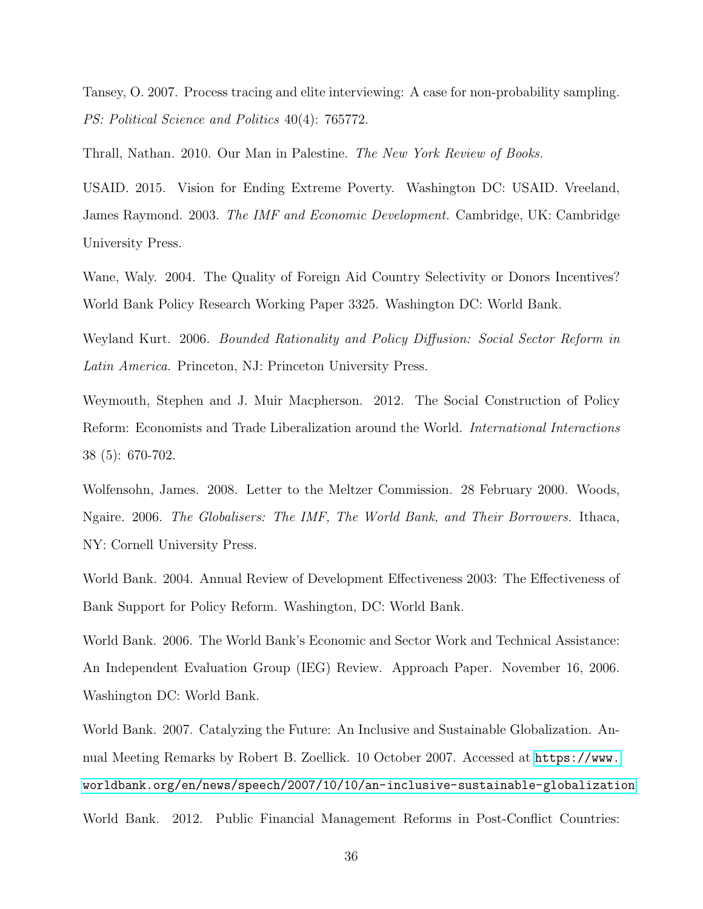Tansey, O. 2007. Process tracing and elite interviewing: A case for non-probability sampling. *PS: Political Science and Politics* 40(4): 765772.

Thrall, Nathan. 2010. Our Man in Palestine. *The New York Review of Books.*

USAID. 2015. Vision for Ending Extreme Poverty. Washington DC: USAID. Vreeland, James Raymond. 2003. *The IMF and Economic Development.* Cambridge, UK: Cambridge University Press.

Wane, Waly. 2004. The Quality of Foreign Aid Country Selectivity or Donors Incentives? World Bank Policy Research Working Paper 3325. Washington DC: World Bank.

Weyland Kurt. 2006. *Bounded Rationality and Policy Diffusion: Social Sector Reform in Latin America.* Princeton, NJ: Princeton University Press.

Weymouth, Stephen and J. Muir Macpherson. 2012. The Social Construction of Policy Reform: Economists and Trade Liberalization around the World. *International Interactions* 38 (5): 670-702.

Wolfensohn, James. 2008. Letter to the Meltzer Commission. 28 February 2000. Woods, Ngaire. 2006. *The Globalisers: The IMF, The World Bank, and Their Borrowers.* Ithaca, NY: Cornell University Press.

World Bank. 2004. Annual Review of Development Effectiveness 2003: The Effectiveness of Bank Support for Policy Reform. Washington, DC: World Bank.

World Bank. 2006. The World Bank's Economic and Sector Work and Technical Assistance: An Independent Evaluation Group (IEG) Review. Approach Paper. November 16, 2006. Washington DC: World Bank.

World Bank. 2007. Catalyzing the Future: An Inclusive and Sustainable Globalization. Annual Meeting Remarks by Robert B. Zoellick. 10 October 2007. Accessed at https://www.worldbank.org/en/news/speech/2007/10/10/an-inclusive-sustainable-globalization

World Bank. 2012. Public Financial Management Reforms in Post-Conflict Countries: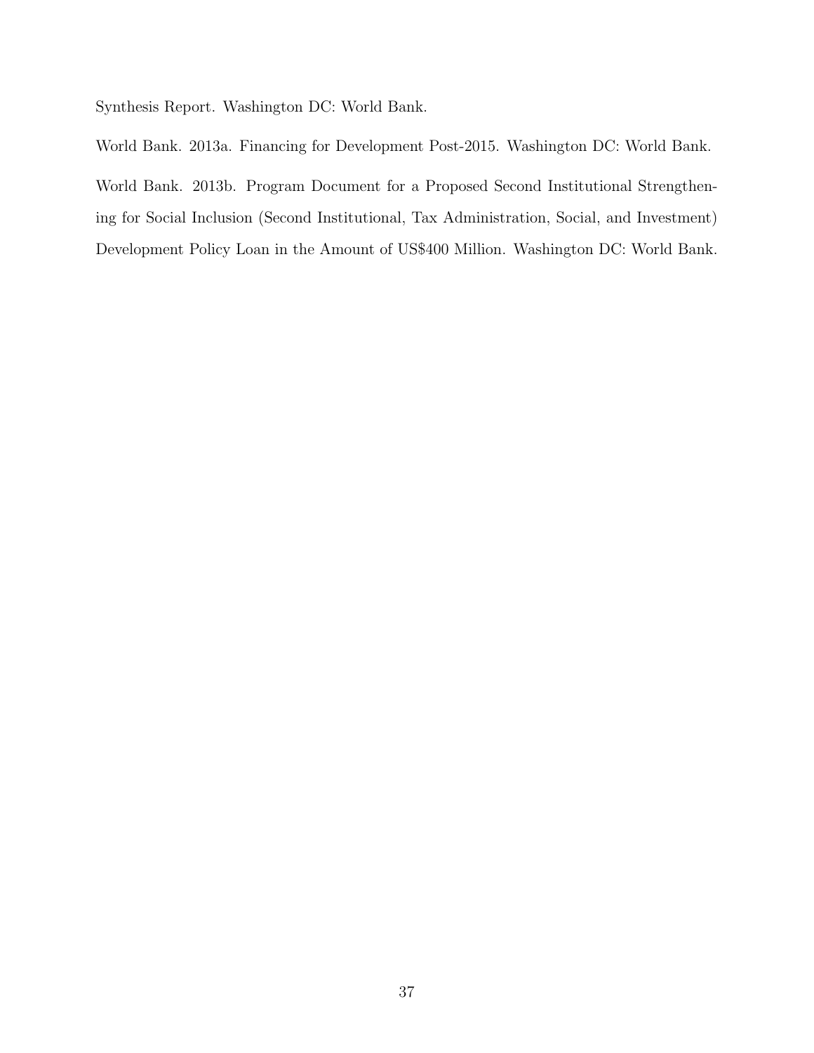Synthesis Report. Washington DC: World Bank.

World Bank. 2013a. Financing for Development Post-2015. Washington DC: World Bank.

World Bank. 2013b. Program Document for a Proposed Second Institutional Strengthening for Social Inclusion (Second Institutional, Tax Administration, Social, and Investment) Development Policy Loan in the Amount of US$400 Million. Washington DC: World Bank.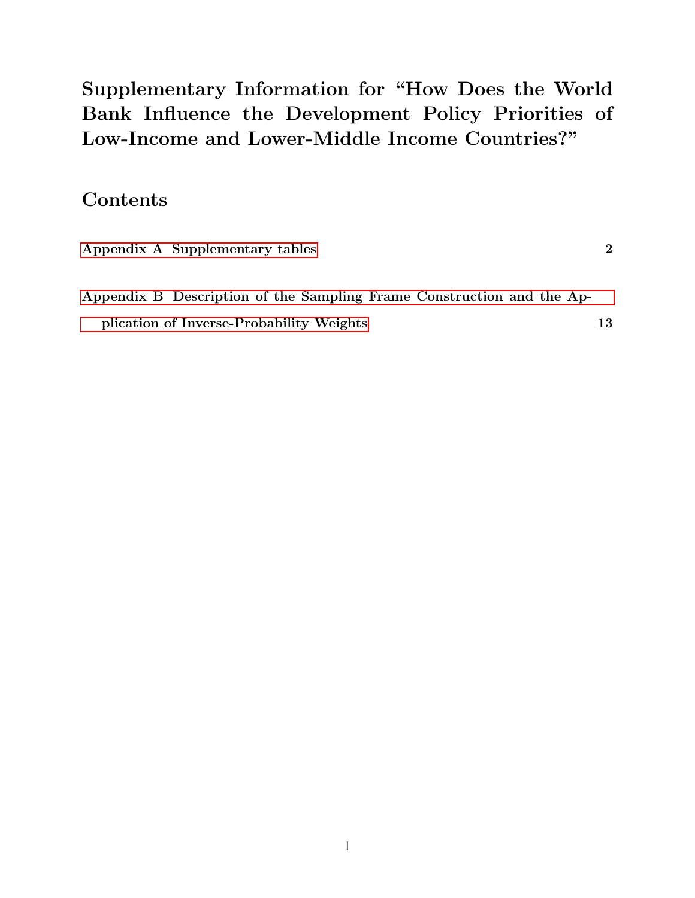# Supplementary Information for "How Does the World Bank Influence the Development Policy Priorities of Low-Income and Lower-Middle Income Countries?"

## Contents

**Appendix A Supplementary tables** **2**

**Appendix B Description of the Sampling Frame Construction and the Application of Inverse-Probability Weights** **13**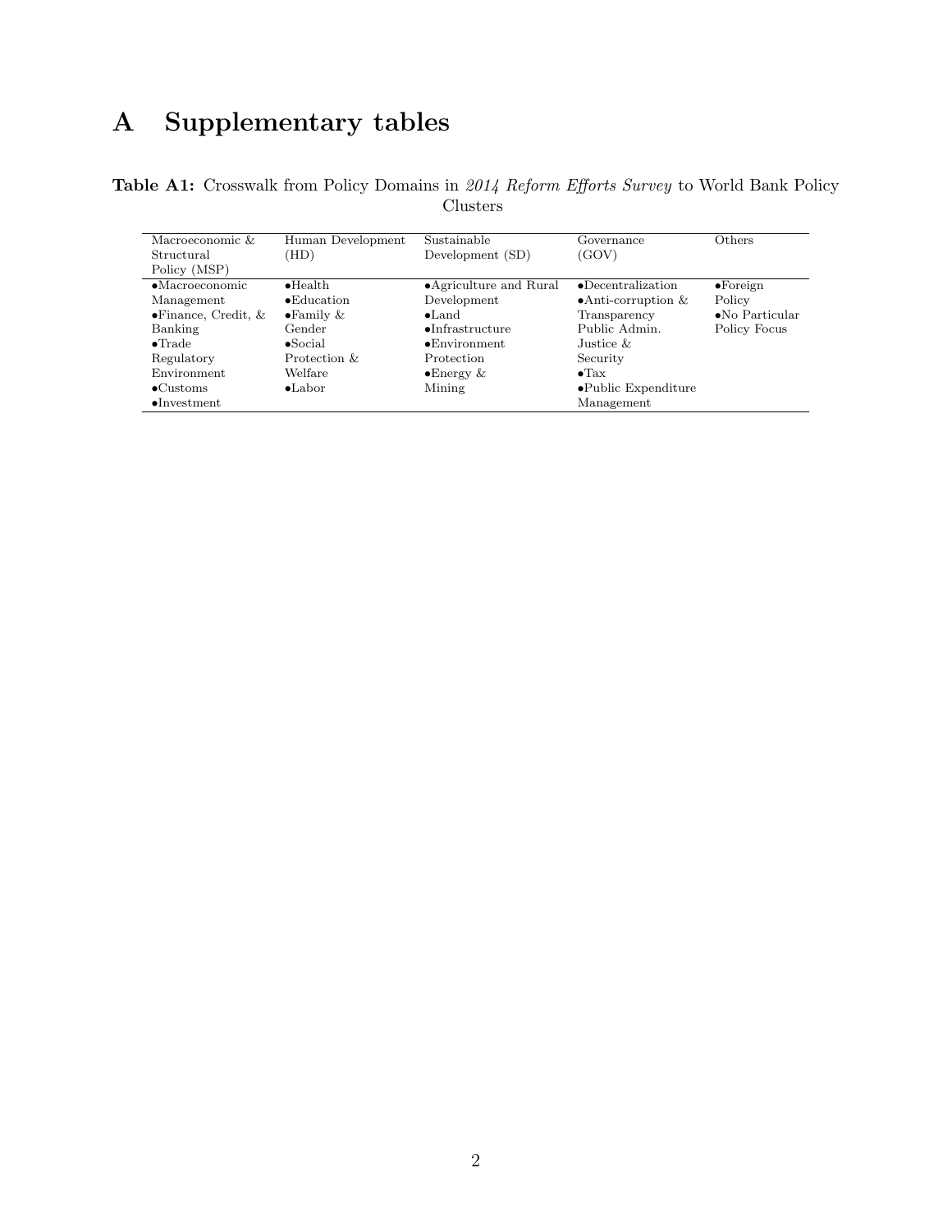# A Supplementary tables

**Table A1:** Crosswalk from Policy Domains in *2014 Reform Efforts Survey* to World Bank Policy Clusters

| Macroeconomic & Structural Policy (MSP) | Human Development (HD) | Sustainable Development (SD) | Governance (GOV) | Others |
|---|---|---|---|---|
| •Macroeconomic Management<br>•Finance, Credit, & Banking<br>•Trade Regulatory Environment<br>•Customs<br>•Investment | •Health<br>•Education<br>•Family & Gender<br>•Social Protection & Welfare<br>•Labor | •Agriculture and Rural Development<br>•Land<br>•Infrastructure<br>•Environment Protection<br>•Energy & Mining | •Decentralization<br>•Anti-corruption & Transparency Public Admin. Justice & Security<br>•Tax<br>•Public Expenditure Management | •Foreign Policy<br>•No Particular Policy Focus |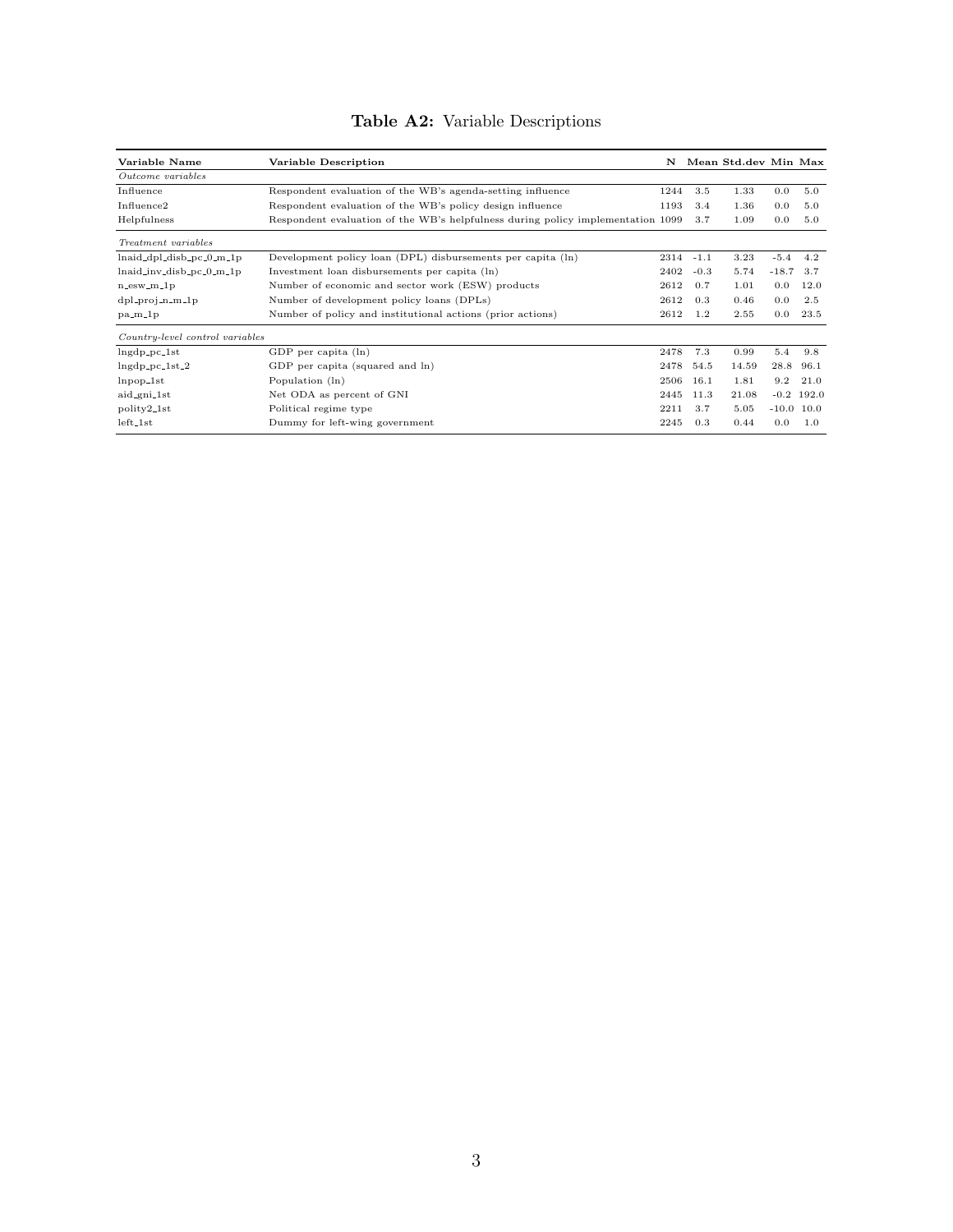**Table A2:** Variable Descriptions

| Variable Name | Variable Description | N | Mean | Std.dev | Min | Max |
|---|---|---|---|---|---|---|
| *Outcome variables* | | | | | | |
| Influence | Respondent evaluation of the WB's agenda-setting influence | 1244 | 3.5 | 1.33 | 0.0 | 5.0 |
| Influence2 | Respondent evaluation of the WB's policy design influence | 1193 | 3.4 | 1.36 | 0.0 | 5.0 |
| Helpfulness | Respondent evaluation of the WB's helpfulness during policy implementation | 1099 | 3.7 | 1.09 | 0.0 | 5.0 |
| *Treatment variables* | | | | | | |
| lnaid_dpl_disb_pc_0_m_1p | Development policy loan (DPL) disbursements per capita (ln) | 2314 | -1.1 | 3.23 | -5.4 | 4.2 |
| lnaid_inv_disb_pc_0_m_1p | Investment loan disbursements per capita (ln) | 2402 | -0.3 | 5.74 | -18.7 | 3.7 |
| n_esw_m_1p | Number of economic and sector work (ESW) products | 2612 | 0.7 | 1.01 | 0.0 | 12.0 |
| dpl_proj_n_m_1p | Number of development policy loans (DPLs) | 2612 | 0.3 | 0.46 | 0.0 | 2.5 |
| pa_m_1p | Number of policy and institutional actions (prior actions) | 2612 | 1.2 | 2.55 | 0.0 | 23.5 |
| *Country-level control variables* | | | | | | |
| lngdp_pc_1st | GDP per capita (ln) | 2478 | 7.3 | 0.99 | 5.4 | 9.8 |
| lngdp_pc_1st_2 | GDP per capita (squared and ln) | 2478 | 54.5 | 14.59 | 28.8 | 96.1 |
| lnpop_1st | Population (ln) | 2506 | 16.1 | 1.81 | 9.2 | 21.0 |
| aid_gni_1st | Net ODA as percent of GNI | 2445 | 11.3 | 21.08 | -0.2 | 192.0 |
| polity2_1st | Political regime type | 2211 | 3.7 | 5.05 | -10.0 | 10.0 |
| left_1st | Dummy for left-wing government | 2245 | 0.3 | 0.44 | 0.0 | 1.0 |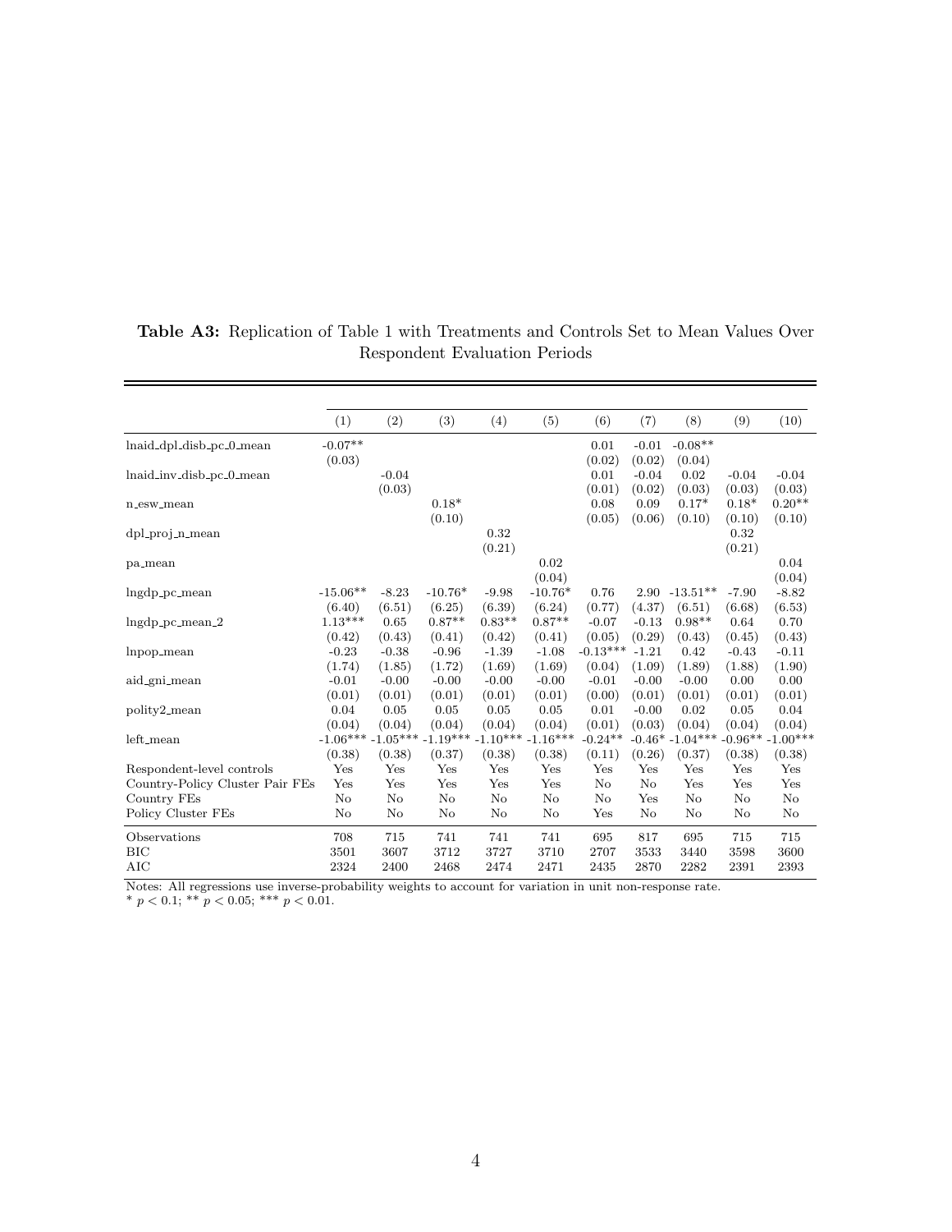**Table A3:** Replication of Table 1 with Treatments and Controls Set to Mean Values Over Respondent Evaluation Periods

| | (1) | (2) | (3) | (4) | (5) | (6) | (7) | (8) | (9) | (10) |
|---|---|---|---|---|---|---|---|---|---|---|
| lnaid_dpl_disb_pc_0_mean | -0.07** | | | | | 0.01 | -0.01 | -0.08** | | |
| | (0.03) | | | | | (0.02) | (0.02) | (0.04) | | |
| lnaid_inv_disb_pc_0_mean | | -0.04 | | | | 0.01 | -0.04 | 0.02 | -0.04 | -0.04 |
| | | (0.03) | | | | (0.01) | (0.02) | (0.03) | (0.03) | (0.03) |
| n_esw_mean | | | 0.18* | | | 0.08 | 0.09 | 0.17* | 0.18* | 0.20** |
| | | | (0.10) | | | (0.05) | (0.06) | (0.10) | (0.10) | (0.10) |
| dpl_proj_n_mean | | | | 0.32 | | | | | 0.32 | |
| | | | | (0.21) | | | | | (0.21) | |
| pa_mean | | | | | 0.02 | | | | | 0.04 |
| | | | | | (0.04) | | | | | (0.04) |
| lngdp_pc_mean | -15.06** | -8.23 | -10.76* | -9.98 | -10.76* | 0.76 | 2.90 | -13.51** | -7.90 | -8.82 |
| | (6.40) | (6.51) | (6.25) | (6.39) | (6.24) | (0.77) | (4.37) | (6.51) | (6.68) | (6.53) |
| lngdp_pc_mean_2 | 1.13*** | 0.65 | 0.87** | 0.83** | 0.87** | -0.07 | -0.13 | 0.98** | 0.64 | 0.70 |
| | (0.42) | (0.43) | (0.41) | (0.42) | (0.41) | (0.05) | (0.29) | (0.43) | (0.45) | (0.43) |
| lnpop_mean | -0.23 | -0.38 | -0.96 | -1.39 | -1.08 | -0.13*** | -1.21 | 0.42 | -0.43 | -0.11 |
| | (1.74) | (1.85) | (1.72) | (1.69) | (1.69) | (0.04) | (1.09) | (1.89) | (1.88) | (1.90) |
| aid_gni_mean | -0.01 | -0.00 | -0.00 | -0.00 | -0.00 | -0.01 | -0.00 | -0.00 | 0.00 | 0.00 |
| | (0.01) | (0.01) | (0.01) | (0.01) | (0.01) | (0.00) | (0.01) | (0.01) | (0.01) | (0.01) |
| polity2_mean | 0.04 | 0.05 | 0.05 | 0.05 | 0.05 | 0.01 | -0.00 | 0.02 | 0.05 | 0.04 |
| | (0.04) | (0.04) | (0.04) | (0.04) | (0.04) | (0.01) | (0.03) | (0.04) | (0.04) | (0.04) |
| left_mean | -1.06*** | -1.05*** | -1.19*** | -1.10*** | -1.16*** | -0.24** | -0.46* | -1.04*** | -0.96** | -1.00*** |
| | (0.38) | (0.38) | (0.37) | (0.38) | (0.38) | (0.11) | (0.26) | (0.37) | (0.38) | (0.38) |
| Respondent-level controls | Yes | Yes | Yes | Yes | Yes | Yes | Yes | Yes | Yes | Yes |
| Country-Policy Cluster Pair FEs | Yes | Yes | Yes | Yes | Yes | No | No | Yes | Yes | Yes |
| Country FEs | No | No | No | No | No | No | Yes | No | No | No |
| Policy Cluster FEs | No | No | No | No | No | Yes | No | No | No | No |
| Observations | 708 | 715 | 741 | 741 | 741 | 695 | 817 | 695 | 715 | 715 |
| BIC | 3501 | 3607 | 3712 | 3727 | 3710 | 2707 | 3533 | 3440 | 3598 | 3600 |
| AIC | 2324 | 2400 | 2468 | 2474 | 2471 | 2435 | 2870 | 2282 | 2391 | 2393 |

Notes: All regressions use inverse-probability weights to account for variation in unit non-response rate.
* $p < 0.1$; ** $p < 0.05$; *** $p < 0.01$.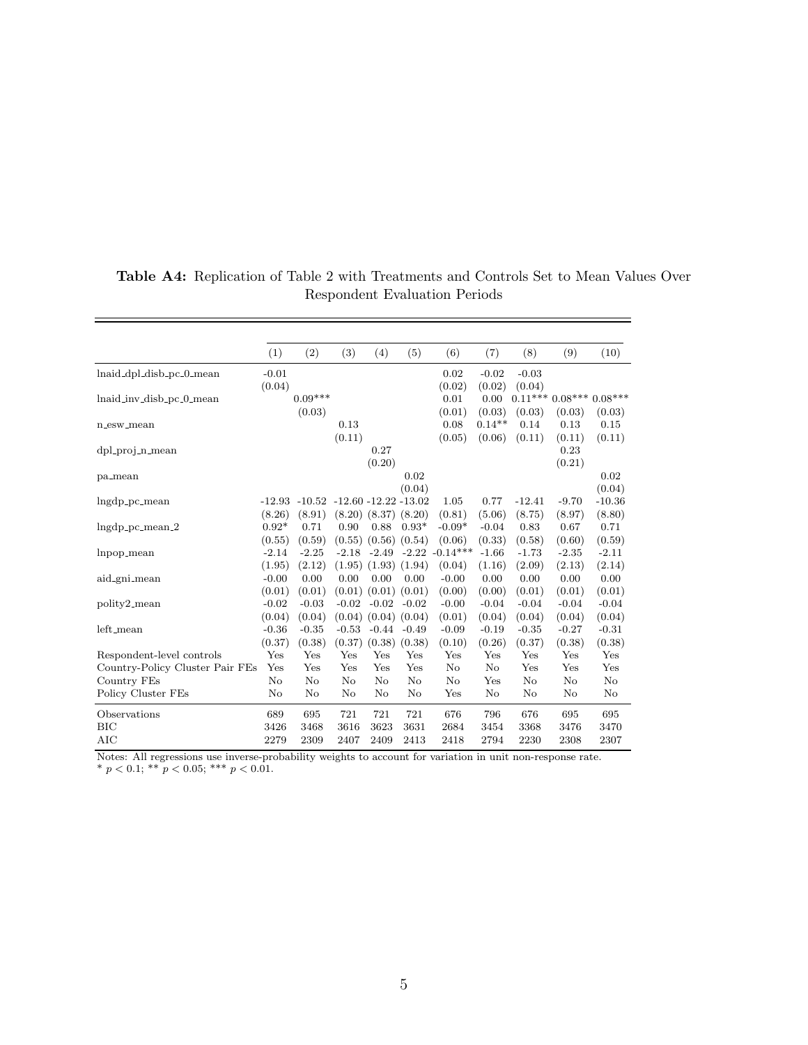**Table A4:** Replication of Table 2 with Treatments and Controls Set to Mean Values Over Respondent Evaluation Periods

| | (1) | (2) | (3) | (4) | (5) | (6) | (7) | (8) | (9) | (10) |
|---|---|---|---|---|---|---|---|---|---|---|
| lnaid_dpl_disb_pc_0_mean | -0.01 | | | | | 0.02 | -0.02 | -0.03 | | |
| | (0.04) | | | | | (0.02) | (0.02) | (0.04) | | |
| lnaid_inv_disb_pc_0_mean | | 0.09*** | | | | 0.01 | 0.00 | 0.11*** | 0.08*** | 0.08*** |
| | | (0.03) | | | | (0.01) | (0.03) | (0.03) | (0.03) | (0.03) |
| n_esw_mean | | | 0.13 | | | 0.08 | 0.14** | 0.14 | 0.13 | 0.15 |
| | | | (0.11) | | | (0.05) | (0.06) | (0.11) | (0.11) | (0.11) |
| dpl_proj_n_mean | | | | 0.27 | | | | | 0.23 | |
| | | | | (0.20) | | | | | (0.21) | |
| pa_mean | | | | | 0.02 | | | | | 0.02 |
| | | | | | (0.04) | | | | | (0.04) |
| lngdp_pc_mean | -12.93 | -10.52 | -12.60 | -12.22 | -13.02 | 1.05 | 0.77 | -12.41 | -9.70 | -10.36 |
| | (8.26) | (8.91) | (8.20) | (8.37) | (8.20) | (0.81) | (5.06) | (8.75) | (8.97) | (8.80) |
| lngdp_pc_mean_2 | 0.92* | 0.71 | 0.90 | 0.88 | 0.93* | -0.09* | -0.04 | 0.83 | 0.67 | 0.71 |
| | (0.55) | (0.59) | (0.55) | (0.56) | (0.54) | (0.06) | (0.33) | (0.58) | (0.60) | (0.59) |
| lnpop_mean | -2.14 | -2.25 | -2.18 | -2.49 | -2.22 | -0.14*** | -1.66 | -1.73 | -2.35 | -2.11 |
| | (1.95) | (2.12) | (1.95) | (1.93) | (1.94) | (0.04) | (1.16) | (2.09) | (2.13) | (2.14) |
| aid_gni_mean | -0.00 | 0.00 | 0.00 | 0.00 | 0.00 | -0.00 | 0.00 | 0.00 | 0.00 | 0.00 |
| | (0.01) | (0.01) | (0.01) | (0.01) | (0.01) | (0.00) | (0.00) | (0.01) | (0.01) | (0.01) |
| polity2_mean | -0.02 | -0.03 | -0.02 | -0.02 | -0.02 | -0.00 | -0.04 | -0.04 | -0.04 | -0.04 |
| | (0.04) | (0.04) | (0.04) | (0.04) | (0.04) | (0.01) | (0.04) | (0.04) | (0.04) | (0.04) |
| left_mean | -0.36 | -0.35 | -0.53 | -0.44 | -0.49 | -0.09 | -0.19 | -0.35 | -0.27 | -0.31 |
| | (0.37) | (0.38) | (0.37) | (0.38) | (0.38) | (0.10) | (0.26) | (0.37) | (0.38) | (0.38) |
| Respondent-level controls | Yes | Yes | Yes | Yes | Yes | Yes | Yes | Yes | Yes | Yes |
| Country-Policy Cluster Pair FEs | Yes | Yes | Yes | Yes | Yes | No | No | Yes | Yes | Yes |
| Country FEs | No | No | No | No | No | No | Yes | No | No | No |
| Policy Cluster FEs | No | No | No | No | No | Yes | No | No | No | No |
| Observations | 689 | 695 | 721 | 721 | 721 | 676 | 796 | 676 | 695 | 695 |
| BIC | 3426 | 3468 | 3616 | 3623 | 3631 | 2684 | 3454 | 3368 | 3476 | 3470 |
| AIC | 2279 | 2309 | 2407 | 2409 | 2413 | 2418 | 2794 | 2230 | 2308 | 2307 |

Notes: All regressions use inverse-probability weights to account for variation in unit non-response rate.
* $p < 0.1$; ** $p < 0.05$; *** $p < 0.01$.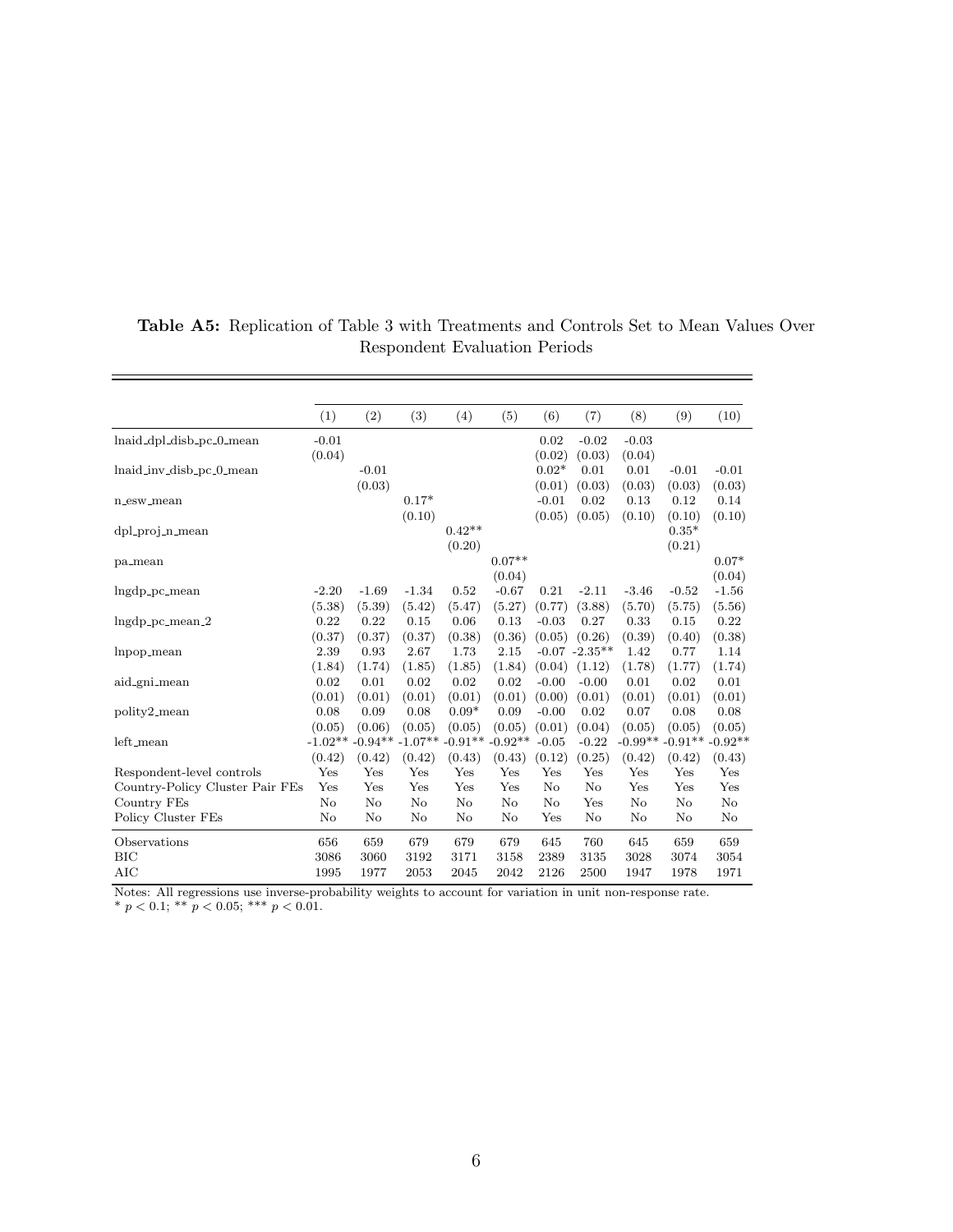**Table A5:** Replication of Table 3 with Treatments and Controls Set to Mean Values Over Respondent Evaluation Periods

| | (1) | (2) | (3) | (4) | (5) | (6) | (7) | (8) | (9) | (10) |
|---|---|---|---|---|---|---|---|---|---|---|
| lnaid_dpl_disb_pc_0_mean | -0.01 | | | | | 0.02 | -0.02 | -0.03 | | |
| | (0.04) | | | | | (0.02) | (0.03) | (0.04) | | |
| lnaid_inv_disb_pc_0_mean | | -0.01 | | | | 0.02* | 0.01 | 0.01 | -0.01 | -0.01 |
| | | (0.03) | | | | (0.01) | (0.03) | (0.03) | (0.03) | (0.03) |
| n_esw_mean | | | 0.17* | | | -0.01 | 0.02 | 0.13 | 0.12 | 0.14 |
| | | | (0.10) | | | (0.05) | (0.05) | (0.10) | (0.10) | (0.10) |
| dpl_proj_n_mean | | | | 0.42** | | | | | 0.35* | |
| | | | | (0.20) | | | | | (0.21) | |
| pa_mean | | | | | 0.07** | | | | | 0.07* |
| | | | | | (0.04) | | | | | (0.04) |
| lngdp_pc_mean | -2.20 | -1.69 | -1.34 | 0.52 | -0.67 | 0.21 | -2.11 | -3.46 | -0.52 | -1.56 |
| | (5.38) | (5.39) | (5.42) | (5.47) | (5.27) | (0.77) | (3.88) | (5.70) | (5.75) | (5.56) |
| lngdp_pc_mean_2 | 0.22 | 0.22 | 0.15 | 0.06 | 0.13 | -0.03 | 0.27 | 0.33 | 0.15 | 0.22 |
| | (0.37) | (0.37) | (0.37) | (0.38) | (0.36) | (0.05) | (0.26) | (0.39) | (0.40) | (0.38) |
| lnpop_mean | 2.39 | 0.93 | 2.67 | 1.73 | 2.15 | -0.07 | -2.35** | 1.42 | 0.77 | 1.14 |
| | (1.84) | (1.74) | (1.85) | (1.85) | (1.84) | (0.04) | (1.12) | (1.78) | (1.77) | (1.74) |
| aid_gni_mean | 0.02 | 0.01 | 0.02 | 0.02 | 0.02 | -0.00 | -0.00 | 0.01 | 0.02 | 0.01 |
| | (0.01) | (0.01) | (0.01) | (0.01) | (0.01) | (0.00) | (0.01) | (0.01) | (0.01) | (0.01) |
| polity2_mean | 0.08 | 0.09 | 0.08 | 0.09* | 0.09 | -0.00 | 0.02 | 0.07 | 0.08 | 0.08 |
| | (0.05) | (0.06) | (0.05) | (0.05) | (0.05) | (0.01) | (0.04) | (0.05) | (0.05) | (0.05) |
| left_mean | -1.02** | -0.94** | -1.07** | -0.91** | -0.92** | -0.05 | -0.22 | -0.99** | -0.91** | -0.92** |
| | (0.42) | (0.42) | (0.42) | (0.43) | (0.43) | (0.12) | (0.25) | (0.42) | (0.42) | (0.43) |
| Respondent-level controls | Yes | Yes | Yes | Yes | Yes | Yes | Yes | Yes | Yes | Yes |
| Country-Policy Cluster Pair FEs | Yes | Yes | Yes | Yes | Yes | No | No | Yes | Yes | Yes |
| Country FEs | No | No | No | No | No | No | Yes | No | No | No |
| Policy Cluster FEs | No | No | No | No | No | Yes | No | No | No | No |
| Observations | 656 | 659 | 679 | 679 | 679 | 645 | 760 | 645 | 659 | 659 |
| BIC | 3086 | 3060 | 3192 | 3171 | 3158 | 2389 | 3135 | 3028 | 3074 | 3054 |
| AIC | 1995 | 1977 | 2053 | 2045 | 2042 | 2126 | 2500 | 1947 | 1978 | 1971 |

Notes: All regressions use inverse-probability weights to account for variation in unit non-response rate.
* $p < 0.1$; ** $p < 0.05$; *** $p < 0.01$.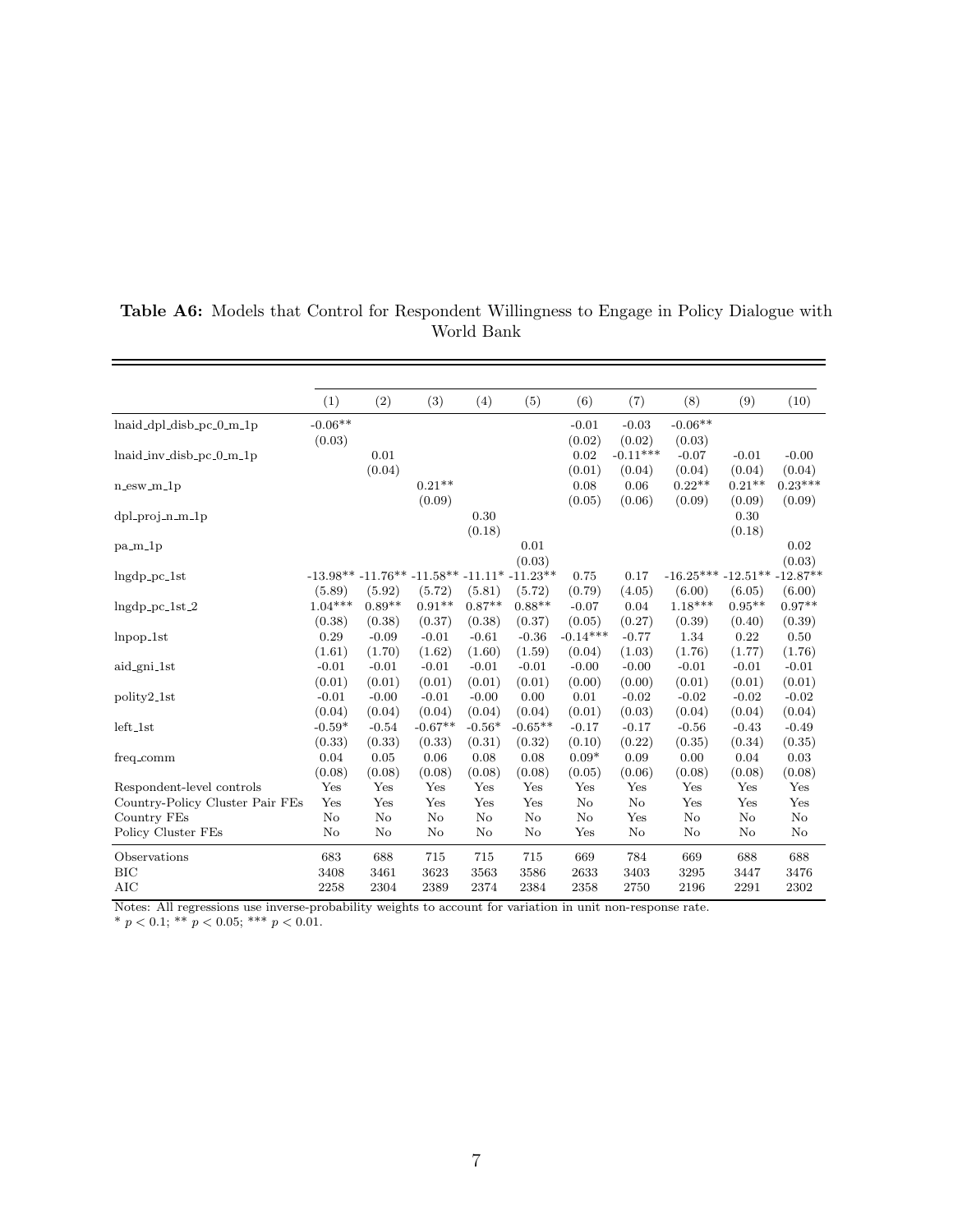**Table A6:** Models that Control for Respondent Willingness to Engage in Policy Dialogue with World Bank

| | (1) | (2) | (3) | (4) | (5) | (6) | (7) | (8) | (9) | (10) |
|---|---|---|---|---|---|---|---|---|---|---|
| lnaid_dpl_disb_pc_0_m_1p | -0.06** | | | | | -0.01 | -0.03 | -0.06** | | |
| | (0.03) | | | | | (0.02) | (0.02) | (0.03) | | |
| lnaid_inv_disb_pc_0_m_1p | | 0.01 | | | | 0.02 | -0.11*** | -0.07 | -0.01 | -0.00 |
| | | (0.04) | | | | (0.01) | (0.04) | (0.04) | (0.04) | (0.04) |
| n_esw_m_1p | | | 0.21** | | | 0.08 | 0.06 | 0.22** | 0.21** | 0.23*** |
| | | | (0.09) | | | (0.05) | (0.06) | (0.09) | (0.09) | (0.09) |
| dpl_proj_n_m_1p | | | | 0.30 | | | | | 0.30 | |
| | | | | (0.18) | | | | | (0.18) | |
| pa_m_1p | | | | | 0.01 | | | | | 0.02 |
| | | | | | (0.03) | | | | | (0.03) |
| lngdp_pc_1st | -13.98** | -11.76** | -11.58** | -11.11* | -11.23** | 0.75 | 0.17 | -16.25*** | -12.51** | -12.87** |
| | (5.89) | (5.92) | (5.72) | (5.81) | (5.72) | (0.79) | (4.05) | (6.00) | (6.05) | (6.00) |
| lngdp_pc_1st_2 | 1.04*** | 0.89** | 0.91** | 0.87** | 0.88** | -0.07 | 0.04 | 1.18*** | 0.95** | 0.97** |
| | (0.38) | (0.38) | (0.37) | (0.38) | (0.37) | (0.05) | (0.27) | (0.39) | (0.40) | (0.39) |
| lnpop_1st | 0.29 | -0.09 | -0.01 | -0.61 | -0.36 | -0.14*** | -0.77 | 1.34 | 0.22 | 0.50 |
| | (1.61) | (1.70) | (1.62) | (1.60) | (1.59) | (0.04) | (1.03) | (1.76) | (1.77) | (1.76) |
| aid_gni_1st | -0.01 | -0.01 | -0.01 | -0.01 | -0.01 | -0.00 | -0.00 | -0.01 | -0.01 | -0.01 |
| | (0.01) | (0.01) | (0.01) | (0.01) | (0.01) | (0.00) | (0.00) | (0.01) | (0.01) | (0.01) |
| polity2_1st | -0.01 | -0.00 | -0.01 | -0.00 | 0.00 | 0.01 | -0.02 | -0.02 | -0.02 | -0.02 |
| | (0.04) | (0.04) | (0.04) | (0.04) | (0.04) | (0.01) | (0.03) | (0.04) | (0.04) | (0.04) |
| left_1st | -0.59* | -0.54 | -0.67** | -0.56* | -0.65** | -0.17 | -0.17 | -0.56 | -0.43 | -0.49 |
| | (0.33) | (0.33) | (0.33) | (0.31) | (0.32) | (0.10) | (0.22) | (0.35) | (0.34) | (0.35) |
| freq_comm | 0.04 | 0.05 | 0.06 | 0.08 | 0.08 | 0.09* | 0.09 | 0.00 | 0.04 | 0.03 |
| | (0.08) | (0.08) | (0.08) | (0.08) | (0.08) | (0.05) | (0.06) | (0.08) | (0.08) | (0.08) |
| Respondent-level controls | Yes | Yes | Yes | Yes | Yes | Yes | Yes | Yes | Yes | Yes |
| Country-Policy Cluster Pair FEs | Yes | Yes | Yes | Yes | Yes | No | No | Yes | Yes | Yes |
| Country FEs | No | No | No | No | No | No | Yes | No | No | No |
| Policy Cluster FEs | No | No | No | No | No | Yes | No | No | No | No |
| Observations | 683 | 688 | 715 | 715 | 715 | 669 | 784 | 669 | 688 | 688 |
| BIC | 3408 | 3461 | 3623 | 3563 | 3586 | 2633 | 3403 | 3295 | 3447 | 3476 |
| AIC | 2258 | 2304 | 2389 | 2374 | 2384 | 2358 | 2750 | 2196 | 2291 | 2302 |

Notes: All regressions use inverse-probability weights to account for variation in unit non-response rate.
* $p < 0.1$; ** $p < 0.05$; *** $p < 0.01$.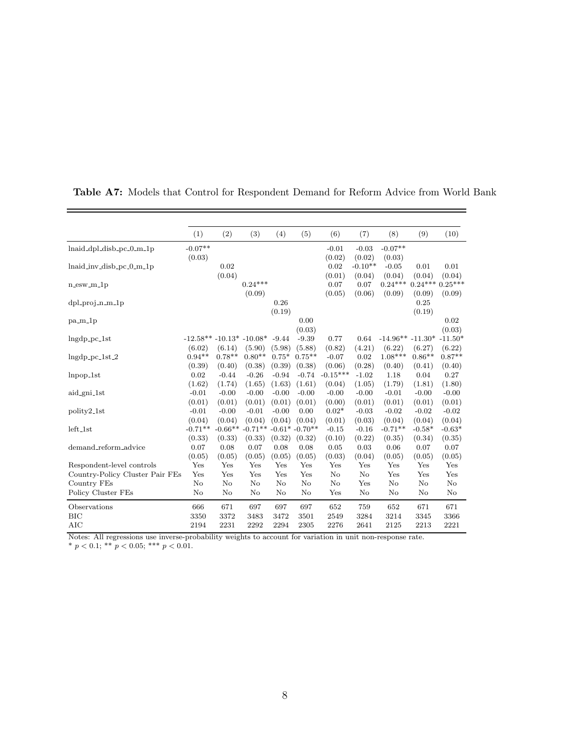**Table A7:** Models that Control for Respondent Demand for Reform Advice from World Bank

| | (1) | (2) | (3) | (4) | (5) | (6) | (7) | (8) | (9) | (10) |
|---|---|---|---|---|---|---|---|---|---|---|
| lnaid_dpl_disb_pc_0_m_1p | -0.07** | | | | | -0.01 | -0.03 | -0.07** | | |
| | (0.03) | | | | | (0.02) | (0.02) | (0.03) | | |
| lnaid_inv_disb_pc_0_m_1p | | 0.02 | | | | 0.02 | -0.10** | -0.05 | 0.01 | 0.01 |
| | | (0.04) | | | | (0.01) | (0.04) | (0.04) | (0.04) | (0.04) |
| n_esw_m_1p | | | 0.24*** | | | 0.07 | 0.07 | 0.24*** | 0.24*** | 0.25*** |
| | | | (0.09) | | | (0.05) | (0.06) | (0.09) | (0.09) | (0.09) |
| dpl_proj_n_m_1p | | | | 0.26 | | | | | 0.25 | |
| | | | | (0.19) | | | | | (0.19) | |
| pa_m_1p | | | | | 0.00 | | | | | 0.02 |
| | | | | | (0.03) | | | | | (0.03) |
| lngdp_pc_1st | -12.58** | -10.13* | -10.08* | -9.44 | -9.39 | 0.77 | 0.64 | -14.96** | -11.30* | -11.50* |
| | (6.02) | (6.14) | (5.90) | (5.98) | (5.88) | (0.82) | (4.21) | (6.22) | (6.27) | (6.22) |
| lngdp_pc_1st_2 | 0.94** | 0.78** | 0.80** | 0.75* | 0.75** | -0.07 | 0.02 | 1.08*** | 0.86** | 0.87** |
| | (0.39) | (0.40) | (0.38) | (0.39) | (0.38) | (0.06) | (0.28) | (0.40) | (0.41) | (0.40) |
| lnpop_1st | 0.02 | -0.44 | -0.26 | -0.94 | -0.74 | -0.15*** | -1.02 | 1.18 | 0.04 | 0.27 |
| | (1.62) | (1.74) | (1.65) | (1.63) | (1.61) | (0.04) | (1.05) | (1.79) | (1.81) | (1.80) |
| aid_gni_1st | -0.01 | -0.00 | -0.00 | -0.00 | -0.00 | -0.00 | -0.00 | -0.01 | -0.00 | -0.00 |
| | (0.01) | (0.01) | (0.01) | (0.01) | (0.01) | (0.00) | (0.01) | (0.01) | (0.01) | (0.01) |
| polity2_1st | -0.01 | -0.00 | -0.01 | -0.00 | 0.00 | 0.02* | -0.03 | -0.02 | -0.02 | -0.02 |
| | (0.04) | (0.04) | (0.04) | (0.04) | (0.04) | (0.01) | (0.03) | (0.04) | (0.04) | (0.04) |
| left_1st | -0.71** | -0.66** | -0.71** | -0.61* | -0.70** | -0.15 | -0.16 | -0.71** | -0.58* | -0.63* |
| | (0.33) | (0.33) | (0.33) | (0.32) | (0.32) | (0.10) | (0.22) | (0.35) | (0.34) | (0.35) |
| demand_reform_advice | 0.07 | 0.08 | 0.07 | 0.08 | 0.08 | 0.05 | 0.03 | 0.06 | 0.07 | 0.07 |
| | (0.05) | (0.05) | (0.05) | (0.05) | (0.05) | (0.03) | (0.04) | (0.05) | (0.05) | (0.05) |
| Respondent-level controls | Yes | Yes | Yes | Yes | Yes | Yes | Yes | Yes | Yes | Yes |
| Country-Policy Cluster Pair FEs | Yes | Yes | Yes | Yes | Yes | No | No | Yes | Yes | Yes |
| Country FEs | No | No | No | No | No | No | Yes | No | No | No |
| Policy Cluster FEs | No | No | No | No | No | Yes | No | No | No | No |
| Observations | 666 | 671 | 697 | 697 | 697 | 652 | 759 | 652 | 671 | 671 |
| BIC | 3350 | 3372 | 3483 | 3472 | 3501 | 2549 | 3284 | 3214 | 3345 | 3366 |
| AIC | 2194 | 2231 | 2292 | 2294 | 2305 | 2276 | 2641 | 2125 | 2213 | 2221 |

Notes: All regressions use inverse-probability weights to account for variation in unit non-response rate.
* $p < 0.1$; ** $p < 0.05$; *** $p < 0.01$.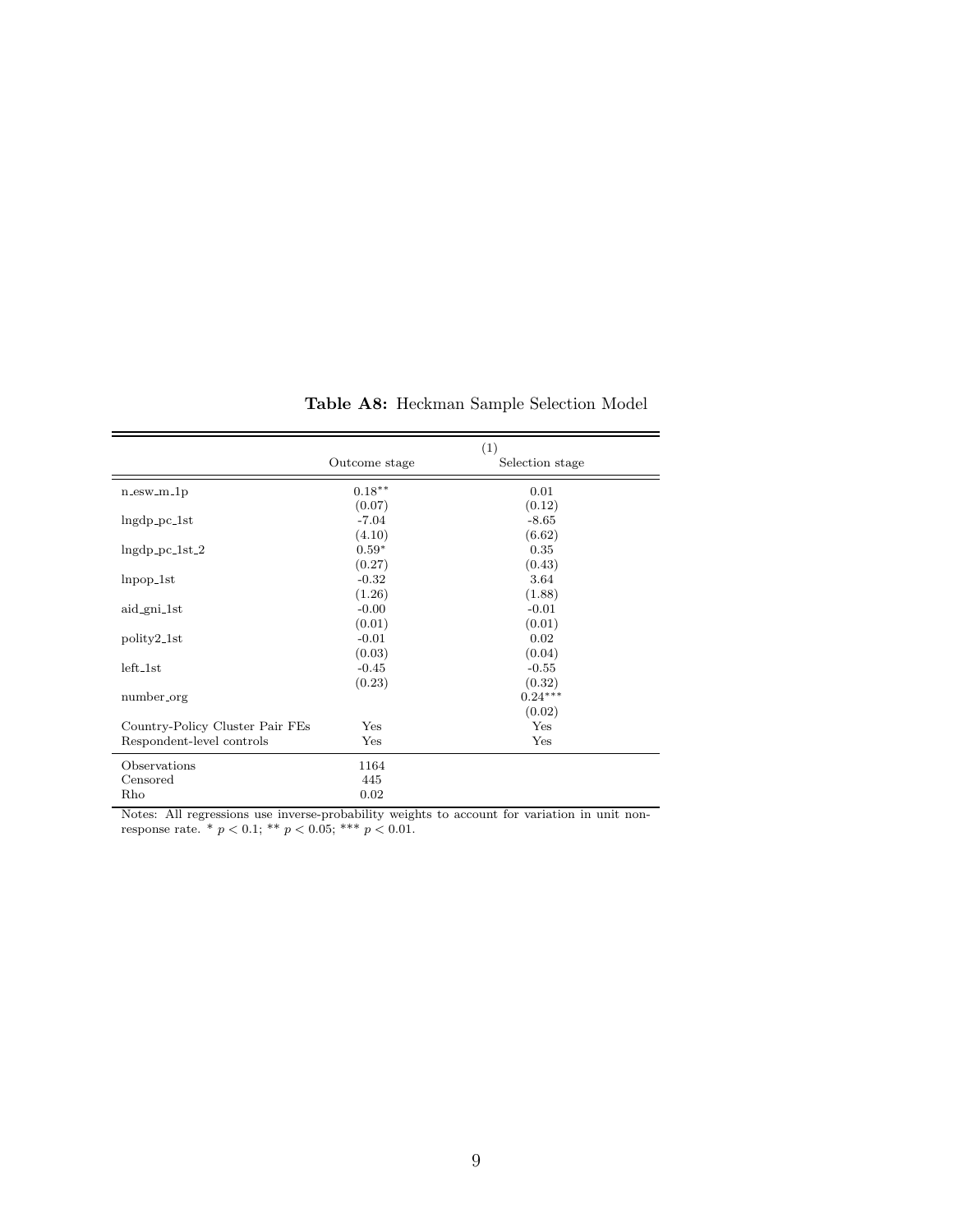**Table A8:** Heckman Sample Selection Model

| | (1) | |
|---|---|---|
| | Outcome stage | Selection stage |
| n_esw_m_1p | $0.18^{**}$ | 0.01 |
| | (0.07) | (0.12) |
| lngdp_pc_1st | -7.04 | -8.65 |
| | (4.10) | (6.62) |
| lngdp_pc_1st_2 | $0.59^{*}$ | 0.35 |
| | (0.27) | (0.43) |
| lnpop_1st | -0.32 | 3.64 |
| | (1.26) | (1.88) |
| aid_gni_1st | -0.00 | -0.01 |
| | (0.01) | (0.01) |
| polity2_1st | -0.01 | 0.02 |
| | (0.03) | (0.04) |
| left_1st | -0.45 | -0.55 |
| | (0.23) | (0.32) |
| number_org | | $0.24^{***}$ |
| | | (0.02) |
| Country-Policy Cluster Pair FEs | Yes | Yes |
| Respondent-level controls | Yes | Yes |
| Observations | 1164 | |
| Censored | 445 | |
| Rho | 0.02 | |

Notes: All regressions use inverse-probability weights to account for variation in unit non-response rate. * $p < 0.1$; ** $p < 0.05$; *** $p < 0.01$.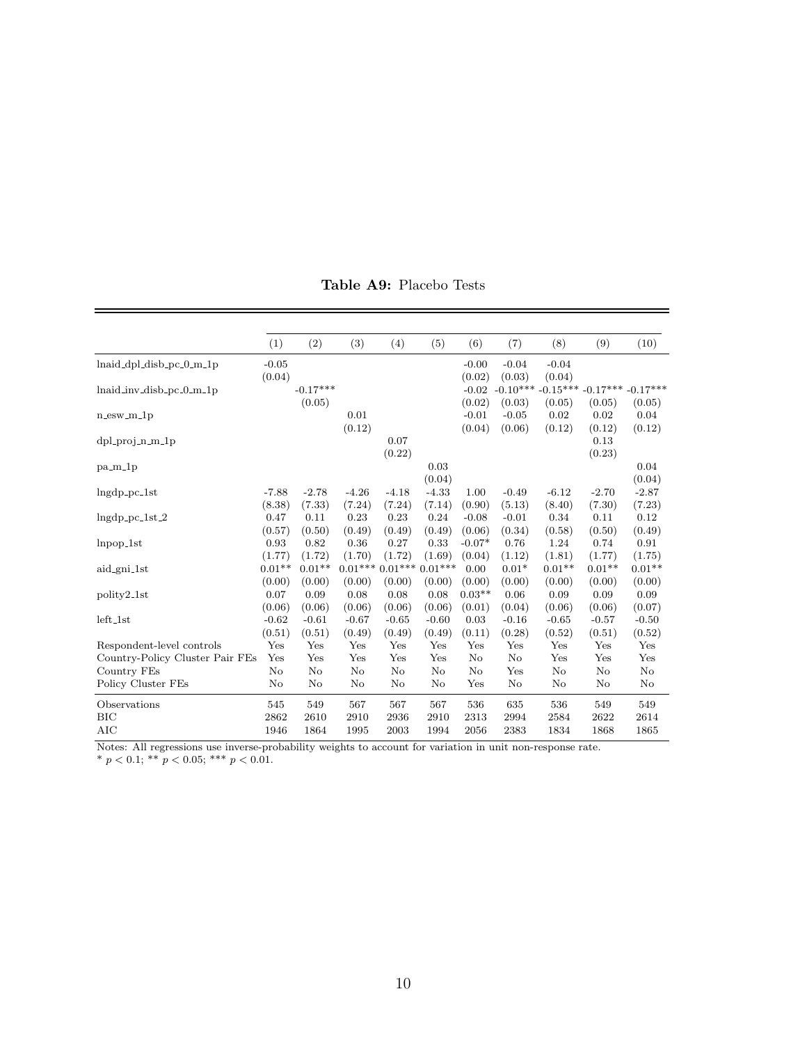**Table A9:** Placebo Tests

| | (1) | (2) | (3) | (4) | (5) | (6) | (7) | (8) | (9) | (10) |
|---|---|---|---|---|---|---|---|---|---|---|
| lnaid_dpl_disb_pc_0_m_1p | -0.05 | | | | | -0.00 | -0.04 | -0.04 | | |
| | (0.04) | | | | | (0.02) | (0.03) | (0.04) | | |
| lnaid_inv_disb_pc_0_m_1p | | -0.17*** | | | | -0.02 | -0.10*** | -0.15*** | -0.17*** | -0.17*** |
| | | (0.05) | | | | (0.02) | (0.03) | (0.05) | (0.05) | (0.05) |
| n_esw_m_1p | | | 0.01 | | | -0.01 | -0.05 | 0.02 | 0.02 | 0.04 |
| | | | (0.12) | | | (0.04) | (0.06) | (0.12) | (0.12) | (0.12) |
| dpl_proj_n_m_1p | | | | 0.07 | | | | | 0.13 | |
| | | | | (0.22) | | | | | (0.23) | |
| pa_m_1p | | | | | 0.03 | | | | | 0.04 |
| | | | | | (0.04) | | | | | (0.04) |
| lngdp_pc_1st | -7.88 | -2.78 | -4.26 | -4.18 | -4.33 | 1.00 | -0.49 | -6.12 | -2.70 | -2.87 |
| | (8.38) | (7.33) | (7.24) | (7.24) | (7.14) | (0.90) | (5.13) | (8.40) | (7.30) | (7.23) |
| lngdp_pc_1st_2 | 0.47 | 0.11 | 0.23 | 0.23 | 0.24 | -0.08 | -0.01 | 0.34 | 0.11 | 0.12 |
| | (0.57) | (0.50) | (0.49) | (0.49) | (0.49) | (0.06) | (0.34) | (0.58) | (0.50) | (0.49) |
| lnpop_1st | 0.93 | 0.82 | 0.36 | 0.27 | 0.33 | -0.07* | 0.76 | 1.24 | 0.74 | 0.91 |
| | (1.77) | (1.72) | (1.70) | (1.72) | (1.69) | (0.04) | (1.12) | (1.81) | (1.77) | (1.75) |
| aid_gni_1st | 0.01** | 0.01** | 0.01*** | 0.01*** | 0.01*** | 0.00 | 0.01* | 0.01** | 0.01** | 0.01** |
| | (0.00) | (0.00) | (0.00) | (0.00) | (0.00) | (0.00) | (0.00) | (0.00) | (0.00) | (0.00) |
| polity2_1st | 0.07 | 0.09 | 0.08 | 0.08 | 0.08 | 0.03** | 0.06 | 0.09 | 0.09 | 0.09 |
| | (0.06) | (0.06) | (0.06) | (0.06) | (0.06) | (0.01) | (0.04) | (0.06) | (0.06) | (0.07) |
| left_1st | -0.62 | -0.61 | -0.67 | -0.65 | -0.60 | 0.03 | -0.16 | -0.65 | -0.57 | -0.50 |
| | (0.51) | (0.51) | (0.49) | (0.49) | (0.49) | (0.11) | (0.28) | (0.52) | (0.51) | (0.52) |
| Respondent-level controls | Yes | Yes | Yes | Yes | Yes | Yes | Yes | Yes | Yes | Yes |
| Country-Policy Cluster Pair FEs | Yes | Yes | Yes | Yes | Yes | No | No | Yes | Yes | Yes |
| Country FEs | No | No | No | No | No | No | Yes | No | No | No |
| Policy Cluster FEs | No | No | No | No | No | Yes | No | No | No | No |
| Observations | 545 | 549 | 567 | 567 | 567 | 536 | 635 | 536 | 549 | 549 |
| BIC | 2862 | 2610 | 2910 | 2936 | 2910 | 2313 | 2994 | 2584 | 2622 | 2614 |
| AIC | 1946 | 1864 | 1995 | 2003 | 1994 | 2056 | 2383 | 1834 | 1868 | 1865 |

Notes: All regressions use inverse-probability weights to account for variation in unit non-response rate.
* $p < 0.1$; ** $p < 0.05$; *** $p < 0.01$.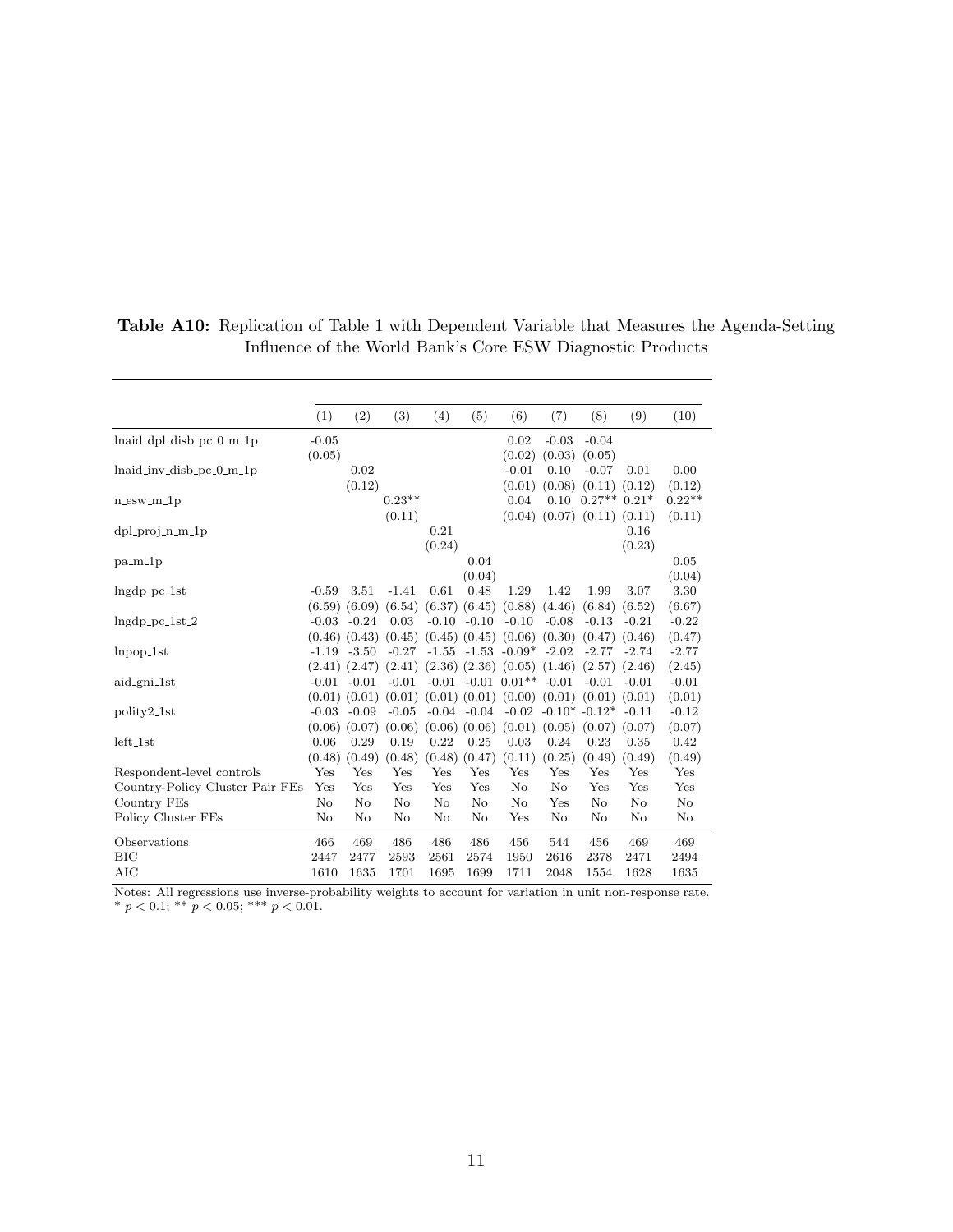**Table A10:** Replication of Table 1 with Dependent Variable that Measures the Agenda-Setting Influence of the World Bank's Core ESW Diagnostic Products

| | (1) | (2) | (3) | (4) | (5) | (6) | (7) | (8) | (9) | (10) |
|---|---|---|---|---|---|---|---|---|---|---|
| lnaid_dpl_disb_pc_0_m_1p | -0.05 | | | | | 0.02 | -0.03 | -0.04 | | |
| | (0.05) | | | | | (0.02) | (0.03) | (0.05) | | |
| lnaid_inv_disb_pc_0_m_1p | | 0.02 | | | | -0.01 | 0.10 | -0.07 | 0.01 | 0.00 |
| | | (0.12) | | | | (0.01) | (0.08) | (0.11) | (0.12) | (0.12) |
| n_esw_m_1p | | | 0.23** | | | 0.04 | 0.10 | 0.27** | 0.21* | 0.22** |
| | | | (0.11) | | | (0.04) | (0.07) | (0.11) | (0.11) | (0.11) |
| dpl_proj_n_m_1p | | | | 0.21 | | | | | 0.16 | |
| | | | | (0.24) | | | | | (0.23) | |
| pa_m_1p | | | | | 0.04 | | | | | 0.05 |
| | | | | | (0.04) | | | | | (0.04) |
| lngdp_pc_1st | -0.59 | 3.51 | -1.41 | 0.61 | 0.48 | 1.29 | 1.42 | 1.99 | 3.07 | 3.30 |
| | (6.59) | (6.09) | (6.54) | (6.37) | (6.45) | (0.88) | (4.46) | (6.84) | (6.52) | (6.67) |
| lngdp_pc_1st_2 | -0.03 | -0.24 | 0.03 | -0.10 | -0.10 | -0.10 | -0.08 | -0.13 | -0.21 | -0.22 |
| | (0.46) | (0.43) | (0.45) | (0.45) | (0.45) | (0.06) | (0.30) | (0.47) | (0.46) | (0.47) |
| lnpop_1st | -1.19 | -3.50 | -0.27 | -1.55 | -1.53 | -0.09* | -2.02 | -2.77 | -2.74 | -2.77 |
| | (2.41) | (2.47) | (2.41) | (2.36) | (2.36) | (0.05) | (1.46) | (2.57) | (2.46) | (2.45) |
| aid_gni_1st | -0.01 | -0.01 | -0.01 | -0.01 | -0.01 | 0.01** | -0.01 | -0.01 | -0.01 | -0.01 |
| | (0.01) | (0.01) | (0.01) | (0.01) | (0.01) | (0.00) | (0.01) | (0.01) | (0.01) | (0.01) |
| polity2_1st | -0.03 | -0.09 | -0.05 | -0.04 | -0.04 | -0.02 | -0.10* | -0.12* | -0.11 | -0.12 |
| | (0.06) | (0.07) | (0.06) | (0.06) | (0.06) | (0.01) | (0.05) | (0.07) | (0.07) | (0.07) |
| left_1st | 0.06 | 0.29 | 0.19 | 0.22 | 0.25 | 0.03 | 0.24 | 0.23 | 0.35 | 0.42 |
| | (0.48) | (0.49) | (0.48) | (0.48) | (0.47) | (0.11) | (0.25) | (0.49) | (0.49) | (0.49) |
| Respondent-level controls | Yes | Yes | Yes | Yes | Yes | Yes | Yes | Yes | Yes | Yes |
| Country-Policy Cluster Pair FEs | Yes | Yes | Yes | Yes | Yes | No | No | Yes | Yes | Yes |
| Country FEs | No | No | No | No | No | No | Yes | No | No | No |
| Policy Cluster FEs | No | No | No | No | No | Yes | No | No | No | No |
| Observations | 466 | 469 | 486 | 486 | 486 | 456 | 544 | 456 | 469 | 469 |
| BIC | 2447 | 2477 | 2593 | 2561 | 2574 | 1950 | 2616 | 2378 | 2471 | 2494 |
| AIC | 1610 | 1635 | 1701 | 1695 | 1699 | 1711 | 2048 | 1554 | 1628 | 1635 |

Notes: All regressions use inverse-probability weights to account for variation in unit non-response rate.
* $p < 0.1$; ** $p < 0.05$; *** $p < 0.01$.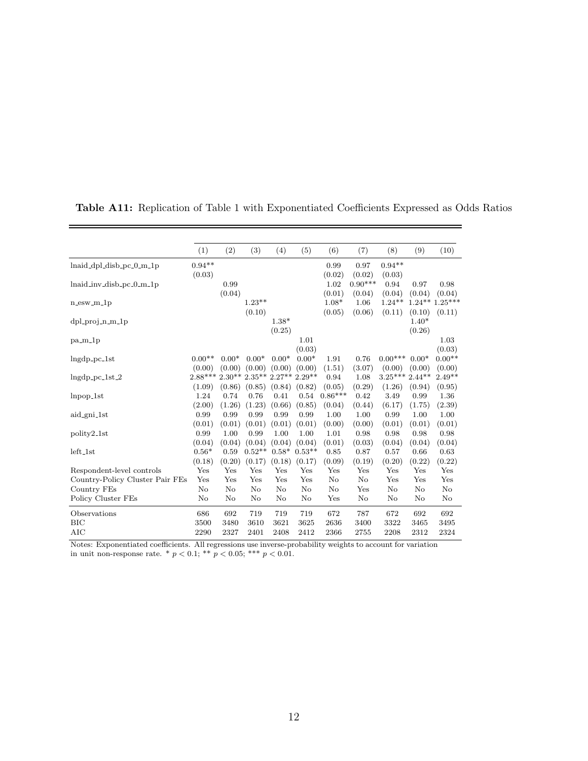**Table A11:** Replication of Table 1 with Exponentiated Coefficients Expressed as Odds Ratios

| | (1) | (2) | (3) | (4) | (5) | (6) | (7) | (8) | (9) | (10) |
|---|---|---|---|---|---|---|---|---|---|---|
| lnaid_dpl_disb_pc_0_m_1p | 0.94** | | | | | 0.99 | 0.97 | 0.94** | | |
| | (0.03) | | | | | (0.02) | (0.02) | (0.03) | | |
| lnaid_inv_disb_pc_0_m_1p | | 0.99 | | | | 1.02 | 0.90*** | 0.94 | 0.97 | 0.98 |
| | | (0.04) | | | | (0.01) | (0.04) | (0.04) | (0.04) | (0.04) |
| n_esw_m_1p | | | 1.23** | | | 1.08* | 1.06 | 1.24** | 1.24** | 1.25*** |
| | | | (0.10) | | | (0.05) | (0.06) | (0.11) | (0.10) | (0.11) |
| dpl_proj_n_m_1p | | | | 1.38* | | | | | 1.40* | |
| | | | | (0.25) | | | | | (0.26) | |
| pa_m_1p | | | | | 1.01 | | | | | 1.03 |
| | | | | | (0.03) | | | | | (0.03) |
| lngdp_pc_1st | 0.00** | 0.00* | 0.00* | 0.00* | 0.00* | 1.91 | 0.76 | 0.00*** | 0.00* | 0.00** |
| | (0.00) | (0.00) | (0.00) | (0.00) | (0.00) | (1.51) | (3.07) | (0.00) | (0.00) | (0.00) |
| lngdp_pc_1st_2 | 2.88*** | 2.30** | 2.35** | 2.27** | 2.29** | 0.94 | 1.08 | 3.25*** | 2.44** | 2.49** |
| | (1.09) | (0.86) | (0.85) | (0.84) | (0.82) | (0.05) | (0.29) | (1.26) | (0.94) | (0.95) |
| lnpop_1st | 1.24 | 0.74 | 0.76 | 0.41 | 0.54 | 0.86*** | 0.42 | 3.49 | 0.99 | 1.36 |
| | (2.00) | (1.26) | (1.23) | (0.66) | (0.85) | (0.04) | (0.44) | (6.17) | (1.75) | (2.39) |
| aid_gni_1st | 0.99 | 0.99 | 0.99 | 0.99 | 0.99 | 1.00 | 1.00 | 0.99 | 1.00 | 1.00 |
| | (0.01) | (0.01) | (0.01) | (0.01) | (0.01) | (0.00) | (0.00) | (0.01) | (0.01) | (0.01) |
| polity2_1st | 0.99 | 1.00 | 0.99 | 1.00 | 1.00 | 1.01 | 0.98 | 0.98 | 0.98 | 0.98 |
| | (0.04) | (0.04) | (0.04) | (0.04) | (0.04) | (0.01) | (0.03) | (0.04) | (0.04) | (0.04) |
| left_1st | 0.56* | 0.59 | 0.52** | 0.58* | 0.53** | 0.85 | 0.87 | 0.57 | 0.66 | 0.63 |
| | (0.18) | (0.20) | (0.17) | (0.18) | (0.17) | (0.09) | (0.19) | (0.20) | (0.22) | (0.22) |
| Respondent-level controls | Yes | Yes | Yes | Yes | Yes | Yes | Yes | Yes | Yes | Yes |
| Country-Policy Cluster Pair FEs | Yes | Yes | Yes | Yes | Yes | No | No | Yes | Yes | Yes |
| Country FEs | No | No | No | No | No | No | Yes | No | No | No |
| Policy Cluster FEs | No | No | No | No | No | Yes | No | No | No | No |
| Observations | 686 | 692 | 719 | 719 | 719 | 672 | 787 | 672 | 692 | 692 |
| BIC | 3500 | 3480 | 3610 | 3621 | 3625 | 2636 | 3400 | 3322 | 3465 | 3495 |
| AIC | 2290 | 2327 | 2401 | 2408 | 2412 | 2366 | 2755 | 2208 | 2312 | 2324 |

Notes: Exponentiated coefficients. All regressions use inverse-probability weights to account for variation in unit non-response rate. * $p < 0.1$; ** $p < 0.05$; *** $p < 0.01$.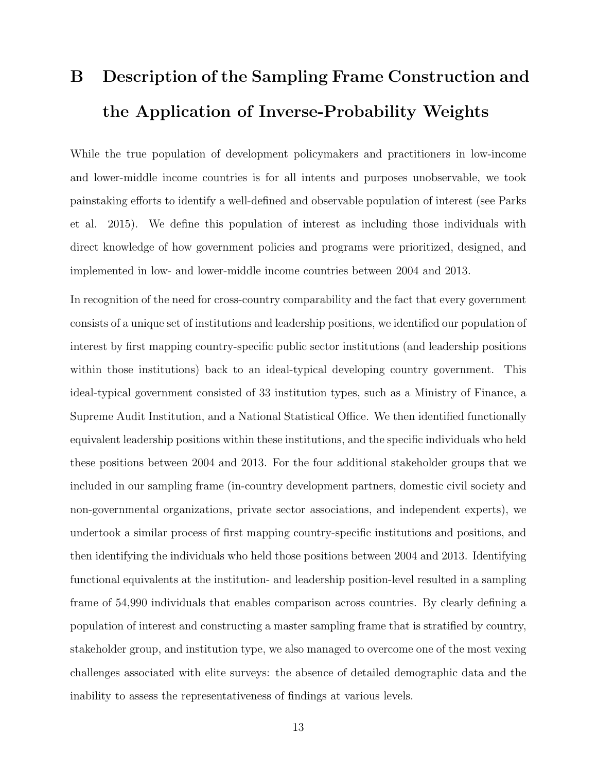# B Description of the Sampling Frame Construction and the Application of Inverse-Probability Weights

While the true population of development policymakers and practitioners in low-income and lower-middle income countries is for all intents and purposes unobservable, we took painstaking efforts to identify a well-defined and observable population of interest (see Parks et al. 2015). We define this population of interest as including those individuals with direct knowledge of how government policies and programs were prioritized, designed, and implemented in low- and lower-middle income countries between 2004 and 2013.

In recognition of the need for cross-country comparability and the fact that every government consists of a unique set of institutions and leadership positions, we identified our population of interest by first mapping country-specific public sector institutions (and leadership positions within those institutions) back to an ideal-typical developing country government. This ideal-typical government consisted of 33 institution types, such as a Ministry of Finance, a Supreme Audit Institution, and a National Statistical Office. We then identified functionally equivalent leadership positions within these institutions, and the specific individuals who held these positions between 2004 and 2013. For the four additional stakeholder groups that we included in our sampling frame (in-country development partners, domestic civil society and non-governmental organizations, private sector associations, and independent experts), we undertook a similar process of first mapping country-specific institutions and positions, and then identifying the individuals who held those positions between 2004 and 2013. Identifying functional equivalents at the institution- and leadership position-level resulted in a sampling frame of 54,990 individuals that enables comparison across countries. By clearly defining a population of interest and constructing a master sampling frame that is stratified by country, stakeholder group, and institution type, we also managed to overcome one of the most vexing challenges associated with elite surveys: the absence of detailed demographic data and the inability to assess the representativeness of findings at various levels.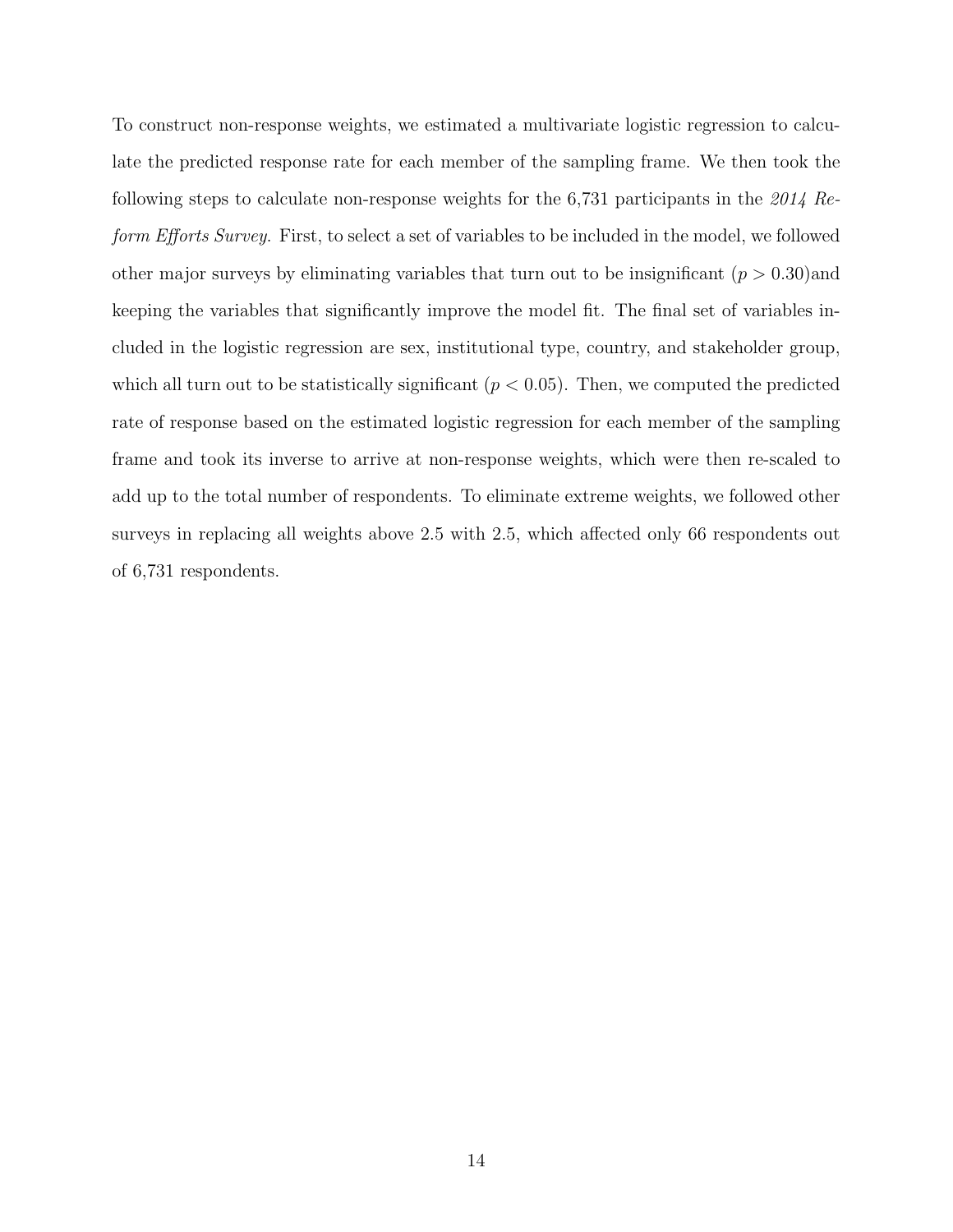To construct non-response weights, we estimated a multivariate logistic regression to calculate the predicted response rate for each member of the sampling frame. We then took the following steps to calculate non-response weights for the 6,731 participants in the *2014 Reform Efforts Survey*. First, to select a set of variables to be included in the model, we followed other major surveys by eliminating variables that turn out to be insignificant ($p > 0.30$)and keeping the variables that significantly improve the model fit. The final set of variables included in the logistic regression are sex, institutional type, country, and stakeholder group, which all turn out to be statistically significant ($p < 0.05$). Then, we computed the predicted rate of response based on the estimated logistic regression for each member of the sampling frame and took its inverse to arrive at non-response weights, which were then re-scaled to add up to the total number of respondents. To eliminate extreme weights, we followed other surveys in replacing all weights above 2.5 with 2.5, which affected only 66 respondents out of 6,731 respondents.